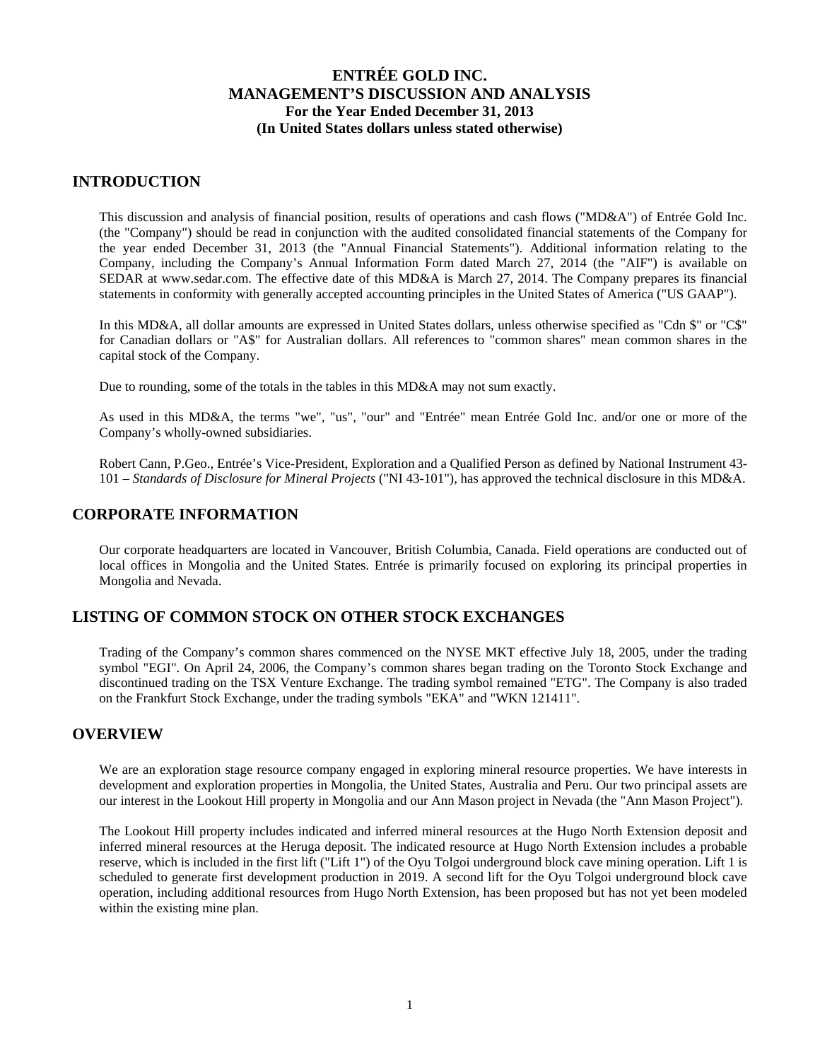# ENTRÉE GOLD INC.
# MANAGEMENT'S DISCUSSION AND ANALYSIS
**For the Year Ended December 31, 2013**
**(In United States dollars unless stated otherwise)**

## INTRODUCTION

This discussion and analysis of financial position, results of operations and cash flows ("MD&A") of Entrée Gold Inc. (the "Company") should be read in conjunction with the audited consolidated financial statements of the Company for the year ended December 31, 2013 (the "Annual Financial Statements"). Additional information relating to the Company, including the Company's Annual Information Form dated March 27, 2014 (the "AIF") is available on SEDAR at www.sedar.com. The effective date of this MD&A is March 27, 2014. The Company prepares its financial statements in conformity with generally accepted accounting principles in the United States of America ("US GAAP").

In this MD&A, all dollar amounts are expressed in United States dollars, unless otherwise specified as "Cdn $" or "C$" for Canadian dollars or "A$" for Australian dollars. All references to "common shares" mean common shares in the capital stock of the Company.

Due to rounding, some of the totals in the tables in this MD&A may not sum exactly.

As used in this MD&A, the terms "we", "us", "our" and "Entrée" mean Entrée Gold Inc. and/or one or more of the Company's wholly-owned subsidiaries.

Robert Cann, P.Geo., Entrée's Vice-President, Exploration and a Qualified Person as defined by National Instrument 43-101 – *Standards of Disclosure for Mineral Projects* ("NI 43-101"), has approved the technical disclosure in this MD&A.

## CORPORATE INFORMATION

Our corporate headquarters are located in Vancouver, British Columbia, Canada. Field operations are conducted out of local offices in Mongolia and the United States. Entrée is primarily focused on exploring its principal properties in Mongolia and Nevada.

## LISTING OF COMMON STOCK ON OTHER STOCK EXCHANGES

Trading of the Company's common shares commenced on the NYSE MKT effective July 18, 2005, under the trading symbol "EGI". On April 24, 2006, the Company's common shares began trading on the Toronto Stock Exchange and discontinued trading on the TSX Venture Exchange. The trading symbol remained "ETG". The Company is also traded on the Frankfurt Stock Exchange, under the trading symbols "EKA" and "WKN 121411".

## OVERVIEW

We are an exploration stage resource company engaged in exploring mineral resource properties. We have interests in development and exploration properties in Mongolia, the United States, Australia and Peru. Our two principal assets are our interest in the Lookout Hill property in Mongolia and our Ann Mason project in Nevada (the "Ann Mason Project").

The Lookout Hill property includes indicated and inferred mineral resources at the Hugo North Extension deposit and inferred mineral resources at the Heruga deposit. The indicated resource at Hugo North Extension includes a probable reserve, which is included in the first lift ("Lift 1") of the Oyu Tolgoi underground block cave mining operation. Lift 1 is scheduled to generate first development production in 2019. A second lift for the Oyu Tolgoi underground block cave operation, including additional resources from Hugo North Extension, has been proposed but has not yet been modeled within the existing mine plan.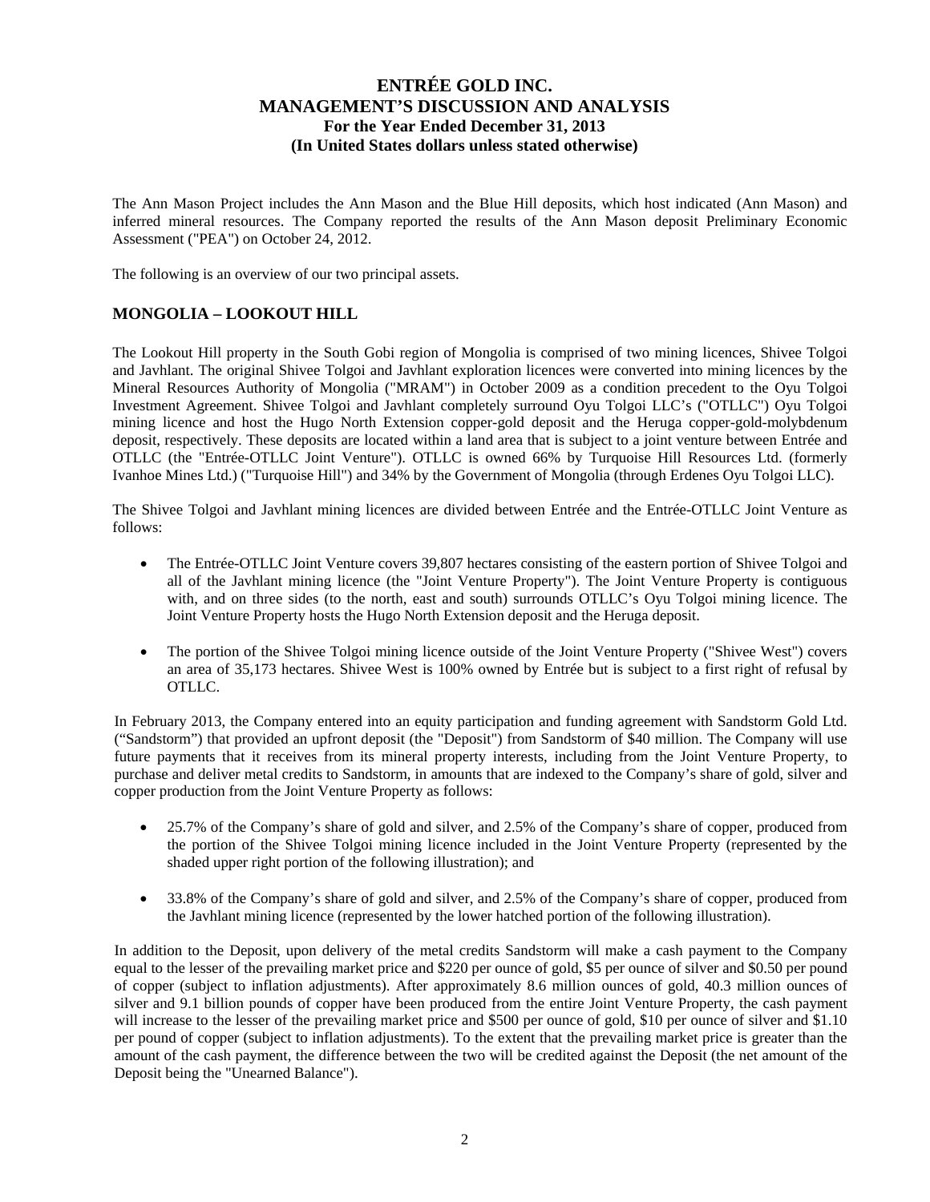The Ann Mason Project includes the Ann Mason and the Blue Hill deposits, which host indicated (Ann Mason) and inferred mineral resources. The Company reported the results of the Ann Mason deposit Preliminary Economic Assessment ("PEA") on October 24, 2012.

The following is an overview of our two principal assets.

## MONGOLIA – LOOKOUT HILL

The Lookout Hill property in the South Gobi region of Mongolia is comprised of two mining licences, Shivee Tolgoi and Javhlant. The original Shivee Tolgoi and Javhlant exploration licences were converted into mining licences by the Mineral Resources Authority of Mongolia ("MRAM") in October 2009 as a condition precedent to the Oyu Tolgoi Investment Agreement. Shivee Tolgoi and Javhlant completely surround Oyu Tolgoi LLC's ("OTLLC") Oyu Tolgoi mining licence and host the Hugo North Extension copper-gold deposit and the Heruga copper-gold-molybdenum deposit, respectively. These deposits are located within a land area that is subject to a joint venture between Entrée and OTLLC (the "Entrée-OTLLC Joint Venture"). OTLLC is owned 66% by Turquoise Hill Resources Ltd. (formerly Ivanhoe Mines Ltd.) ("Turquoise Hill") and 34% by the Government of Mongolia (through Erdenes Oyu Tolgoi LLC).

The Shivee Tolgoi and Javhlant mining licences are divided between Entrée and the Entrée-OTLLC Joint Venture as follows:

- The Entrée-OTLLC Joint Venture covers 39,807 hectares consisting of the eastern portion of Shivee Tolgoi and all of the Javhlant mining licence (the "Joint Venture Property"). The Joint Venture Property is contiguous with, and on three sides (to the north, east and south) surrounds OTLLC's Oyu Tolgoi mining licence. The Joint Venture Property hosts the Hugo North Extension deposit and the Heruga deposit.

- The portion of the Shivee Tolgoi mining licence outside of the Joint Venture Property ("Shivee West") covers an area of 35,173 hectares. Shivee West is 100% owned by Entrée but is subject to a first right of refusal by OTLLC.

In February 2013, the Company entered into an equity participation and funding agreement with Sandstorm Gold Ltd. ("Sandstorm") that provided an upfront deposit (the "Deposit") from Sandstorm of $40 million. The Company will use future payments that it receives from its mineral property interests, including from the Joint Venture Property, to purchase and deliver metal credits to Sandstorm, in amounts that are indexed to the Company's share of gold, silver and copper production from the Joint Venture Property as follows:

- 25.7% of the Company's share of gold and silver, and 2.5% of the Company's share of copper, produced from the portion of the Shivee Tolgoi mining licence included in the Joint Venture Property (represented by the shaded upper right portion of the following illustration); and

- 33.8% of the Company's share of gold and silver, and 2.5% of the Company's share of copper, produced from the Javhlant mining licence (represented by the lower hatched portion of the following illustration).

In addition to the Deposit, upon delivery of the metal credits Sandstorm will make a cash payment to the Company equal to the lesser of the prevailing market price and $220 per ounce of gold, $5 per ounce of silver and $0.50 per pound of copper (subject to inflation adjustments). After approximately 8.6 million ounces of gold, 40.3 million ounces of silver and 9.1 billion pounds of copper have been produced from the entire Joint Venture Property, the cash payment will increase to the lesser of the prevailing market price and $500 per ounce of gold, $10 per ounce of silver and $1.10 per pound of copper (subject to inflation adjustments). To the extent that the prevailing market price is greater than the amount of the cash payment, the difference between the two will be credited against the Deposit (the net amount of the Deposit being the "Unearned Balance").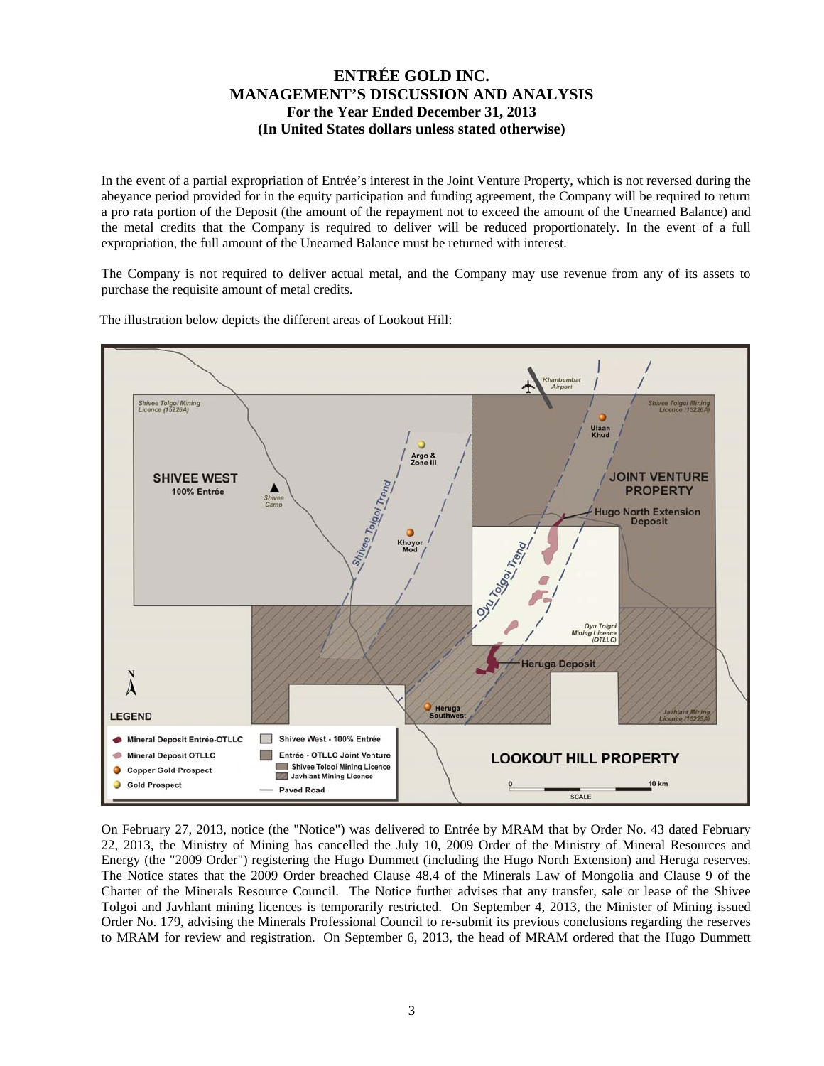In the event of a partial expropriation of Entrée's interest in the Joint Venture Property, which is not reversed during the abeyance period provided for in the equity participation and funding agreement, the Company will be required to return a pro rata portion of the Deposit (the amount of the repayment not to exceed the amount of the Unearned Balance) and the metal credits that the Company is required to deliver will be reduced proportionately. In the event of a full expropriation, the full amount of the Unearned Balance must be returned with interest.

The Company is not required to deliver actual metal, and the Company may use revenue from any of its assets to purchase the requisite amount of metal credits.

The illustration below depicts the different areas of Lookout Hill:

On February 27, 2013, notice (the "Notice") was delivered to Entrée by MRAM that by Order No. 43 dated February 22, 2013, the Ministry of Mining has cancelled the July 10, 2009 Order of the Ministry of Mineral Resources and Energy (the "2009 Order") registering the Hugo Dummett (including the Hugo North Extension) and Heruga reserves. The Notice states that the 2009 Order breached Clause 48.4 of the Minerals Law of Mongolia and Clause 9 of the Charter of the Minerals Resource Council. The Notice further advises that any transfer, sale or lease of the Shivee Tolgoi and Javhlant mining licences is temporarily restricted. On September 4, 2013, the Minister of Mining issued Order No. 179, advising the Minerals Professional Council to re-submit its previous conclusions regarding the reserves to MRAM for review and registration. On September 6, 2013, the head of MRAM ordered that the Hugo Dummett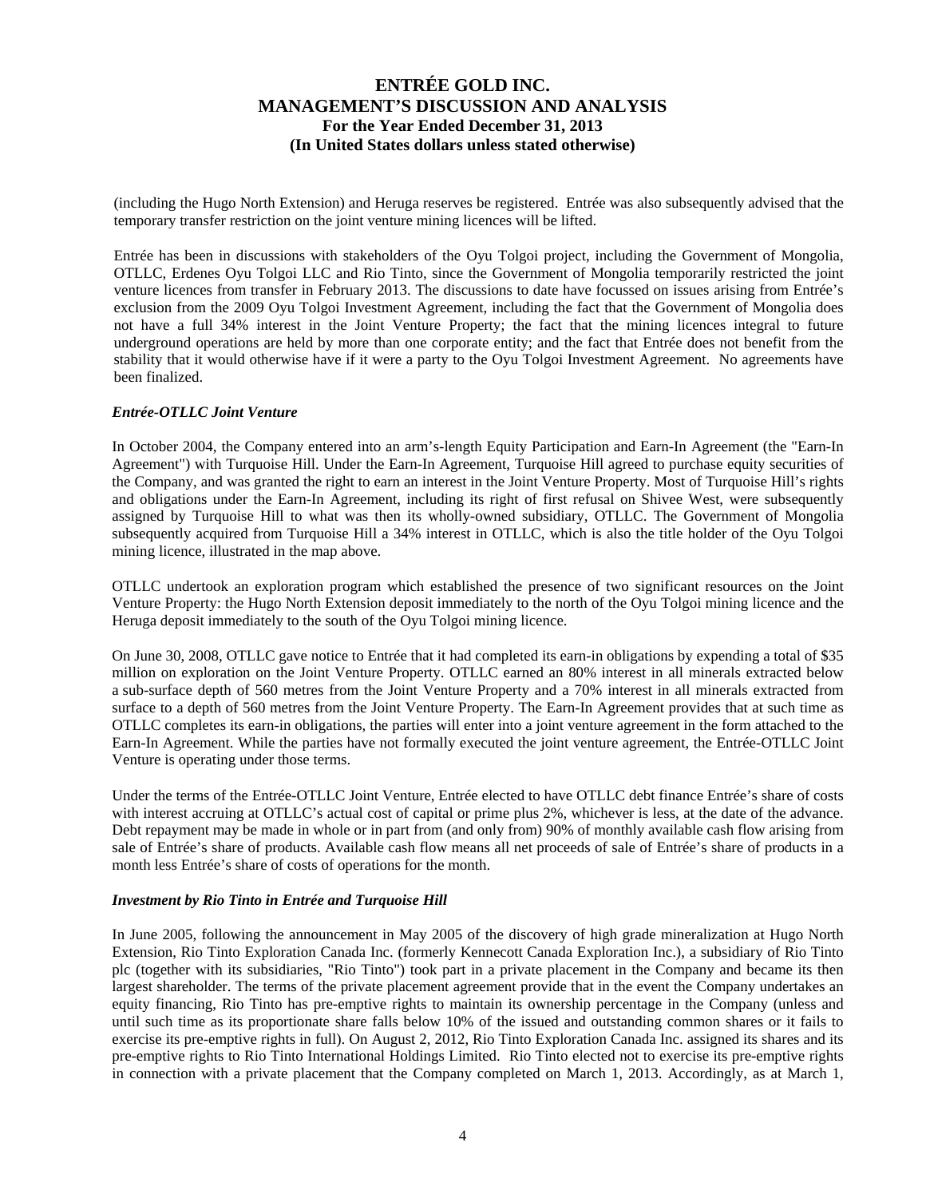(including the Hugo North Extension) and Heruga reserves be registered. Entrée was also subsequently advised that the temporary transfer restriction on the joint venture mining licences will be lifted.

Entrée has been in discussions with stakeholders of the Oyu Tolgoi project, including the Government of Mongolia, OTLLC, Erdenes Oyu Tolgoi LLC and Rio Tinto, since the Government of Mongolia temporarily restricted the joint venture licences from transfer in February 2013. The discussions to date have focussed on issues arising from Entrée's exclusion from the 2009 Oyu Tolgoi Investment Agreement, including the fact that the Government of Mongolia does not have a full 34% interest in the Joint Venture Property; the fact that the mining licences integral to future underground operations are held by more than one corporate entity; and the fact that Entrée does not benefit from the stability that it would otherwise have if it were a party to the Oyu Tolgoi Investment Agreement. No agreements have been finalized.

### *Entrée-OTLLC Joint Venture*

In October 2004, the Company entered into an arm's-length Equity Participation and Earn-In Agreement (the "Earn-In Agreement") with Turquoise Hill. Under the Earn-In Agreement, Turquoise Hill agreed to purchase equity securities of the Company, and was granted the right to earn an interest in the Joint Venture Property. Most of Turquoise Hill's rights and obligations under the Earn-In Agreement, including its right of first refusal on Shivee West, were subsequently assigned by Turquoise Hill to what was then its wholly-owned subsidiary, OTLLC. The Government of Mongolia subsequently acquired from Turquoise Hill a 34% interest in OTLLC, which is also the title holder of the Oyu Tolgoi mining licence, illustrated in the map above.

OTLLC undertook an exploration program which established the presence of two significant resources on the Joint Venture Property: the Hugo North Extension deposit immediately to the north of the Oyu Tolgoi mining licence and the Heruga deposit immediately to the south of the Oyu Tolgoi mining licence.

On June 30, 2008, OTLLC gave notice to Entrée that it had completed its earn-in obligations by expending a total of $35 million on exploration on the Joint Venture Property. OTLLC earned an 80% interest in all minerals extracted below a sub-surface depth of 560 metres from the Joint Venture Property and a 70% interest in all minerals extracted from surface to a depth of 560 metres from the Joint Venture Property. The Earn-In Agreement provides that at such time as OTLLC completes its earn-in obligations, the parties will enter into a joint venture agreement in the form attached to the Earn-In Agreement. While the parties have not formally executed the joint venture agreement, the Entrée-OTLLC Joint Venture is operating under those terms.

Under the terms of the Entrée-OTLLC Joint Venture, Entrée elected to have OTLLC debt finance Entrée's share of costs with interest accruing at OTLLC's actual cost of capital or prime plus 2%, whichever is less, at the date of the advance. Debt repayment may be made in whole or in part from (and only from) 90% of monthly available cash flow arising from sale of Entrée's share of products. Available cash flow means all net proceeds of sale of Entrée's share of products in a month less Entrée's share of costs of operations for the month.

### *Investment by Rio Tinto in Entrée and Turquoise Hill*

In June 2005, following the announcement in May 2005 of the discovery of high grade mineralization at Hugo North Extension, Rio Tinto Exploration Canada Inc. (formerly Kennecott Canada Exploration Inc.), a subsidiary of Rio Tinto plc (together with its subsidiaries, "Rio Tinto") took part in a private placement in the Company and became its then largest shareholder. The terms of the private placement agreement provide that in the event the Company undertakes an equity financing, Rio Tinto has pre-emptive rights to maintain its ownership percentage in the Company (unless and until such time as its proportionate share falls below 10% of the issued and outstanding common shares or it fails to exercise its pre-emptive rights in full). On August 2, 2012, Rio Tinto Exploration Canada Inc. assigned its shares and its pre-emptive rights to Rio Tinto International Holdings Limited. Rio Tinto elected not to exercise its pre-emptive rights in connection with a private placement that the Company completed on March 1, 2013. Accordingly, as at March 1,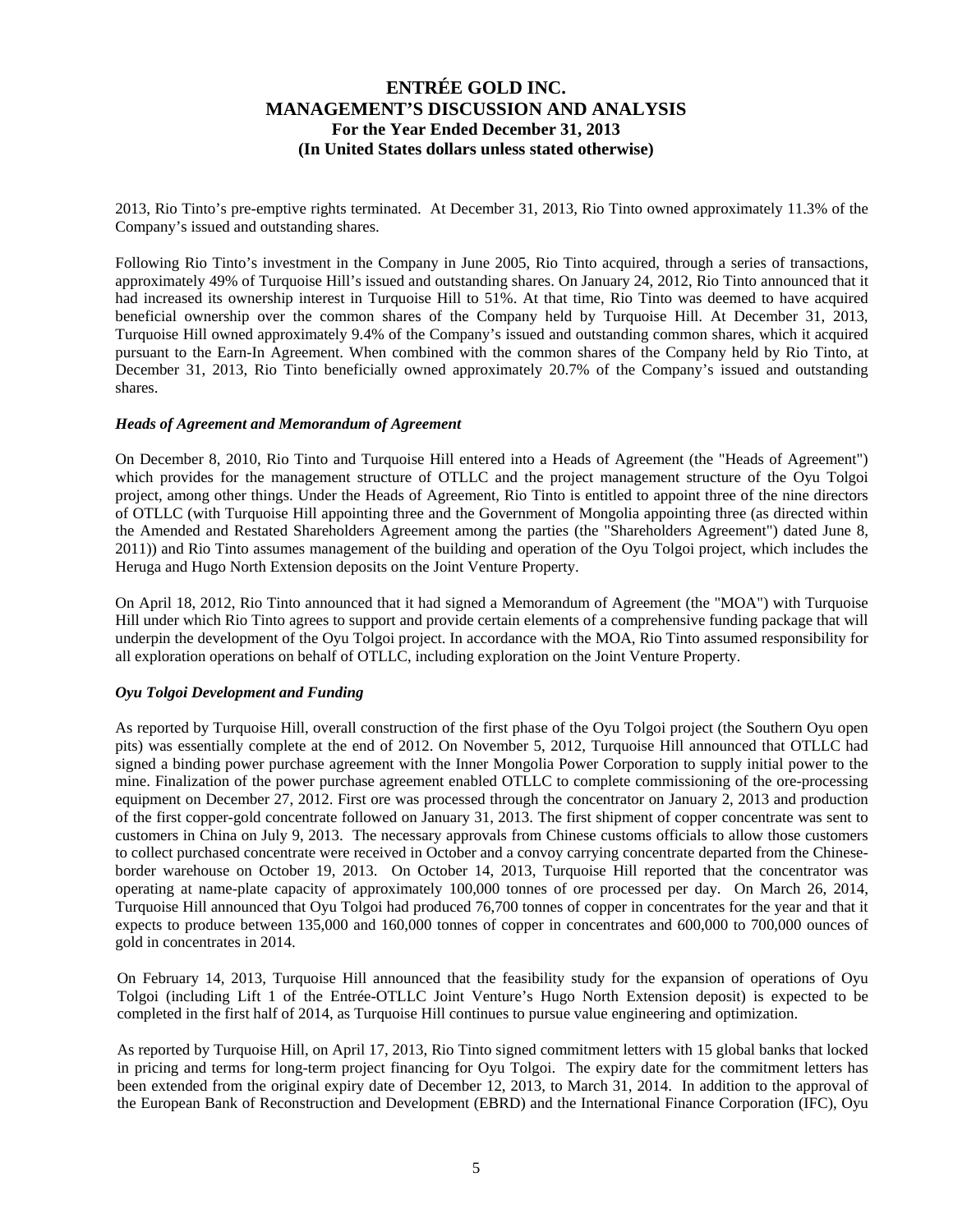2013, Rio Tinto's pre-emptive rights terminated. At December 31, 2013, Rio Tinto owned approximately 11.3% of the Company's issued and outstanding shares.

Following Rio Tinto's investment in the Company in June 2005, Rio Tinto acquired, through a series of transactions, approximately 49% of Turquoise Hill's issued and outstanding shares. On January 24, 2012, Rio Tinto announced that it had increased its ownership interest in Turquoise Hill to 51%. At that time, Rio Tinto was deemed to have acquired beneficial ownership over the common shares of the Company held by Turquoise Hill. At December 31, 2013, Turquoise Hill owned approximately 9.4% of the Company's issued and outstanding common shares, which it acquired pursuant to the Earn-In Agreement. When combined with the common shares of the Company held by Rio Tinto, at December 31, 2013, Rio Tinto beneficially owned approximately 20.7% of the Company's issued and outstanding shares.

### *Heads of Agreement and Memorandum of Agreement*

On December 8, 2010, Rio Tinto and Turquoise Hill entered into a Heads of Agreement (the "Heads of Agreement") which provides for the management structure of OTLLC and the project management structure of the Oyu Tolgoi project, among other things. Under the Heads of Agreement, Rio Tinto is entitled to appoint three of the nine directors of OTLLC (with Turquoise Hill appointing three and the Government of Mongolia appointing three (as directed within the Amended and Restated Shareholders Agreement among the parties (the "Shareholders Agreement") dated June 8, 2011)) and Rio Tinto assumes management of the building and operation of the Oyu Tolgoi project, which includes the Heruga and Hugo North Extension deposits on the Joint Venture Property.

On April 18, 2012, Rio Tinto announced that it had signed a Memorandum of Agreement (the "MOA") with Turquoise Hill under which Rio Tinto agrees to support and provide certain elements of a comprehensive funding package that will underpin the development of the Oyu Tolgoi project. In accordance with the MOA, Rio Tinto assumed responsibility for all exploration operations on behalf of OTLLC, including exploration on the Joint Venture Property.

### *Oyu Tolgoi Development and Funding*

As reported by Turquoise Hill, overall construction of the first phase of the Oyu Tolgoi project (the Southern Oyu open pits) was essentially complete at the end of 2012. On November 5, 2012, Turquoise Hill announced that OTLLC had signed a binding power purchase agreement with the Inner Mongolia Power Corporation to supply initial power to the mine. Finalization of the power purchase agreement enabled OTLLC to complete commissioning of the ore-processing equipment on December 27, 2012. First ore was processed through the concentrator on January 2, 2013 and production of the first copper-gold concentrate followed on January 31, 2013. The first shipment of copper concentrate was sent to customers in China on July 9, 2013. The necessary approvals from Chinese customs officials to allow those customers to collect purchased concentrate were received in October and a convoy carrying concentrate departed from the Chinese-border warehouse on October 19, 2013. On October 14, 2013, Turquoise Hill reported that the concentrator was operating at name-plate capacity of approximately 100,000 tonnes of ore processed per day. On March 26, 2014, Turquoise Hill announced that Oyu Tolgoi had produced 76,700 tonnes of copper in concentrates for the year and that it expects to produce between 135,000 and 160,000 tonnes of copper in concentrates and 600,000 to 700,000 ounces of gold in concentrates in 2014.

On February 14, 2013, Turquoise Hill announced that the feasibility study for the expansion of operations of Oyu Tolgoi (including Lift 1 of the Entrée-OTLLC Joint Venture's Hugo North Extension deposit) is expected to be completed in the first half of 2014, as Turquoise Hill continues to pursue value engineering and optimization.

As reported by Turquoise Hill, on April 17, 2013, Rio Tinto signed commitment letters with 15 global banks that locked in pricing and terms for long-term project financing for Oyu Tolgoi. The expiry date for the commitment letters has been extended from the original expiry date of December 12, 2013, to March 31, 2014. In addition to the approval of the European Bank of Reconstruction and Development (EBRD) and the International Finance Corporation (IFC), Oyu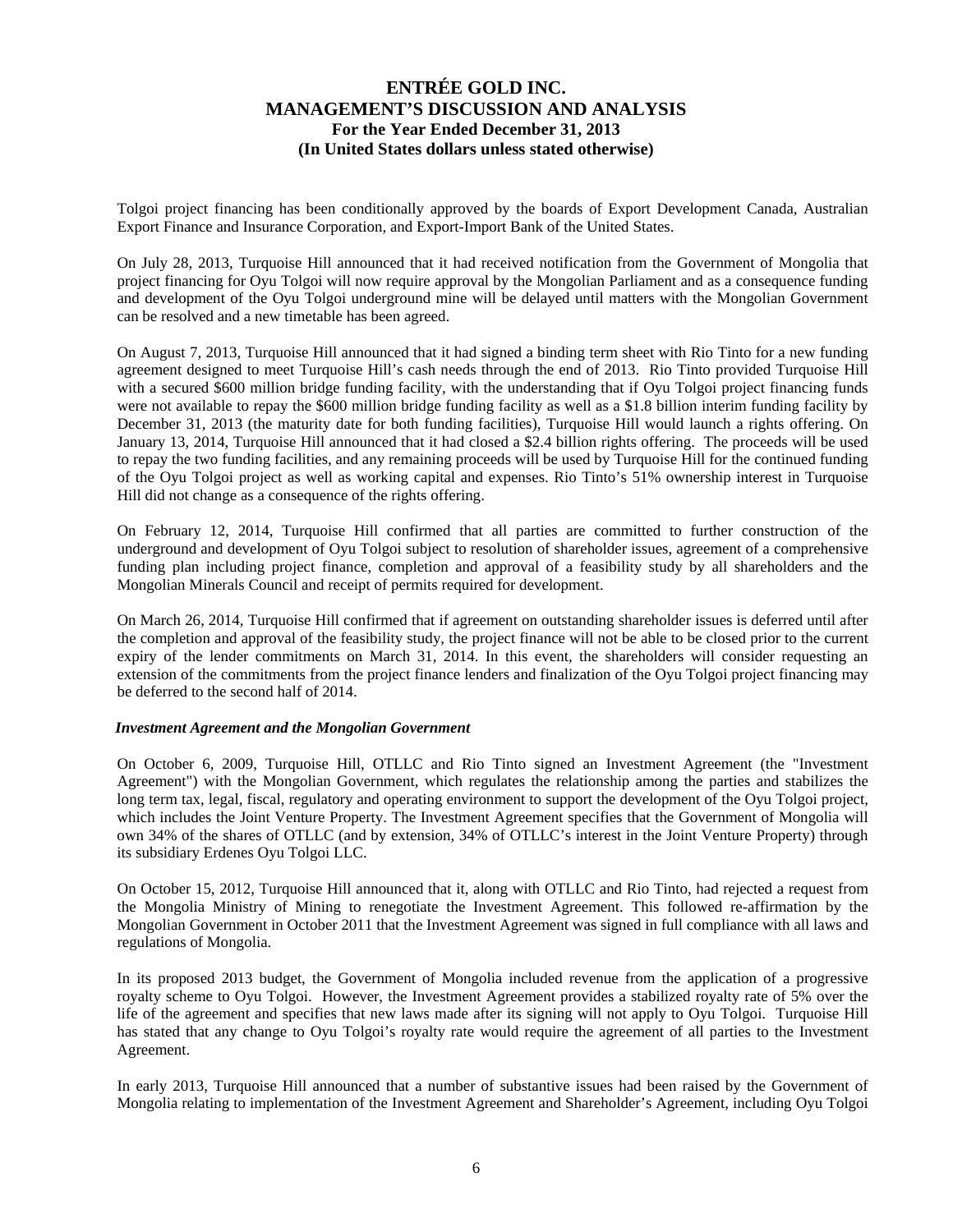Tolgoi project financing has been conditionally approved by the boards of Export Development Canada, Australian Export Finance and Insurance Corporation, and Export-Import Bank of the United States.

On July 28, 2013, Turquoise Hill announced that it had received notification from the Government of Mongolia that project financing for Oyu Tolgoi will now require approval by the Mongolian Parliament and as a consequence funding and development of the Oyu Tolgoi underground mine will be delayed until matters with the Mongolian Government can be resolved and a new timetable has been agreed.

On August 7, 2013, Turquoise Hill announced that it had signed a binding term sheet with Rio Tinto for a new funding agreement designed to meet Turquoise Hill's cash needs through the end of 2013. Rio Tinto provided Turquoise Hill with a secured $600 million bridge funding facility, with the understanding that if Oyu Tolgoi project financing funds were not available to repay the $600 million bridge funding facility as well as a $1.8 billion interim funding facility by December 31, 2013 (the maturity date for both funding facilities), Turquoise Hill would launch a rights offering. On January 13, 2014, Turquoise Hill announced that it had closed a $2.4 billion rights offering. The proceeds will be used to repay the two funding facilities, and any remaining proceeds will be used by Turquoise Hill for the continued funding of the Oyu Tolgoi project as well as working capital and expenses. Rio Tinto's 51% ownership interest in Turquoise Hill did not change as a consequence of the rights offering.

On February 12, 2014, Turquoise Hill confirmed that all parties are committed to further construction of the underground and development of Oyu Tolgoi subject to resolution of shareholder issues, agreement of a comprehensive funding plan including project finance, completion and approval of a feasibility study by all shareholders and the Mongolian Minerals Council and receipt of permits required for development.

On March 26, 2014, Turquoise Hill confirmed that if agreement on outstanding shareholder issues is deferred until after the completion and approval of the feasibility study, the project finance will not be able to be closed prior to the current expiry of the lender commitments on March 31, 2014. In this event, the shareholders will consider requesting an extension of the commitments from the project finance lenders and finalization of the Oyu Tolgoi project financing may be deferred to the second half of 2014.

***Investment Agreement and the Mongolian Government***

On October 6, 2009, Turquoise Hill, OTLLC and Rio Tinto signed an Investment Agreement (the "Investment Agreement") with the Mongolian Government, which regulates the relationship among the parties and stabilizes the long term tax, legal, fiscal, regulatory and operating environment to support the development of the Oyu Tolgoi project, which includes the Joint Venture Property. The Investment Agreement specifies that the Government of Mongolia will own 34% of the shares of OTLLC (and by extension, 34% of OTLLC's interest in the Joint Venture Property) through its subsidiary Erdenes Oyu Tolgoi LLC.

On October 15, 2012, Turquoise Hill announced that it, along with OTLLC and Rio Tinto, had rejected a request from the Mongolia Ministry of Mining to renegotiate the Investment Agreement. This followed re-affirmation by the Mongolian Government in October 2011 that the Investment Agreement was signed in full compliance with all laws and regulations of Mongolia.

In its proposed 2013 budget, the Government of Mongolia included revenue from the application of a progressive royalty scheme to Oyu Tolgoi. However, the Investment Agreement provides a stabilized royalty rate of 5% over the life of the agreement and specifies that new laws made after its signing will not apply to Oyu Tolgoi. Turquoise Hill has stated that any change to Oyu Tolgoi's royalty rate would require the agreement of all parties to the Investment Agreement.

In early 2013, Turquoise Hill announced that a number of substantive issues had been raised by the Government of Mongolia relating to implementation of the Investment Agreement and Shareholder's Agreement, including Oyu Tolgoi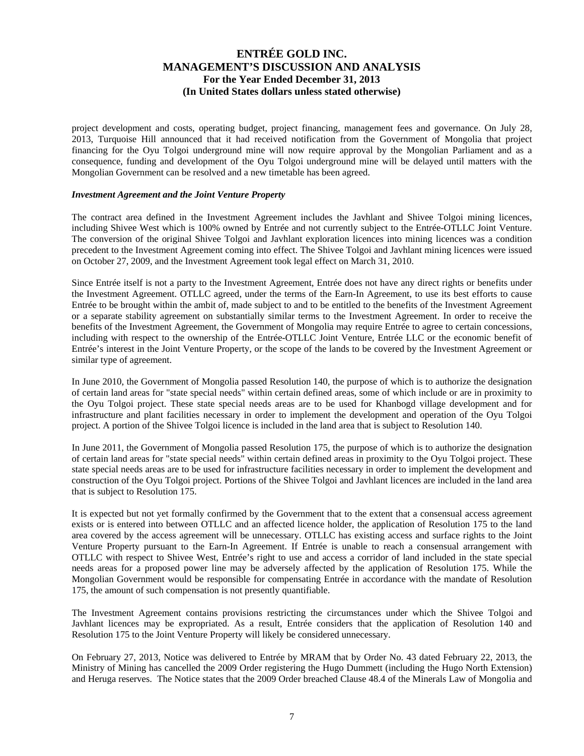project development and costs, operating budget, project financing, management fees and governance. On July 28, 2013, Turquoise Hill announced that it had received notification from the Government of Mongolia that project financing for the Oyu Tolgoi underground mine will now require approval by the Mongolian Parliament and as a consequence, funding and development of the Oyu Tolgoi underground mine will be delayed until matters with the Mongolian Government can be resolved and a new timetable has been agreed.

***Investment Agreement and the Joint Venture Property***

The contract area defined in the Investment Agreement includes the Javhlant and Shivee Tolgoi mining licences, including Shivee West which is 100% owned by Entrée and not currently subject to the Entrée-OTLLC Joint Venture. The conversion of the original Shivee Tolgoi and Javhlant exploration licences into mining licences was a condition precedent to the Investment Agreement coming into effect. The Shivee Tolgoi and Javhlant mining licences were issued on October 27, 2009, and the Investment Agreement took legal effect on March 31, 2010.

Since Entrée itself is not a party to the Investment Agreement, Entrée does not have any direct rights or benefits under the Investment Agreement. OTLLC agreed, under the terms of the Earn-In Agreement, to use its best efforts to cause Entrée to be brought within the ambit of, made subject to and to be entitled to the benefits of the Investment Agreement or a separate stability agreement on substantially similar terms to the Investment Agreement. In order to receive the benefits of the Investment Agreement, the Government of Mongolia may require Entrée to agree to certain concessions, including with respect to the ownership of the Entrée-OTLLC Joint Venture, Entrée LLC or the economic benefit of Entrée's interest in the Joint Venture Property, or the scope of the lands to be covered by the Investment Agreement or similar type of agreement.

In June 2010, the Government of Mongolia passed Resolution 140, the purpose of which is to authorize the designation of certain land areas for "state special needs" within certain defined areas, some of which include or are in proximity to the Oyu Tolgoi project. These state special needs areas are to be used for Khanbogd village development and for infrastructure and plant facilities necessary in order to implement the development and operation of the Oyu Tolgoi project. A portion of the Shivee Tolgoi licence is included in the land area that is subject to Resolution 140.

In June 2011, the Government of Mongolia passed Resolution 175, the purpose of which is to authorize the designation of certain land areas for "state special needs" within certain defined areas in proximity to the Oyu Tolgoi project. These state special needs areas are to be used for infrastructure facilities necessary in order to implement the development and construction of the Oyu Tolgoi project. Portions of the Shivee Tolgoi and Javhlant licences are included in the land area that is subject to Resolution 175.

It is expected but not yet formally confirmed by the Government that to the extent that a consensual access agreement exists or is entered into between OTLLC and an affected licence holder, the application of Resolution 175 to the land area covered by the access agreement will be unnecessary. OTLLC has existing access and surface rights to the Joint Venture Property pursuant to the Earn-In Agreement. If Entrée is unable to reach a consensual arrangement with OTLLC with respect to Shivee West, Entrée's right to use and access a corridor of land included in the state special needs areas for a proposed power line may be adversely affected by the application of Resolution 175. While the Mongolian Government would be responsible for compensating Entrée in accordance with the mandate of Resolution 175, the amount of such compensation is not presently quantifiable.

The Investment Agreement contains provisions restricting the circumstances under which the Shivee Tolgoi and Javhlant licences may be expropriated. As a result, Entrée considers that the application of Resolution 140 and Resolution 175 to the Joint Venture Property will likely be considered unnecessary.

On February 27, 2013, Notice was delivered to Entrée by MRAM that by Order No. 43 dated February 22, 2013, the Ministry of Mining has cancelled the 2009 Order registering the Hugo Dummett (including the Hugo North Extension) and Heruga reserves. The Notice states that the 2009 Order breached Clause 48.4 of the Minerals Law of Mongolia and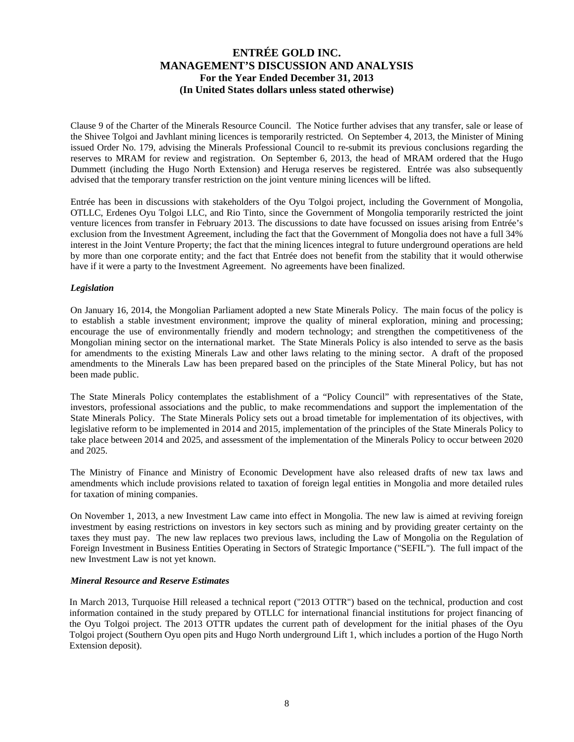Clause 9 of the Charter of the Minerals Resource Council. The Notice further advises that any transfer, sale or lease of the Shivee Tolgoi and Javhlant mining licences is temporarily restricted. On September 4, 2013, the Minister of Mining issued Order No. 179, advising the Minerals Professional Council to re-submit its previous conclusions regarding the reserves to MRAM for review and registration. On September 6, 2013, the head of MRAM ordered that the Hugo Dummett (including the Hugo North Extension) and Heruga reserves be registered. Entrée was also subsequently advised that the temporary transfer restriction on the joint venture mining licences will be lifted.

Entrée has been in discussions with stakeholders of the Oyu Tolgoi project, including the Government of Mongolia, OTLLC, Erdenes Oyu Tolgoi LLC, and Rio Tinto, since the Government of Mongolia temporarily restricted the joint venture licences from transfer in February 2013. The discussions to date have focussed on issues arising from Entrée's exclusion from the Investment Agreement, including the fact that the Government of Mongolia does not have a full 34% interest in the Joint Venture Property; the fact that the mining licences integral to future underground operations are held by more than one corporate entity; and the fact that Entrée does not benefit from the stability that it would otherwise have if it were a party to the Investment Agreement. No agreements have been finalized.

***Legislation***

On January 16, 2014, the Mongolian Parliament adopted a new State Minerals Policy. The main focus of the policy is to establish a stable investment environment; improve the quality of mineral exploration, mining and processing; encourage the use of environmentally friendly and modern technology; and strengthen the competitiveness of the Mongolian mining sector on the international market. The State Minerals Policy is also intended to serve as the basis for amendments to the existing Minerals Law and other laws relating to the mining sector. A draft of the proposed amendments to the Minerals Law has been prepared based on the principles of the State Mineral Policy, but has not been made public.

The State Minerals Policy contemplates the establishment of a "Policy Council" with representatives of the State, investors, professional associations and the public, to make recommendations and support the implementation of the State Minerals Policy. The State Minerals Policy sets out a broad timetable for implementation of its objectives, with legislative reform to be implemented in 2014 and 2015, implementation of the principles of the State Minerals Policy to take place between 2014 and 2025, and assessment of the implementation of the Minerals Policy to occur between 2020 and 2025.

The Ministry of Finance and Ministry of Economic Development have also released drafts of new tax laws and amendments which include provisions related to taxation of foreign legal entities in Mongolia and more detailed rules for taxation of mining companies.

On November 1, 2013, a new Investment Law came into effect in Mongolia. The new law is aimed at reviving foreign investment by easing restrictions on investors in key sectors such as mining and by providing greater certainty on the taxes they must pay. The new law replaces two previous laws, including the Law of Mongolia on the Regulation of Foreign Investment in Business Entities Operating in Sectors of Strategic Importance ("SEFIL"). The full impact of the new Investment Law is not yet known.

***Mineral Resource and Reserve Estimates***

In March 2013, Turquoise Hill released a technical report ("2013 OTTR") based on the technical, production and cost information contained in the study prepared by OTLLC for international financial institutions for project financing of the Oyu Tolgoi project. The 2013 OTTR updates the current path of development for the initial phases of the Oyu Tolgoi project (Southern Oyu open pits and Hugo North underground Lift 1, which includes a portion of the Hugo North Extension deposit).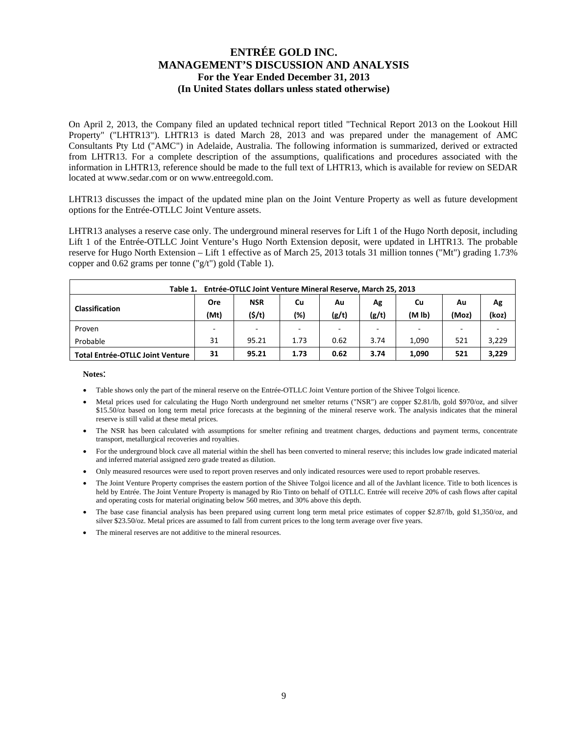On April 2, 2013, the Company filed an updated technical report titled "Technical Report 2013 on the Lookout Hill Property" ("LHTR13"). LHTR13 is dated March 28, 2013 and was prepared under the management of AMC Consultants Pty Ltd ("AMC") in Adelaide, Australia. The following information is summarized, derived or extracted from LHTR13. For a complete description of the assumptions, qualifications and procedures associated with the information in LHTR13, reference should be made to the full text of LHTR13, which is available for review on SEDAR located at www.sedar.com or on www.entreegold.com.

LHTR13 discusses the impact of the updated mine plan on the Joint Venture Property as well as future development options for the Entrée-OTLLC Joint Venture assets.

LHTR13 analyses a reserve case only. The underground mineral reserves for Lift 1 of the Hugo North deposit, including Lift 1 of the Entrée-OTLLC Joint Venture's Hugo North Extension deposit, were updated in LHTR13. The probable reserve for Hugo North Extension – Lift 1 effective as of March 25, 2013 totals 31 million tonnes ("Mt") grading 1.73% copper and 0.62 grams per tonne ("g/t") gold (Table 1).

**Table 1. Entrée-OTLLC Joint Venture Mineral Reserve, March 25, 2013**

| Classification | Ore (Mt) | NSR ($/t) | Cu (%) | Au (g/t) | Ag (g/t) | Cu (M lb) | Au (Moz) | Ag (koz) |
|---|---|---|---|---|---|---|---|---|
| Proven | - | - | - | - | - | - | - | - |
| Probable | 31 | 95.21 | 1.73 | 0.62 | 3.74 | 1,090 | 521 | 3,229 |
| **Total Entrée-OTLLC Joint Venture** | **31** | **95.21** | **1.73** | **0.62** | **3.74** | **1,090** | **521** | **3,229** |

**Notes**:

- Table shows only the part of the mineral reserve on the Entrée-OTLLC Joint Venture portion of the Shivee Tolgoi licence.
- Metal prices used for calculating the Hugo North underground net smelter returns ("NSR") are copper $2.81/lb, gold $970/oz, and silver $15.50/oz based on long term metal price forecasts at the beginning of the mineral reserve work. The analysis indicates that the mineral reserve is still valid at these metal prices.
- The NSR has been calculated with assumptions for smelter refining and treatment charges, deductions and payment terms, concentrate transport, metallurgical recoveries and royalties.
- For the underground block cave all material within the shell has been converted to mineral reserve; this includes low grade indicated material and inferred material assigned zero grade treated as dilution.
- Only measured resources were used to report proven reserves and only indicated resources were used to report probable reserves.
- The Joint Venture Property comprises the eastern portion of the Shivee Tolgoi licence and all of the Javhlant licence. Title to both licences is held by Entrée. The Joint Venture Property is managed by Rio Tinto on behalf of OTLLC. Entrée will receive 20% of cash flows after capital and operating costs for material originating below 560 metres, and 30% above this depth.
- The base case financial analysis has been prepared using current long term metal price estimates of copper $2.87/lb, gold $1,350/oz, and silver $23.50/oz. Metal prices are assumed to fall from current prices to the long term average over five years.
- The mineral reserves are not additive to the mineral resources.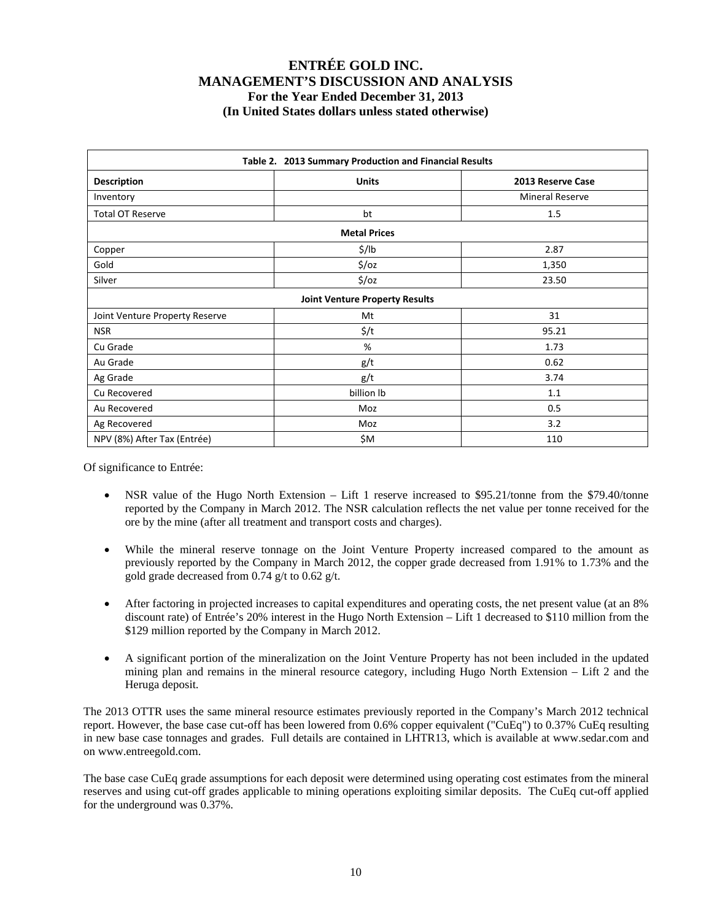| Table 2. 2013 Summary Production and Financial Results | | |
|---|---|---|
| **Description** | **Units** | **2013 Reserve Case** |
| Inventory | | Mineral Reserve |
| Total OT Reserve | bt | 1.5 |
| **Metal Prices** | | |
| Copper | $/lb | 2.87 |
| Gold | $/oz | 1,350 |
| Silver | $/oz | 23.50 |
| **Joint Venture Property Results** | | |
| Joint Venture Property Reserve | Mt | 31 |
| NSR | $/t | 95.21 |
| Cu Grade | % | 1.73 |
| Au Grade | g/t | 0.62 |
| Ag Grade | g/t | 3.74 |
| Cu Recovered | billion lb | 1.1 |
| Au Recovered | Moz | 0.5 |
| Ag Recovered | Moz | 3.2 |
| NPV (8%) After Tax (Entrée) | $M | 110 |

Of significance to Entrée:

- NSR value of the Hugo North Extension – Lift 1 reserve increased to $95.21/tonne from the $79.40/tonne reported by the Company in March 2012. The NSR calculation reflects the net value per tonne received for the ore by the mine (after all treatment and transport costs and charges).
- While the mineral reserve tonnage on the Joint Venture Property increased compared to the amount as previously reported by the Company in March 2012, the copper grade decreased from 1.91% to 1.73% and the gold grade decreased from 0.74 g/t to 0.62 g/t.
- After factoring in projected increases to capital expenditures and operating costs, the net present value (at an 8% discount rate) of Entrée's 20% interest in the Hugo North Extension – Lift 1 decreased to $110 million from the $129 million reported by the Company in March 2012.
- A significant portion of the mineralization on the Joint Venture Property has not been included in the updated mining plan and remains in the mineral resource category, including Hugo North Extension – Lift 2 and the Heruga deposit.

The 2013 OTTR uses the same mineral resource estimates previously reported in the Company's March 2012 technical report. However, the base case cut-off has been lowered from 0.6% copper equivalent ("CuEq") to 0.37% CuEq resulting in new base case tonnages and grades. Full details are contained in LHTR13, which is available at www.sedar.com and on www.entreegold.com.

The base case CuEq grade assumptions for each deposit were determined using operating cost estimates from the mineral reserves and using cut-off grades applicable to mining operations exploiting similar deposits. The CuEq cut-off applied for the underground was 0.37%.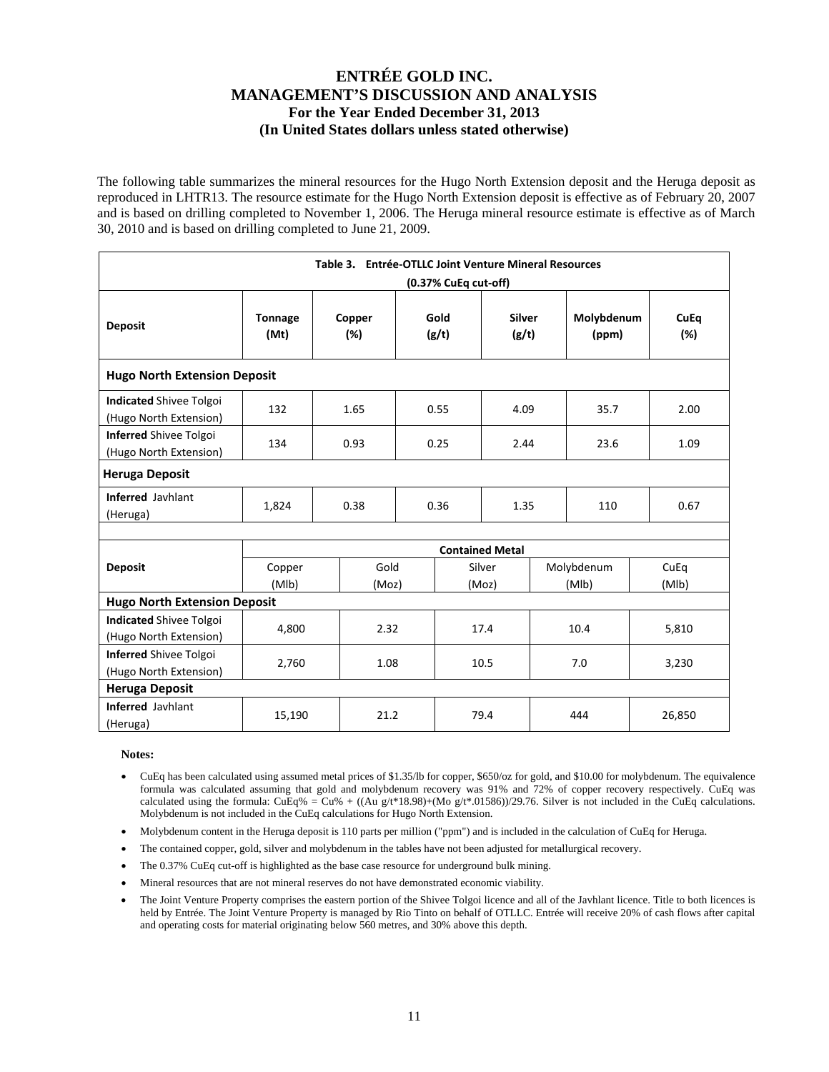The following table summarizes the mineral resources for the Hugo North Extension deposit and the Heruga deposit as reproduced in LHTR13. The resource estimate for the Hugo North Extension deposit is effective as of February 20, 2007 and is based on drilling completed to November 1, 2006. The Heruga mineral resource estimate is effective as of March 30, 2010 and is based on drilling completed to June 21, 2009.

**Table 3. Entrée-OTLLC Joint Venture Mineral Resources**
**(0.37% CuEq cut-off)**

| Deposit | Tonnage (Mt) | Copper (%) | Gold (g/t) | Silver (g/t) | Molybdenum (ppm) | CuEq (%) |
|---|---|---|---|---|---|---|
| **Hugo North Extension Deposit** | | | | | | |
| **Indicated** Shivee Tolgoi (Hugo North Extension) | 132 | 1.65 | 0.55 | 4.09 | 35.7 | 2.00 |
| **Inferred** Shivee Tolgoi (Hugo North Extension) | 134 | 0.93 | 0.25 | 2.44 | 23.6 | 1.09 |
| **Heruga Deposit** | | | | | | |
| **Inferred** Javhlant (Heruga) | 1,824 | 0.38 | 0.36 | 1.35 | 110 | 0.67 |

| Deposit | Contained Metal | | | | |
|---|---|---|---|---|---|
| | Copper (Mlb) | Gold (Moz) | Silver (Moz) | Molybdenum (Mlb) | CuEq (Mlb) |
| **Hugo North Extension Deposit** | | | | | |
| **Indicated** Shivee Tolgoi (Hugo North Extension) | 4,800 | 2.32 | 17.4 | 10.4 | 5,810 |
| **Inferred** Shivee Tolgoi (Hugo North Extension) | 2,760 | 1.08 | 10.5 | 7.0 | 3,230 |
| **Heruga Deposit** | | | | | |
| **Inferred** Javhlant (Heruga) | 15,190 | 21.2 | 79.4 | 444 | 26,850 |

**Notes:**

- CuEq has been calculated using assumed metal prices of $1.35/lb for copper, $650/oz for gold, and $10.00 for molybdenum. The equivalence formula was calculated assuming that gold and molybdenum recovery was 91% and 72% of copper recovery respectively. CuEq was calculated using the formula: CuEq% = Cu% + ((Au g/t*18.98)+(Mo g/t*.01586))/29.76. Silver is not included in the CuEq calculations. Molybdenum is not included in the CuEq calculations for Hugo North Extension.
- Molybdenum content in the Heruga deposit is 110 parts per million ("ppm") and is included in the calculation of CuEq for Heruga.
- The contained copper, gold, silver and molybdenum in the tables have not been adjusted for metallurgical recovery.
- The 0.37% CuEq cut-off is highlighted as the base case resource for underground bulk mining.
- Mineral resources that are not mineral reserves do not have demonstrated economic viability.
- The Joint Venture Property comprises the eastern portion of the Shivee Tolgoi licence and all of the Javhlant licence. Title to both licences is held by Entrée. The Joint Venture Property is managed by Rio Tinto on behalf of OTLLC. Entrée will receive 20% of cash flows after capital and operating costs for material originating below 560 metres, and 30% above this depth.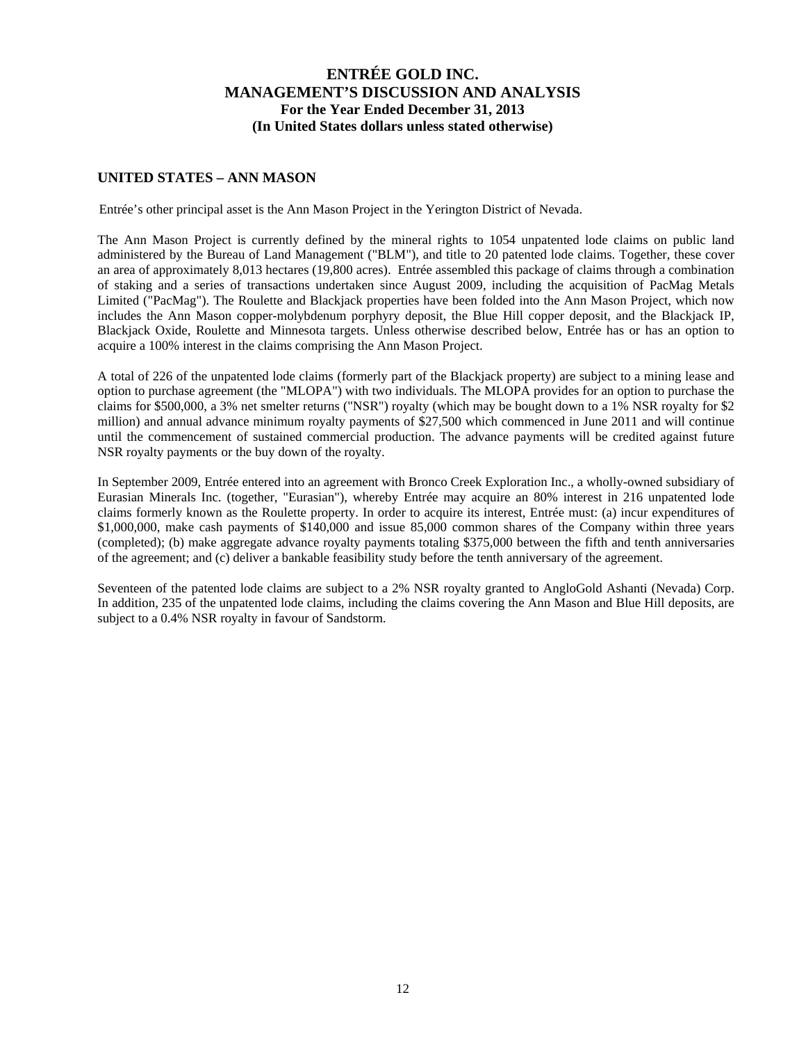## UNITED STATES – ANN MASON

Entrée's other principal asset is the Ann Mason Project in the Yerington District of Nevada.

The Ann Mason Project is currently defined by the mineral rights to 1054 unpatented lode claims on public land administered by the Bureau of Land Management ("BLM"), and title to 20 patented lode claims. Together, these cover an area of approximately 8,013 hectares (19,800 acres). Entrée assembled this package of claims through a combination of staking and a series of transactions undertaken since August 2009, including the acquisition of PacMag Metals Limited ("PacMag"). The Roulette and Blackjack properties have been folded into the Ann Mason Project, which now includes the Ann Mason copper-molybdenum porphyry deposit, the Blue Hill copper deposit, and the Blackjack IP, Blackjack Oxide, Roulette and Minnesota targets. Unless otherwise described below, Entrée has or has an option to acquire a 100% interest in the claims comprising the Ann Mason Project.

A total of 226 of the unpatented lode claims (formerly part of the Blackjack property) are subject to a mining lease and option to purchase agreement (the "MLOPA") with two individuals. The MLOPA provides for an option to purchase the claims for $500,000, a 3% net smelter returns ("NSR") royalty (which may be bought down to a 1% NSR royalty for $2 million) and annual advance minimum royalty payments of $27,500 which commenced in June 2011 and will continue until the commencement of sustained commercial production. The advance payments will be credited against future NSR royalty payments or the buy down of the royalty.

In September 2009, Entrée entered into an agreement with Bronco Creek Exploration Inc., a wholly-owned subsidiary of Eurasian Minerals Inc. (together, "Eurasian"), whereby Entrée may acquire an 80% interest in 216 unpatented lode claims formerly known as the Roulette property. In order to acquire its interest, Entrée must: (a) incur expenditures of $1,000,000, make cash payments of $140,000 and issue 85,000 common shares of the Company within three years (completed); (b) make aggregate advance royalty payments totaling $375,000 between the fifth and tenth anniversaries of the agreement; and (c) deliver a bankable feasibility study before the tenth anniversary of the agreement.

Seventeen of the patented lode claims are subject to a 2% NSR royalty granted to AngloGold Ashanti (Nevada) Corp. In addition, 235 of the unpatented lode claims, including the claims covering the Ann Mason and Blue Hill deposits, are subject to a 0.4% NSR royalty in favour of Sandstorm.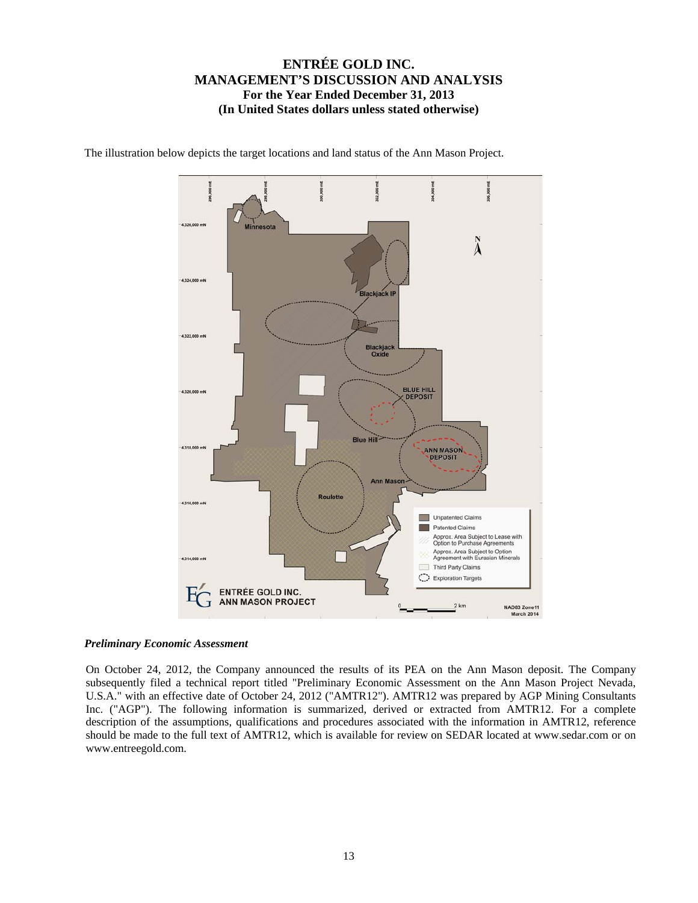The illustration below depicts the target locations and land status of the Ann Mason Project.

### *Preliminary Economic Assessment*

On October 24, 2012, the Company announced the results of its PEA on the Ann Mason deposit. The Company subsequently filed a technical report titled "Preliminary Economic Assessment on the Ann Mason Project Nevada, U.S.A." with an effective date of October 24, 2012 ("AMTR12"). AMTR12 was prepared by AGP Mining Consultants Inc. ("AGP"). The following information is summarized, derived or extracted from AMTR12. For a complete description of the assumptions, qualifications and procedures associated with the information in AMTR12, reference should be made to the full text of AMTR12, which is available for review on SEDAR located at www.sedar.com or on www.entreegold.com.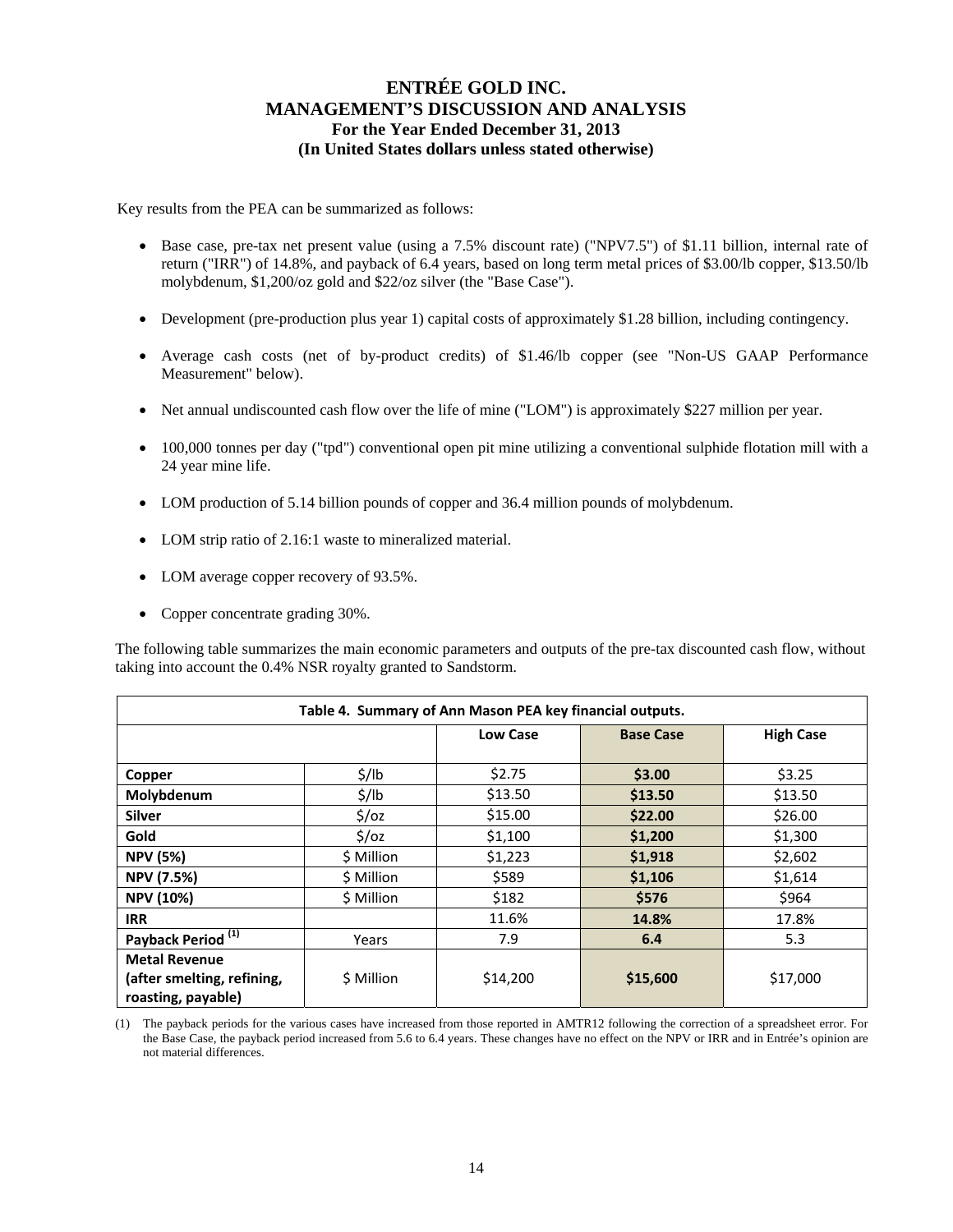Key results from the PEA can be summarized as follows:

- Base case, pre-tax net present value (using a 7.5% discount rate) ("NPV7.5") of $1.11 billion, internal rate of return ("IRR") of 14.8%, and payback of 6.4 years, based on long term metal prices of $3.00/lb copper, $13.50/lb molybdenum, $1,200/oz gold and $22/oz silver (the "Base Case").
- Development (pre-production plus year 1) capital costs of approximately $1.28 billion, including contingency.
- Average cash costs (net of by-product credits) of $1.46/lb copper (see "Non-US GAAP Performance Measurement" below).
- Net annual undiscounted cash flow over the life of mine ("LOM") is approximately $227 million per year.
- 100,000 tonnes per day ("tpd") conventional open pit mine utilizing a conventional sulphide flotation mill with a 24 year mine life.
- LOM production of 5.14 billion pounds of copper and 36.4 million pounds of molybdenum.
- LOM strip ratio of 2.16:1 waste to mineralized material.
- LOM average copper recovery of 93.5%.
- Copper concentrate grading 30%.

The following table summarizes the main economic parameters and outputs of the pre-tax discounted cash flow, without taking into account the 0.4% NSR royalty granted to Sandstorm.

**Table 4. Summary of Ann Mason PEA key financial outputs.**

| | | Low Case | Base Case | High Case |
|---|---|---|---|---|
| **Copper** | $/lb | $2.75 | **$3.00** | $3.25 |
| **Molybdenum** | $/lb | $13.50 | **$13.50** | $13.50 |
| **Silver** | $/oz | $15.00 | **$22.00** | $26.00 |
| **Gold** | $/oz | $1,100 | **$1,200** | $1,300 |
| **NPV (5%)** | $ Million | $1,223 | **$1,918** | $2,602 |
| **NPV (7.5%)** | $ Million | $589 | **$1,106** | $1,614 |
| **NPV (10%)** | $ Million | $182 | **$576** | $964 |
| **IRR** | | 11.6% | **14.8%** | 17.8% |
| **Payback Period [(1)]** | Years | 7.9 | **6.4** | 5.3 |
| **Metal Revenue (after smelting, refining, roasting, payable)** | $ Million | $14,200 | **$15,600** | $17,000 |

(1) The payback periods for the various cases have increased from those reported in AMTR12 following the correction of a spreadsheet error. For the Base Case, the payback period increased from 5.6 to 6.4 years. These changes have no effect on the NPV or IRR and in Entrée's opinion are not material differences.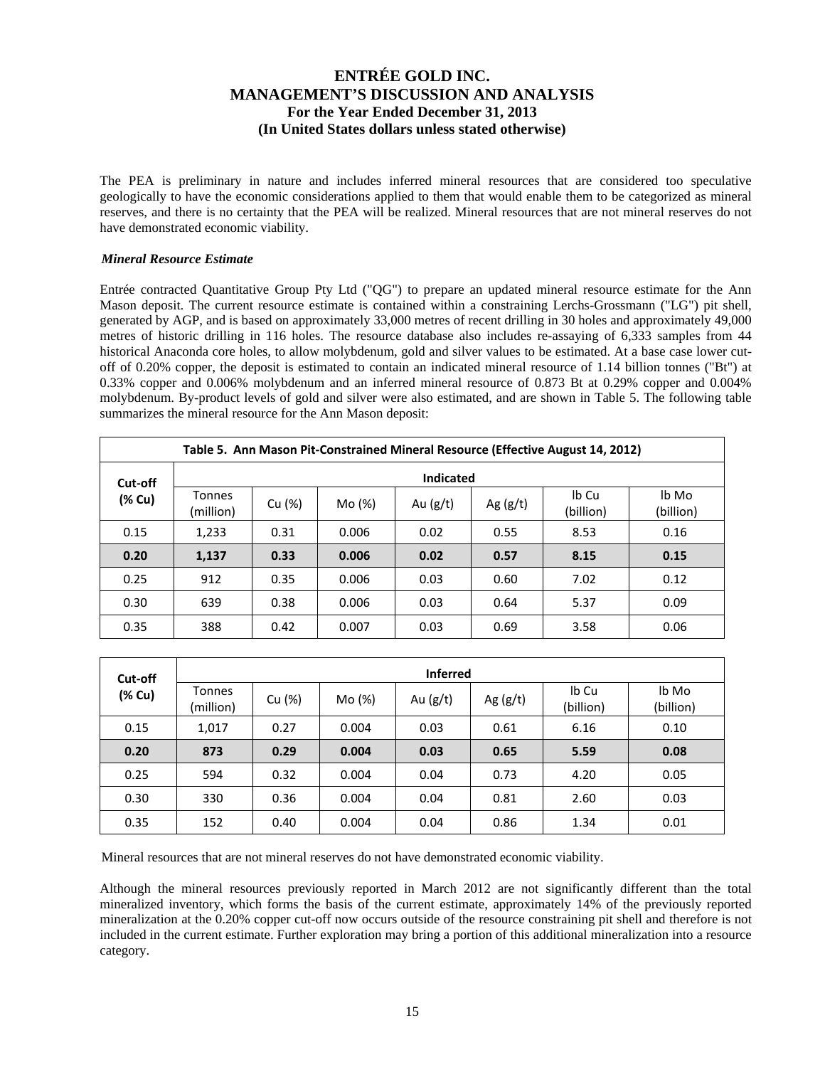The PEA is preliminary in nature and includes inferred mineral resources that are considered too speculative geologically to have the economic considerations applied to them that would enable them to be categorized as mineral reserves, and there is no certainty that the PEA will be realized. Mineral resources that are not mineral reserves do not have demonstrated economic viability.

*Mineral Resource Estimate*

Entrée contracted Quantitative Group Pty Ltd ("QG") to prepare an updated mineral resource estimate for the Ann Mason deposit. The current resource estimate is contained within a constraining Lerchs-Grossmann ("LG") pit shell, generated by AGP, and is based on approximately 33,000 metres of recent drilling in 30 holes and approximately 49,000 metres of historic drilling in 116 holes. The resource database also includes re-assaying of 6,333 samples from 44 historical Anaconda core holes, to allow molybdenum, gold and silver values to be estimated. At a base case lower cut-off of 0.20% copper, the deposit is estimated to contain an indicated mineral resource of 1.14 billion tonnes ("Bt") at 0.33% copper and 0.006% molybdenum and an inferred mineral resource of 0.873 Bt at 0.29% copper and 0.004% molybdenum. By-product levels of gold and silver were also estimated, and are shown in Table 5. The following table summarizes the mineral resource for the Ann Mason deposit:

**Table 5. Ann Mason Pit-Constrained Mineral Resource (Effective August 14, 2012)**

| Cut-off (% Cu) | Indicated | | | | | | |
|---|---|---|---|---|---|---|---|
| | Tonnes (million) | Cu (%) | Mo (%) | Au (g/t) | Ag (g/t) | lb Cu (billion) | lb Mo (billion) |
| 0.15 | 1,233 | 0.31 | 0.006 | 0.02 | 0.55 | 8.53 | 0.16 |
| **0.20** | **1,137** | **0.33** | **0.006** | **0.02** | **0.57** | **8.15** | **0.15** |
| 0.25 | 912 | 0.35 | 0.006 | 0.03 | 0.60 | 7.02 | 0.12 |
| 0.30 | 639 | 0.38 | 0.006 | 0.03 | 0.64 | 5.37 | 0.09 |
| 0.35 | 388 | 0.42 | 0.007 | 0.03 | 0.69 | 3.58 | 0.06 |

| Cut-off (% Cu) | Inferred | | | | | | |
|---|---|---|---|---|---|---|---|
| | Tonnes (million) | Cu (%) | Mo (%) | Au (g/t) | Ag (g/t) | lb Cu (billion) | lb Mo (billion) |
| 0.15 | 1,017 | 0.27 | 0.004 | 0.03 | 0.61 | 6.16 | 0.10 |
| **0.20** | **873** | **0.29** | **0.004** | **0.03** | **0.65** | **5.59** | **0.08** |
| 0.25 | 594 | 0.32 | 0.004 | 0.04 | 0.73 | 4.20 | 0.05 |
| 0.30 | 330 | 0.36 | 0.004 | 0.04 | 0.81 | 2.60 | 0.03 |
| 0.35 | 152 | 0.40 | 0.004 | 0.04 | 0.86 | 1.34 | 0.01 |

Mineral resources that are not mineral reserves do not have demonstrated economic viability.

Although the mineral resources previously reported in March 2012 are not significantly different than the total mineralized inventory, which forms the basis of the current estimate, approximately 14% of the previously reported mineralization at the 0.20% copper cut-off now occurs outside of the resource constraining pit shell and therefore is not included in the current estimate. Further exploration may bring a portion of this additional mineralization into a resource category.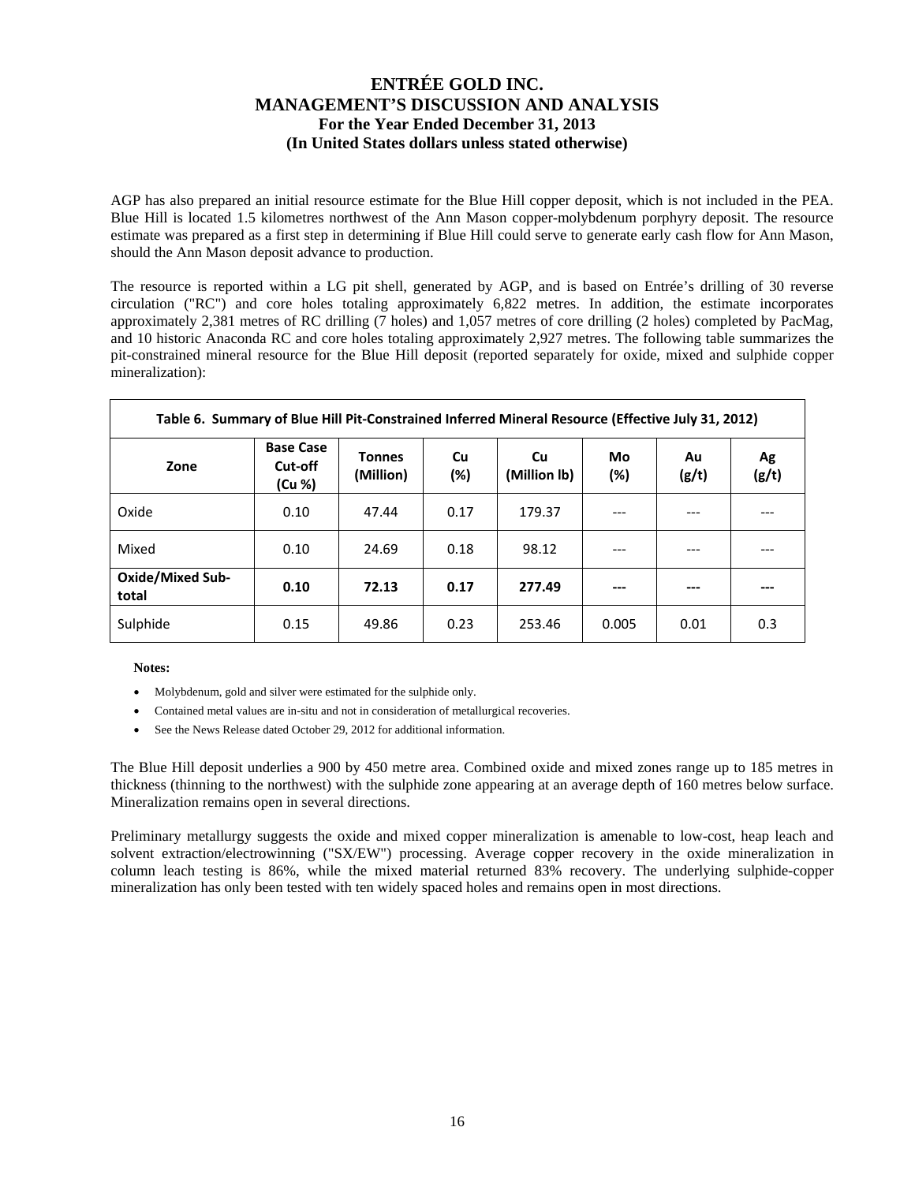AGP has also prepared an initial resource estimate for the Blue Hill copper deposit, which is not included in the PEA. Blue Hill is located 1.5 kilometres northwest of the Ann Mason copper-molybdenum porphyry deposit. The resource estimate was prepared as a first step in determining if Blue Hill could serve to generate early cash flow for Ann Mason, should the Ann Mason deposit advance to production.

The resource is reported within a LG pit shell, generated by AGP, and is based on Entrée's drilling of 30 reverse circulation ("RC") and core holes totaling approximately 6,822 metres. In addition, the estimate incorporates approximately 2,381 metres of RC drilling (7 holes) and 1,057 metres of core drilling (2 holes) completed by PacMag, and 10 historic Anaconda RC and core holes totaling approximately 2,927 metres. The following table summarizes the pit-constrained mineral resource for the Blue Hill deposit (reported separately for oxide, mixed and sulphide copper mineralization):

**Table 6. Summary of Blue Hill Pit-Constrained Inferred Mineral Resource (Effective July 31, 2012)**

| Zone | Base Case Cut-off (Cu %) | Tonnes (Million) | Cu (%) | Cu (Million lb) | Mo (%) | Au (g/t) | Ag (g/t) |
|---|---|---|---|---|---|---|---|
| Oxide | 0.10 | 47.44 | 0.17 | 179.37 | --- | --- | --- |
| Mixed | 0.10 | 24.69 | 0.18 | 98.12 | --- | --- | --- |
| **Oxide/Mixed Sub-total** | **0.10** | **72.13** | **0.17** | **277.49** | **---** | **---** | **---** |
| Sulphide | 0.15 | 49.86 | 0.23 | 253.46 | 0.005 | 0.01 | 0.3 |

**Notes:**

- Molybdenum, gold and silver were estimated for the sulphide only.
- Contained metal values are in-situ and not in consideration of metallurgical recoveries.
- See the News Release dated October 29, 2012 for additional information.

The Blue Hill deposit underlies a 900 by 450 metre area. Combined oxide and mixed zones range up to 185 metres in thickness (thinning to the northwest) with the sulphide zone appearing at an average depth of 160 metres below surface. Mineralization remains open in several directions.

Preliminary metallurgy suggests the oxide and mixed copper mineralization is amenable to low-cost, heap leach and solvent extraction/electrowinning ("SX/EW") processing. Average copper recovery in the oxide mineralization in column leach testing is 86%, while the mixed material returned 83% recovery. The underlying sulphide-copper mineralization has only been tested with ten widely spaced holes and remains open in most directions.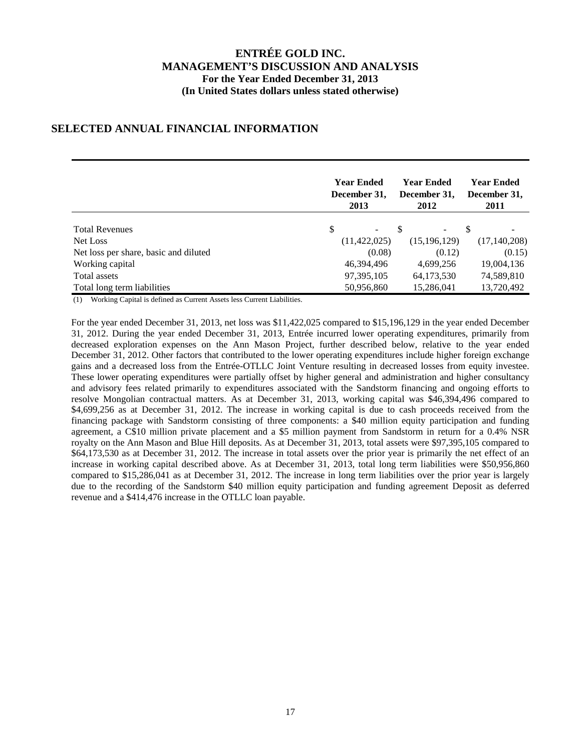# ENTRÉE GOLD INC.
## MANAGEMENT'S DISCUSSION AND ANALYSIS
### For the Year Ended December 31, 2013
### (In United States dollars unless stated otherwise)

## SELECTED ANNUAL FINANCIAL INFORMATION

| | Year Ended December 31, 2013 | Year Ended December 31, 2012 | Year Ended December 31, 2011 |
|---|---|---|---|
| Total Revenues | $ - | $ - | $ - |
| Net Loss | (11,422,025) | (15,196,129) | (17,140,208) |
| Net loss per share, basic and diluted | (0.08) | (0.12) | (0.15) |
| Working capital | 46,394,496 | 4,699,256 | 19,004,136 |
| Total assets | 97,395,105 | 64,173,530 | 74,589,810 |
| Total long term liabilities | 50,956,860 | 15,286,041 | 13,720,492 |

(1) Working Capital is defined as Current Assets less Current Liabilities.

For the year ended December 31, 2013, net loss was $11,422,025 compared to $15,196,129 in the year ended December 31, 2012. During the year ended December 31, 2013, Entrée incurred lower operating expenditures, primarily from decreased exploration expenses on the Ann Mason Project, further described below, relative to the year ended December 31, 2012. Other factors that contributed to the lower operating expenditures include higher foreign exchange gains and a decreased loss from the Entrée-OTLLC Joint Venture resulting in decreased losses from equity investee. These lower operating expenditures were partially offset by higher general and administration and higher consultancy and advisory fees related primarily to expenditures associated with the Sandstorm financing and ongoing efforts to resolve Mongolian contractual matters. As at December 31, 2013, working capital was $46,394,496 compared to $4,699,256 as at December 31, 2012. The increase in working capital is due to cash proceeds received from the financing package with Sandstorm consisting of three components: a $40 million equity participation and funding agreement, a C$10 million private placement and a $5 million payment from Sandstorm in return for a 0.4% NSR royalty on the Ann Mason and Blue Hill deposits. As at December 31, 2013, total assets were $97,395,105 compared to $64,173,530 as at December 31, 2012. The increase in total assets over the prior year is primarily the net effect of an increase in working capital described above. As at December 31, 2013, total long term liabilities were $50,956,860 compared to $15,286,041 as at December 31, 2012. The increase in long term liabilities over the prior year is largely due to the recording of the Sandstorm $40 million equity participation and funding agreement Deposit as deferred revenue and a $414,476 increase in the OTLLC loan payable.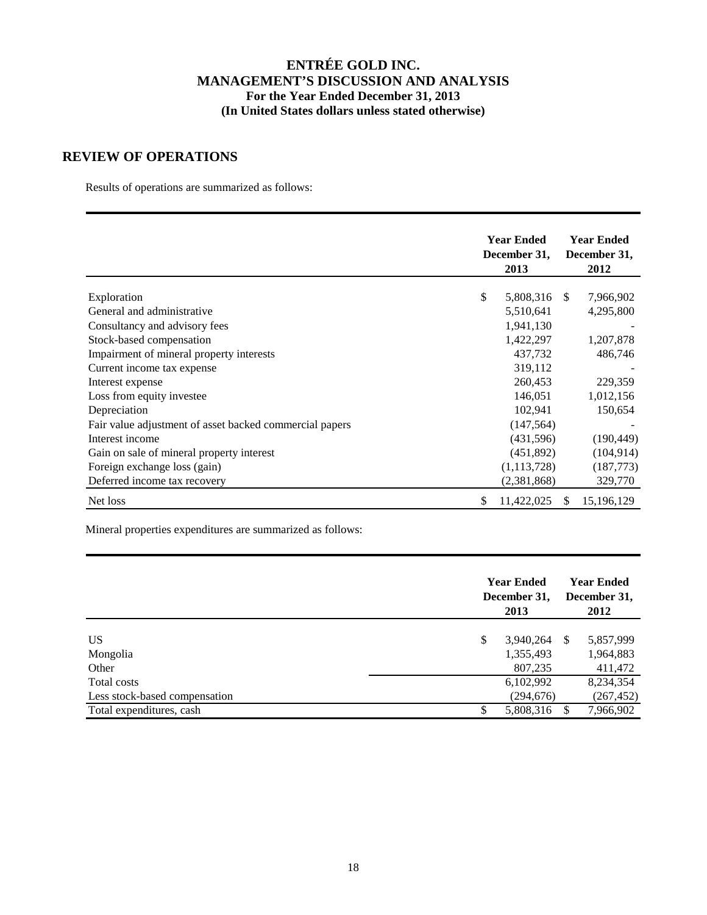# ENTRÉE GOLD INC.
## MANAGEMENT'S DISCUSSION AND ANALYSIS
### For the Year Ended December 31, 2013
### (In United States dollars unless stated otherwise)

## REVIEW OF OPERATIONS

Results of operations are summarized as follows:

| | Year Ended December 31, 2013 | Year Ended December 31, 2012 |
|---|---|---|
| Exploration | $ 5,808,316 | $ 7,966,902 |
| General and administrative | 5,510,641 | 4,295,800 |
| Consultancy and advisory fees | 1,941,130 | - |
| Stock-based compensation | 1,422,297 | 1,207,878 |
| Impairment of mineral property interests | 437,732 | 486,746 |
| Current income tax expense | 319,112 | - |
| Interest expense | 260,453 | 229,359 |
| Loss from equity investee | 146,051 | 1,012,156 |
| Depreciation | 102,941 | 150,654 |
| Fair value adjustment of asset backed commercial papers | (147,564) | - |
| Interest income | (431,596) | (190,449) |
| Gain on sale of mineral property interest | (451,892) | (104,914) |
| Foreign exchange loss (gain) | (1,113,728) | (187,773) |
| Deferred income tax recovery | (2,381,868) | 329,770 |
| Net loss | $ 11,422,025 | $ 15,196,129 |

Mineral properties expenditures are summarized as follows:

| | Year Ended December 31, 2013 | Year Ended December 31, 2012 |
|---|---|---|
| US | $ 3,940,264 | $ 5,857,999 |
| Mongolia | 1,355,493 | 1,964,883 |
| Other | 807,235 | 411,472 |
| Total costs | 6,102,992 | 8,234,354 |
| Less stock-based compensation | (294,676) | (267,452) |
| Total expenditures, cash | $ 5,808,316 | $ 7,966,902 |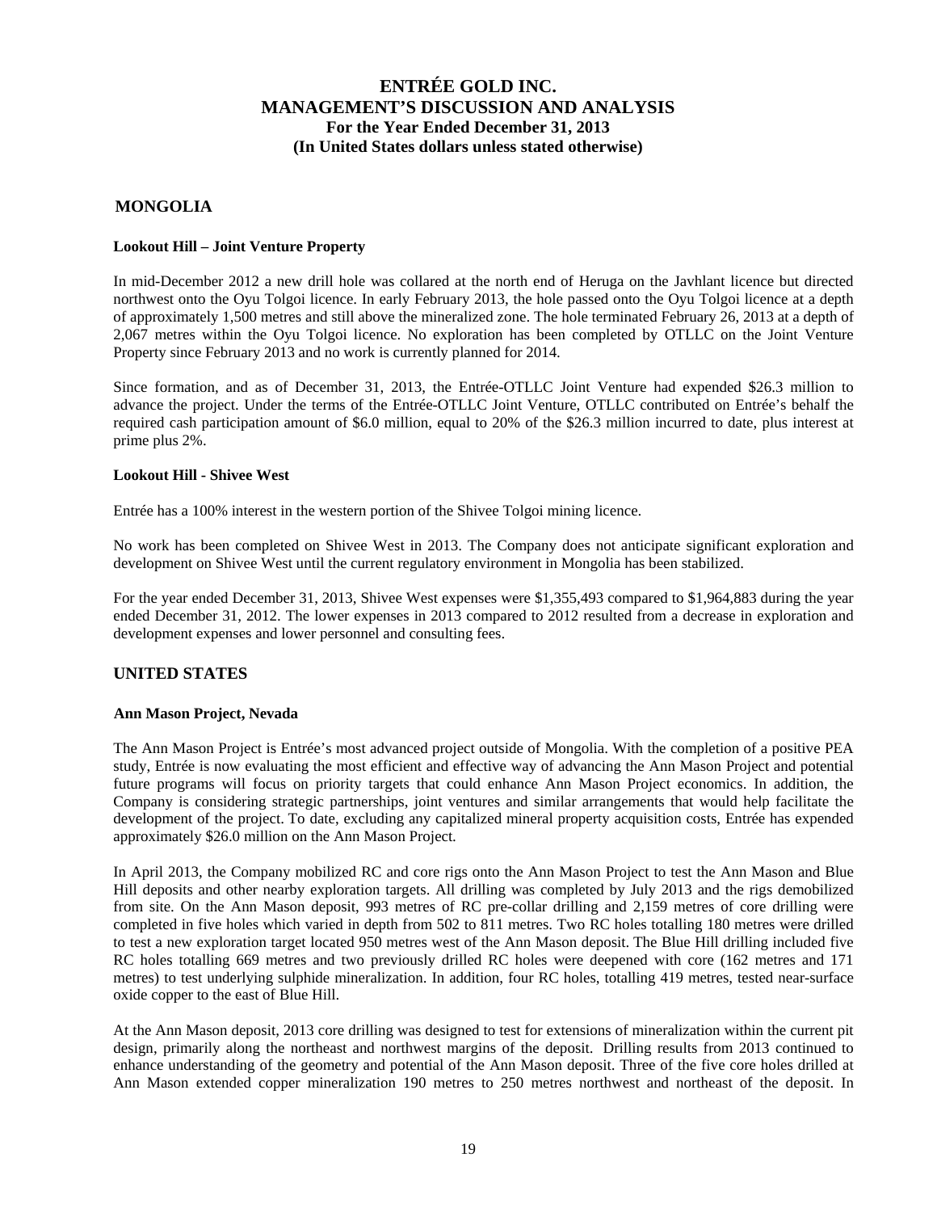## MONGOLIA

### Lookout Hill – Joint Venture Property

In mid-December 2012 a new drill hole was collared at the north end of Heruga on the Javhlant licence but directed northwest onto the Oyu Tolgoi licence. In early February 2013, the hole passed onto the Oyu Tolgoi licence at a depth of approximately 1,500 metres and still above the mineralized zone. The hole terminated February 26, 2013 at a depth of 2,067 metres within the Oyu Tolgoi licence. No exploration has been completed by OTLLC on the Joint Venture Property since February 2013 and no work is currently planned for 2014.

Since formation, and as of December 31, 2013, the Entrée-OTLLC Joint Venture had expended $26.3 million to advance the project. Under the terms of the Entrée-OTLLC Joint Venture, OTLLC contributed on Entrée's behalf the required cash participation amount of $6.0 million, equal to 20% of the $26.3 million incurred to date, plus interest at prime plus 2%.

### Lookout Hill - Shivee West

Entrée has a 100% interest in the western portion of the Shivee Tolgoi mining licence.

No work has been completed on Shivee West in 2013. The Company does not anticipate significant exploration and development on Shivee West until the current regulatory environment in Mongolia has been stabilized.

For the year ended December 31, 2013, Shivee West expenses were $1,355,493 compared to $1,964,883 during the year ended December 31, 2012. The lower expenses in 2013 compared to 2012 resulted from a decrease in exploration and development expenses and lower personnel and consulting fees.

## UNITED STATES

### Ann Mason Project, Nevada

The Ann Mason Project is Entrée's most advanced project outside of Mongolia. With the completion of a positive PEA study, Entrée is now evaluating the most efficient and effective way of advancing the Ann Mason Project and potential future programs will focus on priority targets that could enhance Ann Mason Project economics. In addition, the Company is considering strategic partnerships, joint ventures and similar arrangements that would help facilitate the development of the project. To date, excluding any capitalized mineral property acquisition costs, Entrée has expended approximately $26.0 million on the Ann Mason Project.

In April 2013, the Company mobilized RC and core rigs onto the Ann Mason Project to test the Ann Mason and Blue Hill deposits and other nearby exploration targets. All drilling was completed by July 2013 and the rigs demobilized from site. On the Ann Mason deposit, 993 metres of RC pre-collar drilling and 2,159 metres of core drilling were completed in five holes which varied in depth from 502 to 811 metres. Two RC holes totalling 180 metres were drilled to test a new exploration target located 950 metres west of the Ann Mason deposit. The Blue Hill drilling included five RC holes totalling 669 metres and two previously drilled RC holes were deepened with core (162 metres and 171 metres) to test underlying sulphide mineralization. In addition, four RC holes, totalling 419 metres, tested near-surface oxide copper to the east of Blue Hill.

At the Ann Mason deposit, 2013 core drilling was designed to test for extensions of mineralization within the current pit design, primarily along the northeast and northwest margins of the deposit. Drilling results from 2013 continued to enhance understanding of the geometry and potential of the Ann Mason deposit. Three of the five core holes drilled at Ann Mason extended copper mineralization 190 metres to 250 metres northwest and northeast of the deposit. In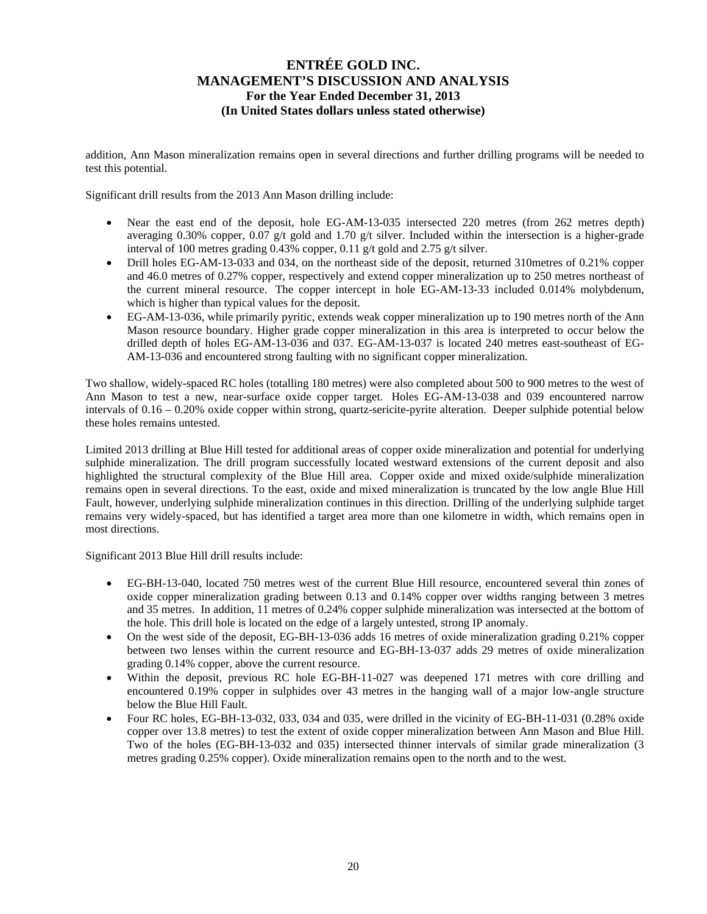addition, Ann Mason mineralization remains open in several directions and further drilling programs will be needed to test this potential.

Significant drill results from the 2013 Ann Mason drilling include:

- Near the east end of the deposit, hole EG-AM-13-035 intersected 220 metres (from 262 metres depth) averaging 0.30% copper, 0.07 g/t gold and 1.70 g/t silver. Included within the intersection is a higher-grade interval of 100 metres grading 0.43% copper, 0.11 g/t gold and 2.75 g/t silver.
- Drill holes EG-AM-13-033 and 034, on the northeast side of the deposit, returned 310metres of 0.21% copper and 46.0 metres of 0.27% copper, respectively and extend copper mineralization up to 250 metres northeast of the current mineral resource. The copper intercept in hole EG-AM-13-33 included 0.014% molybdenum, which is higher than typical values for the deposit.
- EG-AM-13-036, while primarily pyritic, extends weak copper mineralization up to 190 metres north of the Ann Mason resource boundary. Higher grade copper mineralization in this area is interpreted to occur below the drilled depth of holes EG-AM-13-036 and 037. EG-AM-13-037 is located 240 metres east-southeast of EG-AM-13-036 and encountered strong faulting with no significant copper mineralization.

Two shallow, widely-spaced RC holes (totalling 180 metres) were also completed about 500 to 900 metres to the west of Ann Mason to test a new, near-surface oxide copper target. Holes EG-AM-13-038 and 039 encountered narrow intervals of 0.16 – 0.20% oxide copper within strong, quartz-sericite-pyrite alteration. Deeper sulphide potential below these holes remains untested.

Limited 2013 drilling at Blue Hill tested for additional areas of copper oxide mineralization and potential for underlying sulphide mineralization. The drill program successfully located westward extensions of the current deposit and also highlighted the structural complexity of the Blue Hill area. Copper oxide and mixed oxide/sulphide mineralization remains open in several directions. To the east, oxide and mixed mineralization is truncated by the low angle Blue Hill Fault, however, underlying sulphide mineralization continues in this direction. Drilling of the underlying sulphide target remains very widely-spaced, but has identified a target area more than one kilometre in width, which remains open in most directions.

Significant 2013 Blue Hill drill results include:

- EG-BH-13-040, located 750 metres west of the current Blue Hill resource, encountered several thin zones of oxide copper mineralization grading between 0.13 and 0.14% copper over widths ranging between 3 metres and 35 metres. In addition, 11 metres of 0.24% copper sulphide mineralization was intersected at the bottom of the hole. This drill hole is located on the edge of a largely untested, strong IP anomaly.
- On the west side of the deposit, EG-BH-13-036 adds 16 metres of oxide mineralization grading 0.21% copper between two lenses within the current resource and EG-BH-13-037 adds 29 metres of oxide mineralization grading 0.14% copper, above the current resource.
- Within the deposit, previous RC hole EG-BH-11-027 was deepened 171 metres with core drilling and encountered 0.19% copper in sulphides over 43 metres in the hanging wall of a major low-angle structure below the Blue Hill Fault.
- Four RC holes, EG-BH-13-032, 033, 034 and 035, were drilled in the vicinity of EG-BH-11-031 (0.28% oxide copper over 13.8 metres) to test the extent of oxide copper mineralization between Ann Mason and Blue Hill. Two of the holes (EG-BH-13-032 and 035) intersected thinner intervals of similar grade mineralization (3 metres grading 0.25% copper). Oxide mineralization remains open to the north and to the west.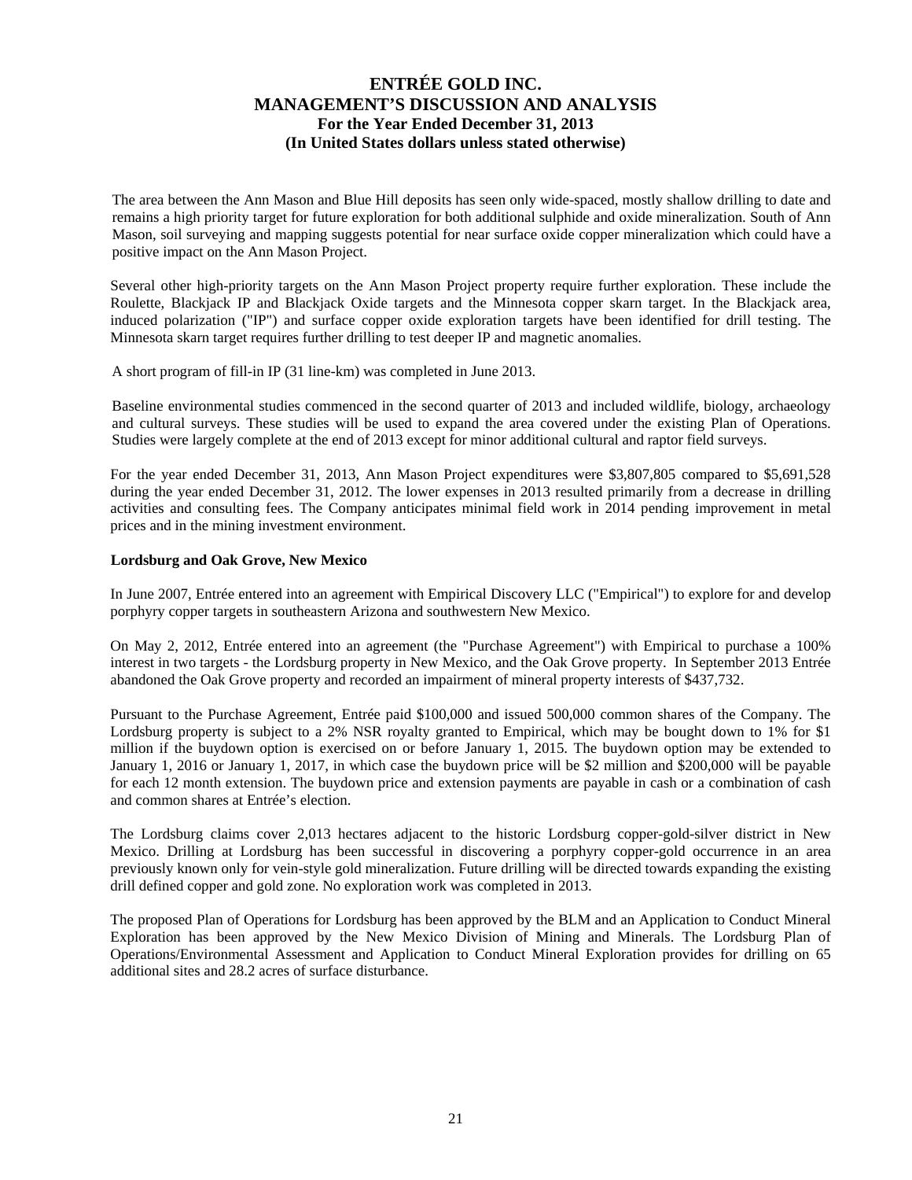The area between the Ann Mason and Blue Hill deposits has seen only wide-spaced, mostly shallow drilling to date and remains a high priority target for future exploration for both additional sulphide and oxide mineralization. South of Ann Mason, soil surveying and mapping suggests potential for near surface oxide copper mineralization which could have a positive impact on the Ann Mason Project.

Several other high-priority targets on the Ann Mason Project property require further exploration. These include the Roulette, Blackjack IP and Blackjack Oxide targets and the Minnesota copper skarn target. In the Blackjack area, induced polarization ("IP") and surface copper oxide exploration targets have been identified for drill testing. The Minnesota skarn target requires further drilling to test deeper IP and magnetic anomalies.

A short program of fill-in IP (31 line-km) was completed in June 2013.

Baseline environmental studies commenced in the second quarter of 2013 and included wildlife, biology, archaeology and cultural surveys. These studies will be used to expand the area covered under the existing Plan of Operations. Studies were largely complete at the end of 2013 except for minor additional cultural and raptor field surveys.

For the year ended December 31, 2013, Ann Mason Project expenditures were $3,807,805 compared to $5,691,528 during the year ended December 31, 2012. The lower expenses in 2013 resulted primarily from a decrease in drilling activities and consulting fees. The Company anticipates minimal field work in 2014 pending improvement in metal prices and in the mining investment environment.

**Lordsburg and Oak Grove, New Mexico**

In June 2007, Entrée entered into an agreement with Empirical Discovery LLC ("Empirical") to explore for and develop porphyry copper targets in southeastern Arizona and southwestern New Mexico.

On May 2, 2012, Entrée entered into an agreement (the "Purchase Agreement") with Empirical to purchase a 100% interest in two targets - the Lordsburg property in New Mexico, and the Oak Grove property. In September 2013 Entrée abandoned the Oak Grove property and recorded an impairment of mineral property interests of $437,732.

Pursuant to the Purchase Agreement, Entrée paid $100,000 and issued 500,000 common shares of the Company. The Lordsburg property is subject to a 2% NSR royalty granted to Empirical, which may be bought down to 1% for $1 million if the buydown option is exercised on or before January 1, 2015. The buydown option may be extended to January 1, 2016 or January 1, 2017, in which case the buydown price will be $2 million and $200,000 will be payable for each 12 month extension. The buydown price and extension payments are payable in cash or a combination of cash and common shares at Entrée's election.

The Lordsburg claims cover 2,013 hectares adjacent to the historic Lordsburg copper-gold-silver district in New Mexico. Drilling at Lordsburg has been successful in discovering a porphyry copper-gold occurrence in an area previously known only for vein-style gold mineralization. Future drilling will be directed towards expanding the existing drill defined copper and gold zone. No exploration work was completed in 2013.

The proposed Plan of Operations for Lordsburg has been approved by the BLM and an Application to Conduct Mineral Exploration has been approved by the New Mexico Division of Mining and Minerals. The Lordsburg Plan of Operations/Environmental Assessment and Application to Conduct Mineral Exploration provides for drilling on 65 additional sites and 28.2 acres of surface disturbance.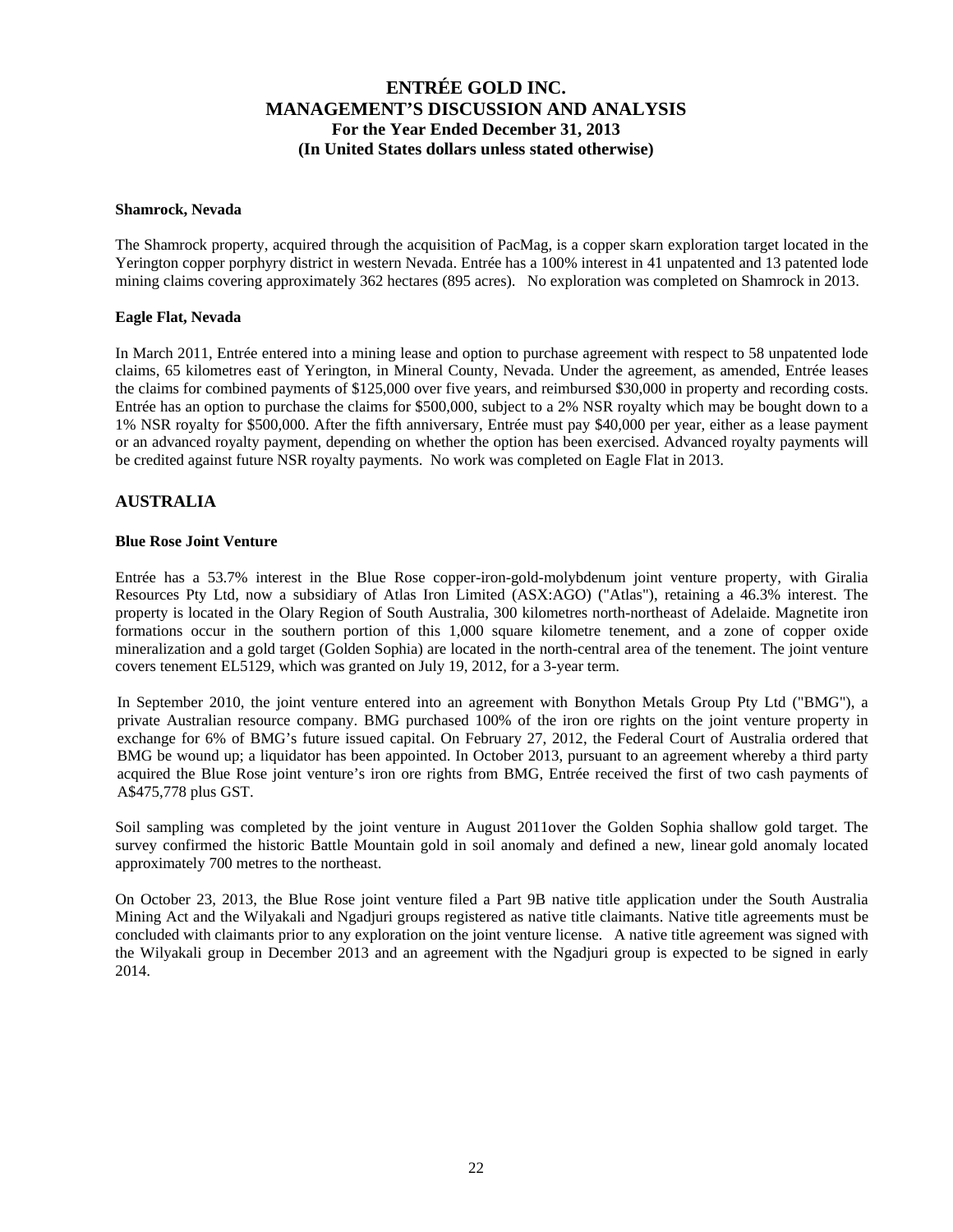**Shamrock, Nevada**

The Shamrock property, acquired through the acquisition of PacMag, is a copper skarn exploration target located in the Yerington copper porphyry district in western Nevada. Entrée has a 100% interest in 41 unpatented and 13 patented lode mining claims covering approximately 362 hectares (895 acres). No exploration was completed on Shamrock in 2013.

**Eagle Flat, Nevada**

In March 2011, Entrée entered into a mining lease and option to purchase agreement with respect to 58 unpatented lode claims, 65 kilometres east of Yerington, in Mineral County, Nevada. Under the agreement, as amended, Entrée leases the claims for combined payments of $125,000 over five years, and reimbursed $30,000 in property and recording costs. Entrée has an option to purchase the claims for $500,000, subject to a 2% NSR royalty which may be bought down to a 1% NSR royalty for $500,000. After the fifth anniversary, Entrée must pay $40,000 per year, either as a lease payment or an advanced royalty payment, depending on whether the option has been exercised. Advanced royalty payments will be credited against future NSR royalty payments. No work was completed on Eagle Flat in 2013.

## AUSTRALIA

**Blue Rose Joint Venture**

Entrée has a 53.7% interest in the Blue Rose copper-iron-gold-molybdenum joint venture property, with Giralia Resources Pty Ltd, now a subsidiary of Atlas Iron Limited (ASX:AGO) ("Atlas"), retaining a 46.3% interest. The property is located in the Olary Region of South Australia, 300 kilometres north-northeast of Adelaide. Magnetite iron formations occur in the southern portion of this 1,000 square kilometre tenement, and a zone of copper oxide mineralization and a gold target (Golden Sophia) are located in the north-central area of the tenement. The joint venture covers tenement EL5129, which was granted on July 19, 2012, for a 3-year term.

In September 2010, the joint venture entered into an agreement with Bonython Metals Group Pty Ltd ("BMG"), a private Australian resource company. BMG purchased 100% of the iron ore rights on the joint venture property in exchange for 6% of BMG's future issued capital. On February 27, 2012, the Federal Court of Australia ordered that BMG be wound up; a liquidator has been appointed. In October 2013, pursuant to an agreement whereby a third party acquired the Blue Rose joint venture's iron ore rights from BMG, Entrée received the first of two cash payments of A$475,778 plus GST.

Soil sampling was completed by the joint venture in August 2011over the Golden Sophia shallow gold target. The survey confirmed the historic Battle Mountain gold in soil anomaly and defined a new, linear gold anomaly located approximately 700 metres to the northeast.

On October 23, 2013, the Blue Rose joint venture filed a Part 9B native title application under the South Australia Mining Act and the Wilyakali and Ngadjuri groups registered as native title claimants. Native title agreements must be concluded with claimants prior to any exploration on the joint venture license. A native title agreement was signed with the Wilyakali group in December 2013 and an agreement with the Ngadjuri group is expected to be signed in early 2014.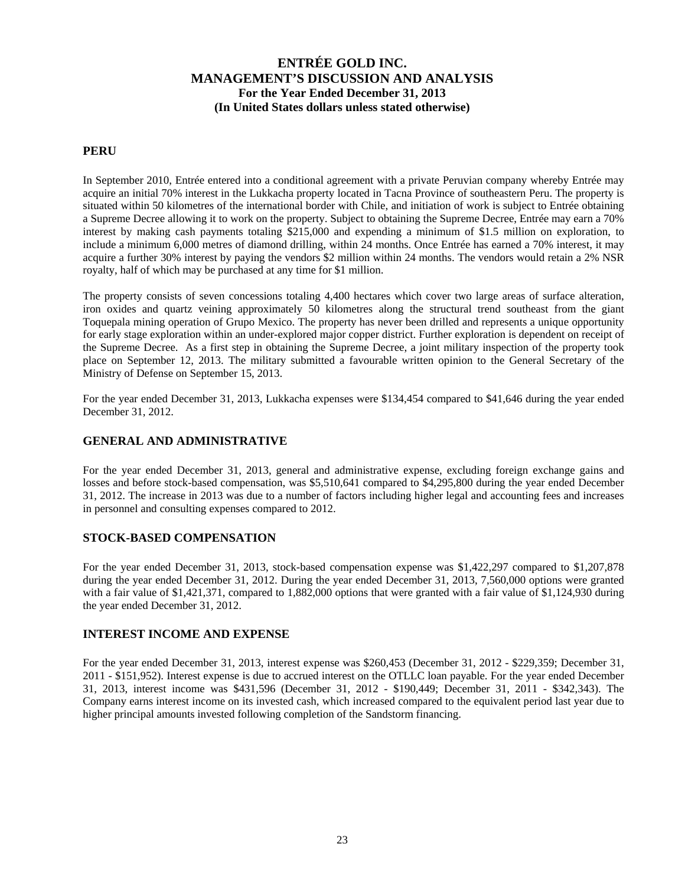## PERU

In September 2010, Entrée entered into a conditional agreement with a private Peruvian company whereby Entrée may acquire an initial 70% interest in the Lukkacha property located in Tacna Province of southeastern Peru. The property is situated within 50 kilometres of the international border with Chile, and initiation of work is subject to Entrée obtaining a Supreme Decree allowing it to work on the property. Subject to obtaining the Supreme Decree, Entrée may earn a 70% interest by making cash payments totaling $215,000 and expending a minimum of $1.5 million on exploration, to include a minimum 6,000 metres of diamond drilling, within 24 months. Once Entrée has earned a 70% interest, it may acquire a further 30% interest by paying the vendors $2 million within 24 months. The vendors would retain a 2% NSR royalty, half of which may be purchased at any time for $1 million.

The property consists of seven concessions totaling 4,400 hectares which cover two large areas of surface alteration, iron oxides and quartz veining approximately 50 kilometres along the structural trend southeast from the giant Toquepala mining operation of Grupo Mexico. The property has never been drilled and represents a unique opportunity for early stage exploration within an under-explored major copper district. Further exploration is dependent on receipt of the Supreme Decree. As a first step in obtaining the Supreme Decree, a joint military inspection of the property took place on September 12, 2013. The military submitted a favourable written opinion to the General Secretary of the Ministry of Defense on September 15, 2013.

For the year ended December 31, 2013, Lukkacha expenses were $134,454 compared to $41,646 during the year ended December 31, 2012.

## GENERAL AND ADMINISTRATIVE

For the year ended December 31, 2013, general and administrative expense, excluding foreign exchange gains and losses and before stock-based compensation, was $5,510,641 compared to $4,295,800 during the year ended December 31, 2012. The increase in 2013 was due to a number of factors including higher legal and accounting fees and increases in personnel and consulting expenses compared to 2012.

## STOCK-BASED COMPENSATION

For the year ended December 31, 2013, stock-based compensation expense was $1,422,297 compared to $1,207,878 during the year ended December 31, 2012. During the year ended December 31, 2013, 7,560,000 options were granted with a fair value of $1,421,371, compared to 1,882,000 options that were granted with a fair value of $1,124,930 during the year ended December 31, 2012.

## INTEREST INCOME AND EXPENSE

For the year ended December 31, 2013, interest expense was $260,453 (December 31, 2012 - $229,359; December 31, 2011 - $151,952). Interest expense is due to accrued interest on the OTLLC loan payable. For the year ended December 31, 2013, interest income was $431,596 (December 31, 2012 - $190,449; December 31, 2011 - $342,343). The Company earns interest income on its invested cash, which increased compared to the equivalent period last year due to higher principal amounts invested following completion of the Sandstorm financing.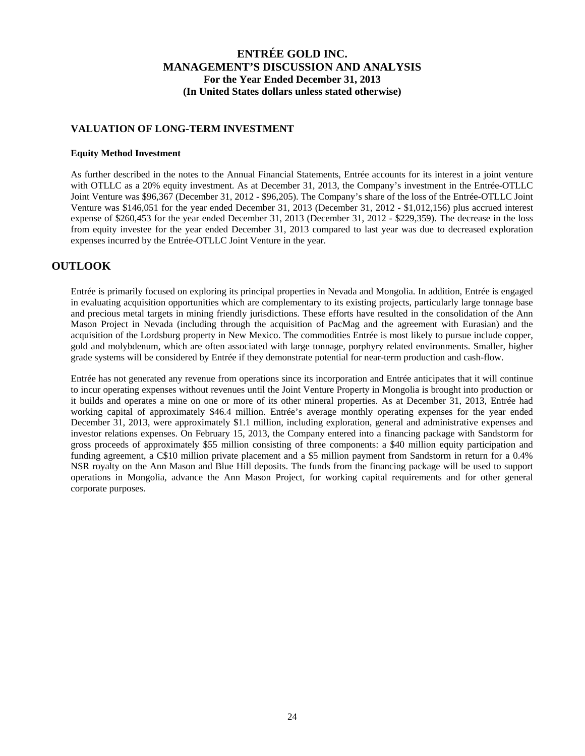## VALUATION OF LONG-TERM INVESTMENT

**Equity Method Investment**

As further described in the notes to the Annual Financial Statements, Entrée accounts for its interest in a joint venture with OTLLC as a 20% equity investment. As at December 31, 2013, the Company's investment in the Entrée-OTLLC Joint Venture was $96,367 (December 31, 2012 - $96,205). The Company's share of the loss of the Entrée-OTLLC Joint Venture was $146,051 for the year ended December 31, 2013 (December 31, 2012 - $1,012,156) plus accrued interest expense of $260,453 for the year ended December 31, 2013 (December 31, 2012 - $229,359). The decrease in the loss from equity investee for the year ended December 31, 2013 compared to last year was due to decreased exploration expenses incurred by the Entrée-OTLLC Joint Venture in the year.

# OUTLOOK

Entrée is primarily focused on exploring its principal properties in Nevada and Mongolia. In addition, Entrée is engaged in evaluating acquisition opportunities which are complementary to its existing projects, particularly large tonnage base and precious metal targets in mining friendly jurisdictions. These efforts have resulted in the consolidation of the Ann Mason Project in Nevada (including through the acquisition of PacMag and the agreement with Eurasian) and the acquisition of the Lordsburg property in New Mexico. The commodities Entrée is most likely to pursue include copper, gold and molybdenum, which are often associated with large tonnage, porphyry related environments. Smaller, higher grade systems will be considered by Entrée if they demonstrate potential for near-term production and cash-flow.

Entrée has not generated any revenue from operations since its incorporation and Entrée anticipates that it will continue to incur operating expenses without revenues until the Joint Venture Property in Mongolia is brought into production or it builds and operates a mine on one or more of its other mineral properties. As at December 31, 2013, Entrée had working capital of approximately $46.4 million. Entrée's average monthly operating expenses for the year ended December 31, 2013, were approximately $1.1 million, including exploration, general and administrative expenses and investor relations expenses. On February 15, 2013, the Company entered into a financing package with Sandstorm for gross proceeds of approximately $55 million consisting of three components: a $40 million equity participation and funding agreement, a C$10 million private placement and a $5 million payment from Sandstorm in return for a 0.4% NSR royalty on the Ann Mason and Blue Hill deposits. The funds from the financing package will be used to support operations in Mongolia, advance the Ann Mason Project, for working capital requirements and for other general corporate purposes.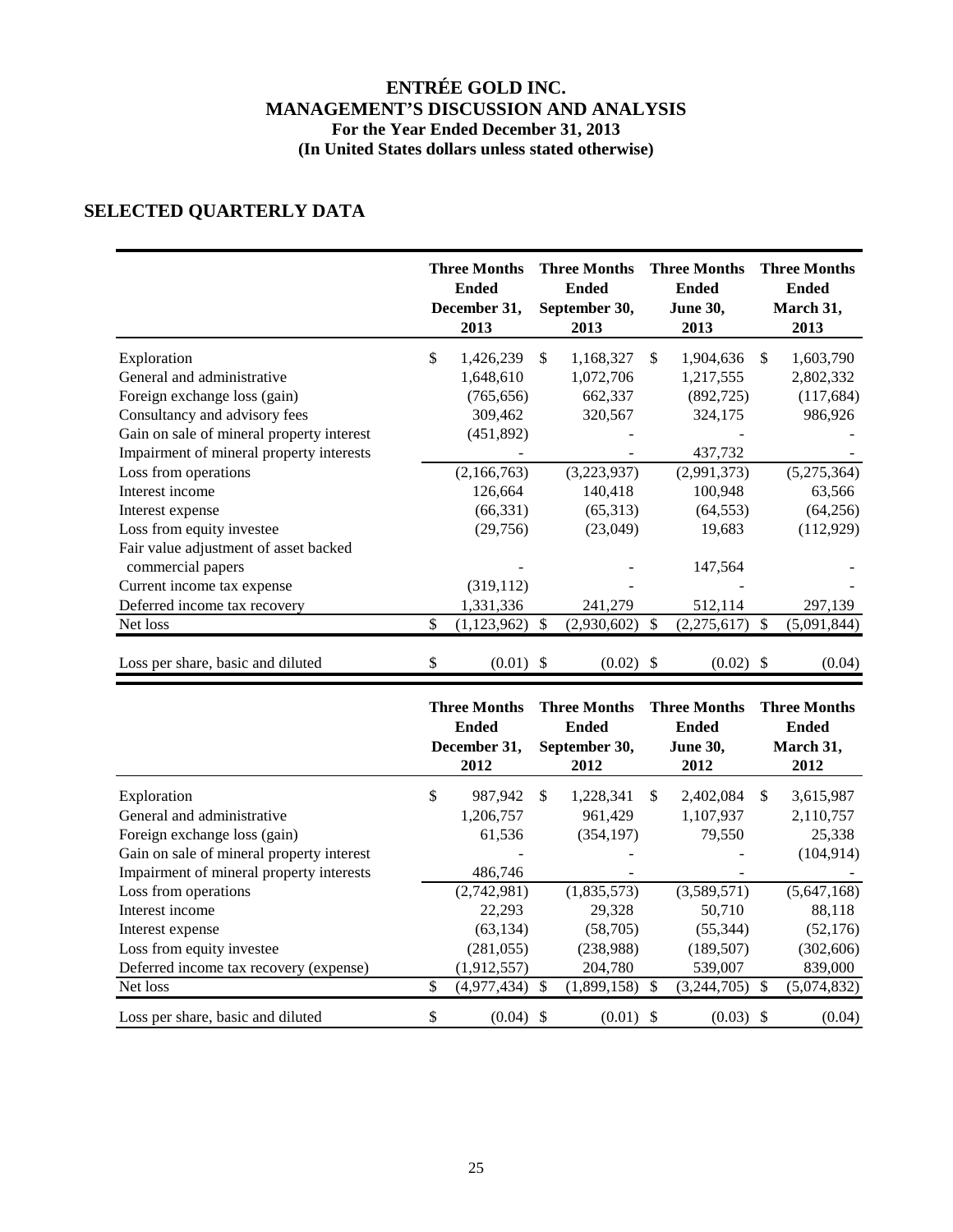# ENTRÉE GOLD INC.
## MANAGEMENT'S DISCUSSION AND ANALYSIS
### For the Year Ended December 31, 2013
### (In United States dollars unless stated otherwise)

## SELECTED QUARTERLY DATA

| | Three Months Ended December 31, 2013 | Three Months Ended September 30, 2013 | Three Months Ended June 30, 2013 | Three Months Ended March 31, 2013 |
|---|---|---|---|---|
| Exploration | $ 1,426,239 | $ 1,168,327 | $ 1,904,636 | $ 1,603,790 |
| General and administrative | 1,648,610 | 1,072,706 | 1,217,555 | 2,802,332 |
| Foreign exchange loss (gain) | (765,656) | 662,337 | (892,725) | (117,684) |
| Consultancy and advisory fees | 309,462 | 320,567 | 324,175 | 986,926 |
| Gain on sale of mineral property interest | (451,892) | - | - | - |
| Impairment of mineral property interests | - | - | 437,732 | - |
| Loss from operations | (2,166,763) | (3,223,937) | (2,991,373) | (5,275,364) |
| Interest income | 126,664 | 140,418 | 100,948 | 63,566 |
| Interest expense | (66,331) | (65,313) | (64,553) | (64,256) |
| Loss from equity investee | (29,756) | (23,049) | 19,683 | (112,929) |
| Fair value adjustment of asset backed commercial papers | - | - | 147,564 | - |
| Current income tax expense | (319,112) | - | - | - |
| Deferred income tax recovery | 1,331,336 | 241,279 | 512,114 | 297,139 |
| Net loss | $ (1,123,962) | $ (2,930,602) | $ (2,275,617) | $ (5,091,844) |
| Loss per share, basic and diluted | $ (0.01) | $ (0.02) | $ (0.02) | $ (0.04) |

| | Three Months Ended December 31, 2012 | Three Months Ended September 30, 2012 | Three Months Ended June 30, 2012 | Three Months Ended March 31, 2012 |
|---|---|---|---|---|
| Exploration | $ 987,942 | $ 1,228,341 | $ 2,402,084 | $ 3,615,987 |
| General and administrative | 1,206,757 | 961,429 | 1,107,937 | 2,110,757 |
| Foreign exchange loss (gain) | 61,536 | (354,197) | 79,550 | 25,338 |
| Gain on sale of mineral property interest | - | - | - | (104,914) |
| Impairment of mineral property interests | 486,746 | - | - | - |
| Loss from operations | (2,742,981) | (1,835,573) | (3,589,571) | (5,647,168) |
| Interest income | 22,293 | 29,328 | 50,710 | 88,118 |
| Interest expense | (63,134) | (58,705) | (55,344) | (52,176) |
| Loss from equity investee | (281,055) | (238,988) | (189,507) | (302,606) |
| Deferred income tax recovery (expense) | (1,912,557) | 204,780 | 539,007 | 839,000 |
| Net loss | $ (4,977,434) | $ (1,899,158) | $ (3,244,705) | $ (5,074,832) |
| Loss per share, basic and diluted | $ (0.04) | $ (0.01) | $ (0.03) | $ (0.04) |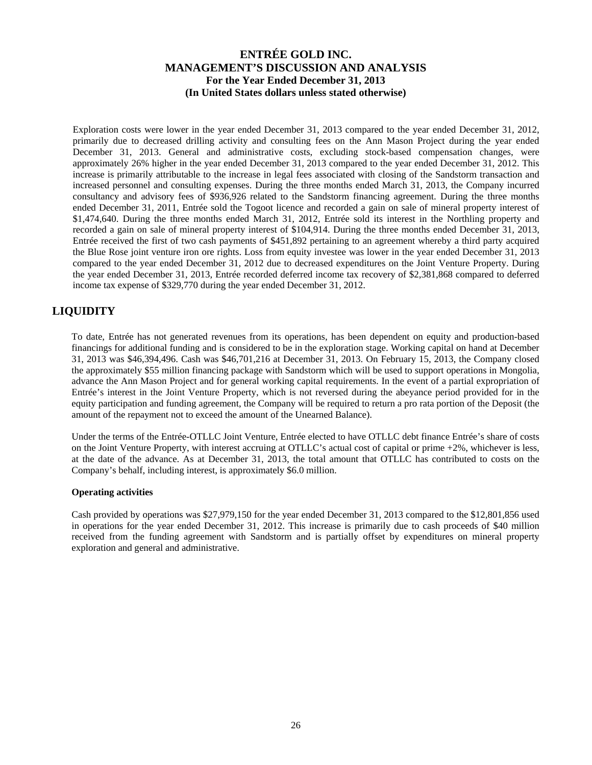Exploration costs were lower in the year ended December 31, 2013 compared to the year ended December 31, 2012, primarily due to decreased drilling activity and consulting fees on the Ann Mason Project during the year ended December 31, 2013. General and administrative costs, excluding stock-based compensation changes, were approximately 26% higher in the year ended December 31, 2013 compared to the year ended December 31, 2012. This increase is primarily attributable to the increase in legal fees associated with closing of the Sandstorm transaction and increased personnel and consulting expenses. During the three months ended March 31, 2013, the Company incurred consultancy and advisory fees of $936,926 related to the Sandstorm financing agreement. During the three months ended December 31, 2011, Entrée sold the Togoot licence and recorded a gain on sale of mineral property interest of $1,474,640. During the three months ended March 31, 2012, Entrée sold its interest in the Northling property and recorded a gain on sale of mineral property interest of $104,914. During the three months ended December 31, 2013, Entrée received the first of two cash payments of $451,892 pertaining to an agreement whereby a third party acquired the Blue Rose joint venture iron ore rights. Loss from equity investee was lower in the year ended December 31, 2013 compared to the year ended December 31, 2012 due to decreased expenditures on the Joint Venture Property. During the year ended December 31, 2013, Entrée recorded deferred income tax recovery of $2,381,868 compared to deferred income tax expense of $329,770 during the year ended December 31, 2012.

# LIQUIDITY

To date, Entrée has not generated revenues from its operations, has been dependent on equity and production-based financings for additional funding and is considered to be in the exploration stage. Working capital on hand at December 31, 2013 was $46,394,496. Cash was $46,701,216 at December 31, 2013. On February 15, 2013, the Company closed the approximately $55 million financing package with Sandstorm which will be used to support operations in Mongolia, advance the Ann Mason Project and for general working capital requirements. In the event of a partial expropriation of Entrée's interest in the Joint Venture Property, which is not reversed during the abeyance period provided for in the equity participation and funding agreement, the Company will be required to return a pro rata portion of the Deposit (the amount of the repayment not to exceed the amount of the Unearned Balance).

Under the terms of the Entrée-OTLLC Joint Venture, Entrée elected to have OTLLC debt finance Entrée's share of costs on the Joint Venture Property, with interest accruing at OTLLC's actual cost of capital or prime +2%, whichever is less, at the date of the advance. As at December 31, 2013, the total amount that OTLLC has contributed to costs on the Company's behalf, including interest, is approximately $6.0 million.

**Operating activities**

Cash provided by operations was $27,979,150 for the year ended December 31, 2013 compared to the $12,801,856 used in operations for the year ended December 31, 2012. This increase is primarily due to cash proceeds of $40 million received from the funding agreement with Sandstorm and is partially offset by expenditures on mineral property exploration and general and administrative.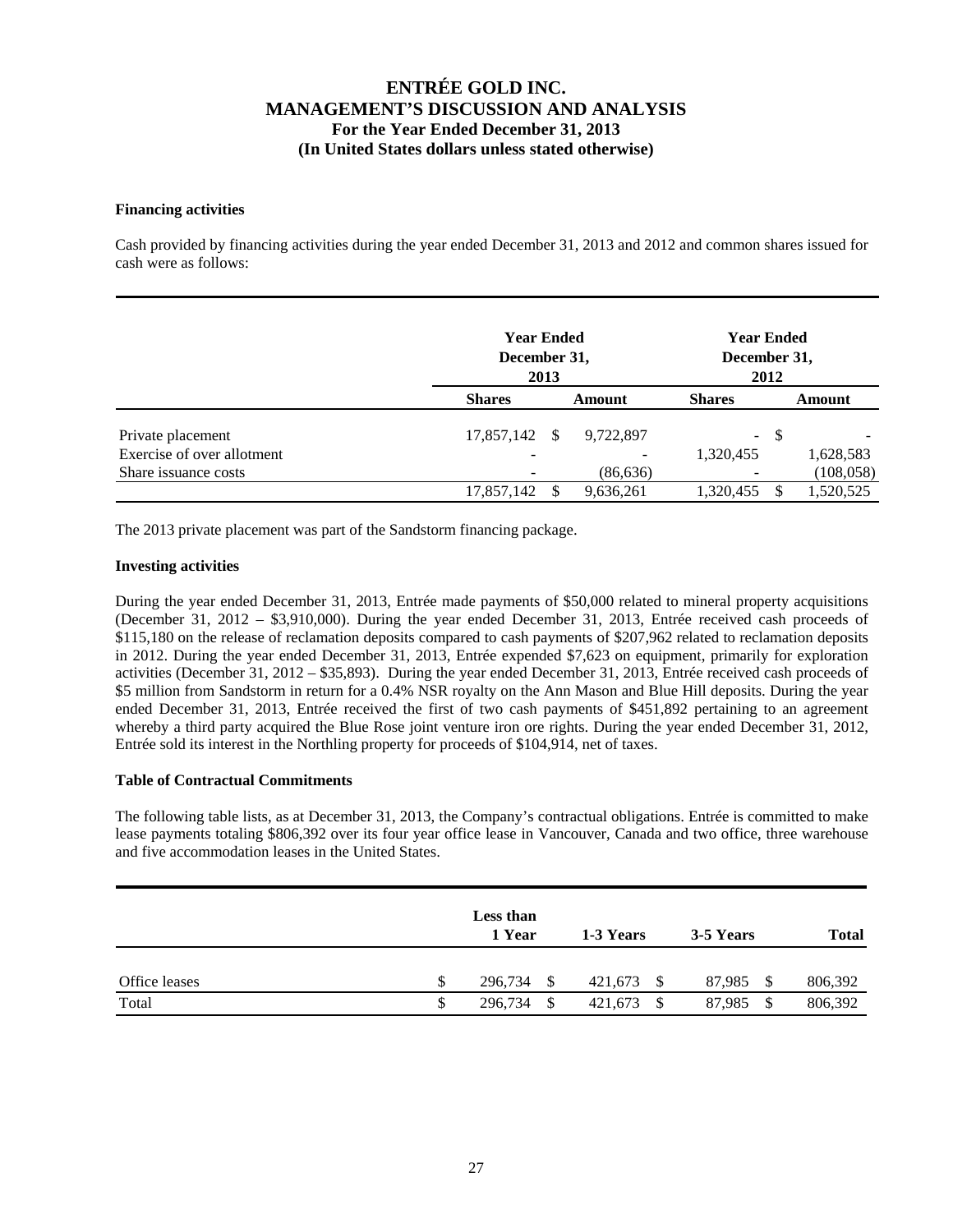# ENTRÉE GOLD INC.
# MANAGEMENT'S DISCUSSION AND ANALYSIS
## For the Year Ended December 31, 2013
## (In United States dollars unless stated otherwise)

**Financing activities**

Cash provided by financing activities during the year ended December 31, 2013 and 2012 and common shares issued for cash were as follows:

| | Year Ended December 31, 2013 | | Year Ended December 31, 2012 | |
|---|---|---|---|---|
| | **Shares** | **Amount** | **Shares** | **Amount** |
| Private placement | 17,857,142 | $ 9,722,897 | - | $ - |
| Exercise of over allotment | - | - | 1,320,455 | 1,628,583 |
| Share issuance costs | - | (86,636) | - | (108,058) |
| | 17,857,142 | $ 9,636,261 | 1,320,455 | $ 1,520,525 |

The 2013 private placement was part of the Sandstorm financing package.

**Investing activities**

During the year ended December 31, 2013, Entrée made payments of $50,000 related to mineral property acquisitions (December 31, 2012 – $3,910,000). During the year ended December 31, 2013, Entrée received cash proceeds of $115,180 on the release of reclamation deposits compared to cash payments of $207,962 related to reclamation deposits in 2012. During the year ended December 31, 2013, Entrée expended $7,623 on equipment, primarily for exploration activities (December 31, 2012 – $35,893). During the year ended December 31, 2013, Entrée received cash proceeds of $5 million from Sandstorm in return for a 0.4% NSR royalty on the Ann Mason and Blue Hill deposits. During the year ended December 31, 2013, Entrée received the first of two cash payments of $451,892 pertaining to an agreement whereby a third party acquired the Blue Rose joint venture iron ore rights. During the year ended December 31, 2012, Entrée sold its interest in the Northling property for proceeds of $104,914, net of taxes.

**Table of Contractual Commitments**

The following table lists, as at December 31, 2013, the Company's contractual obligations. Entrée is committed to make lease payments totaling $806,392 over its four year office lease in Vancouver, Canada and two office, three warehouse and five accommodation leases in the United States.

| | Less than 1 Year | 1-3 Years | 3-5 Years | Total |
|---|---|---|---|---|
| Office leases | $ 296,734 | $ 421,673 | $ 87,985 | $ 806,392 |
| Total | $ 296,734 | $ 421,673 | $ 87,985 | $ 806,392 |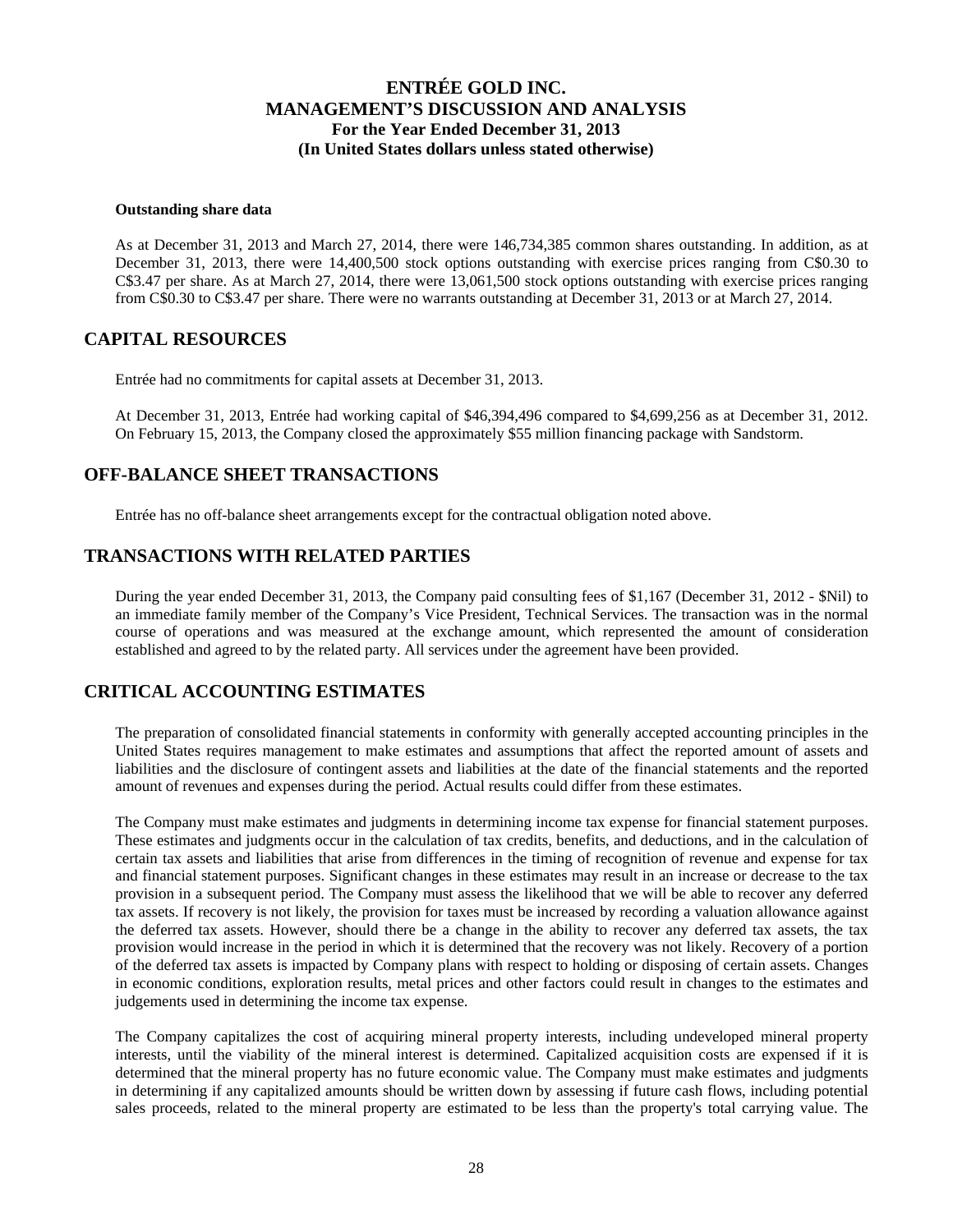**Outstanding share data**

As at December 31, 2013 and March 27, 2014, there were 146,734,385 common shares outstanding. In addition, as at December 31, 2013, there were 14,400,500 stock options outstanding with exercise prices ranging from C$0.30 to C$3.47 per share. As at March 27, 2014, there were 13,061,500 stock options outstanding with exercise prices ranging from C$0.30 to C$3.47 per share. There were no warrants outstanding at December 31, 2013 or at March 27, 2014.

## CAPITAL RESOURCES

Entrée had no commitments for capital assets at December 31, 2013.

At December 31, 2013, Entrée had working capital of $46,394,496 compared to $4,699,256 as at December 31, 2012. On February 15, 2013, the Company closed the approximately $55 million financing package with Sandstorm.

## OFF-BALANCE SHEET TRANSACTIONS

Entrée has no off-balance sheet arrangements except for the contractual obligation noted above.

## TRANSACTIONS WITH RELATED PARTIES

During the year ended December 31, 2013, the Company paid consulting fees of $1,167 (December 31, 2012 - $Nil) to an immediate family member of the Company's Vice President, Technical Services. The transaction was in the normal course of operations and was measured at the exchange amount, which represented the amount of consideration established and agreed to by the related party. All services under the agreement have been provided.

## CRITICAL ACCOUNTING ESTIMATES

The preparation of consolidated financial statements in conformity with generally accepted accounting principles in the United States requires management to make estimates and assumptions that affect the reported amount of assets and liabilities and the disclosure of contingent assets and liabilities at the date of the financial statements and the reported amount of revenues and expenses during the period. Actual results could differ from these estimates.

The Company must make estimates and judgments in determining income tax expense for financial statement purposes. These estimates and judgments occur in the calculation of tax credits, benefits, and deductions, and in the calculation of certain tax assets and liabilities that arise from differences in the timing of recognition of revenue and expense for tax and financial statement purposes. Significant changes in these estimates may result in an increase or decrease to the tax provision in a subsequent period. The Company must assess the likelihood that we will be able to recover any deferred tax assets. If recovery is not likely, the provision for taxes must be increased by recording a valuation allowance against the deferred tax assets. However, should there be a change in the ability to recover any deferred tax assets, the tax provision would increase in the period in which it is determined that the recovery was not likely. Recovery of a portion of the deferred tax assets is impacted by Company plans with respect to holding or disposing of certain assets. Changes in economic conditions, exploration results, metal prices and other factors could result in changes to the estimates and judgements used in determining the income tax expense.

The Company capitalizes the cost of acquiring mineral property interests, including undeveloped mineral property interests, until the viability of the mineral interest is determined. Capitalized acquisition costs are expensed if it is determined that the mineral property has no future economic value. The Company must make estimates and judgments in determining if any capitalized amounts should be written down by assessing if future cash flows, including potential sales proceeds, related to the mineral property are estimated to be less than the property's total carrying value. The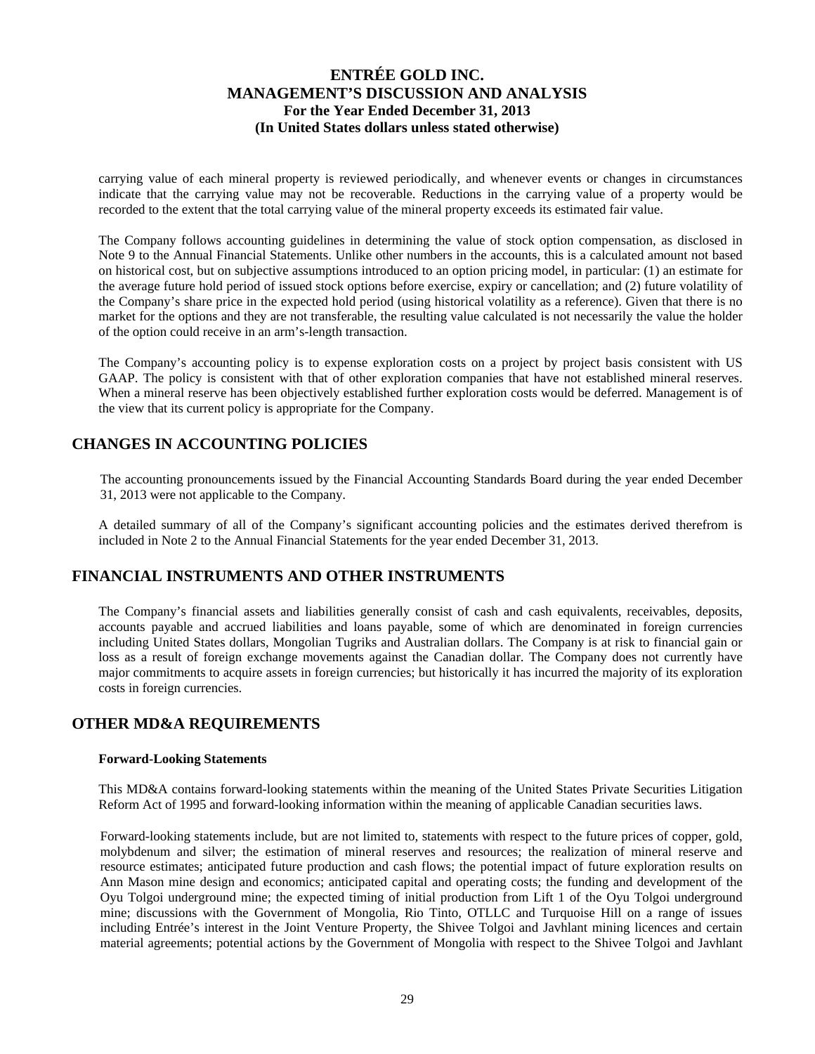carrying value of each mineral property is reviewed periodically, and whenever events or changes in circumstances indicate that the carrying value may not be recoverable. Reductions in the carrying value of a property would be recorded to the extent that the total carrying value of the mineral property exceeds its estimated fair value.

The Company follows accounting guidelines in determining the value of stock option compensation, as disclosed in Note 9 to the Annual Financial Statements. Unlike other numbers in the accounts, this is a calculated amount not based on historical cost, but on subjective assumptions introduced to an option pricing model, in particular: (1) an estimate for the average future hold period of issued stock options before exercise, expiry or cancellation; and (2) future volatility of the Company's share price in the expected hold period (using historical volatility as a reference). Given that there is no market for the options and they are not transferable, the resulting value calculated is not necessarily the value the holder of the option could receive in an arm's-length transaction.

The Company's accounting policy is to expense exploration costs on a project by project basis consistent with US GAAP. The policy is consistent with that of other exploration companies that have not established mineral reserves. When a mineral reserve has been objectively established further exploration costs would be deferred. Management is of the view that its current policy is appropriate for the Company.

## CHANGES IN ACCOUNTING POLICIES

The accounting pronouncements issued by the Financial Accounting Standards Board during the year ended December 31, 2013 were not applicable to the Company.

A detailed summary of all of the Company's significant accounting policies and the estimates derived therefrom is included in Note 2 to the Annual Financial Statements for the year ended December 31, 2013.

## FINANCIAL INSTRUMENTS AND OTHER INSTRUMENTS

The Company's financial assets and liabilities generally consist of cash and cash equivalents, receivables, deposits, accounts payable and accrued liabilities and loans payable, some of which are denominated in foreign currencies including United States dollars, Mongolian Tugriks and Australian dollars. The Company is at risk to financial gain or loss as a result of foreign exchange movements against the Canadian dollar. The Company does not currently have major commitments to acquire assets in foreign currencies; but historically it has incurred the majority of its exploration costs in foreign currencies.

## OTHER MD&A REQUIREMENTS

### Forward-Looking Statements

This MD&A contains forward-looking statements within the meaning of the United States Private Securities Litigation Reform Act of 1995 and forward-looking information within the meaning of applicable Canadian securities laws.

Forward-looking statements include, but are not limited to, statements with respect to the future prices of copper, gold, molybdenum and silver; the estimation of mineral reserves and resources; the realization of mineral reserve and resource estimates; anticipated future production and cash flows; the potential impact of future exploration results on Ann Mason mine design and economics; anticipated capital and operating costs; the funding and development of the Oyu Tolgoi underground mine; the expected timing of initial production from Lift 1 of the Oyu Tolgoi underground mine; discussions with the Government of Mongolia, Rio Tinto, OTLLC and Turquoise Hill on a range of issues including Entrée's interest in the Joint Venture Property, the Shivee Tolgoi and Javhlant mining licences and certain material agreements; potential actions by the Government of Mongolia with respect to the Shivee Tolgoi and Javhlant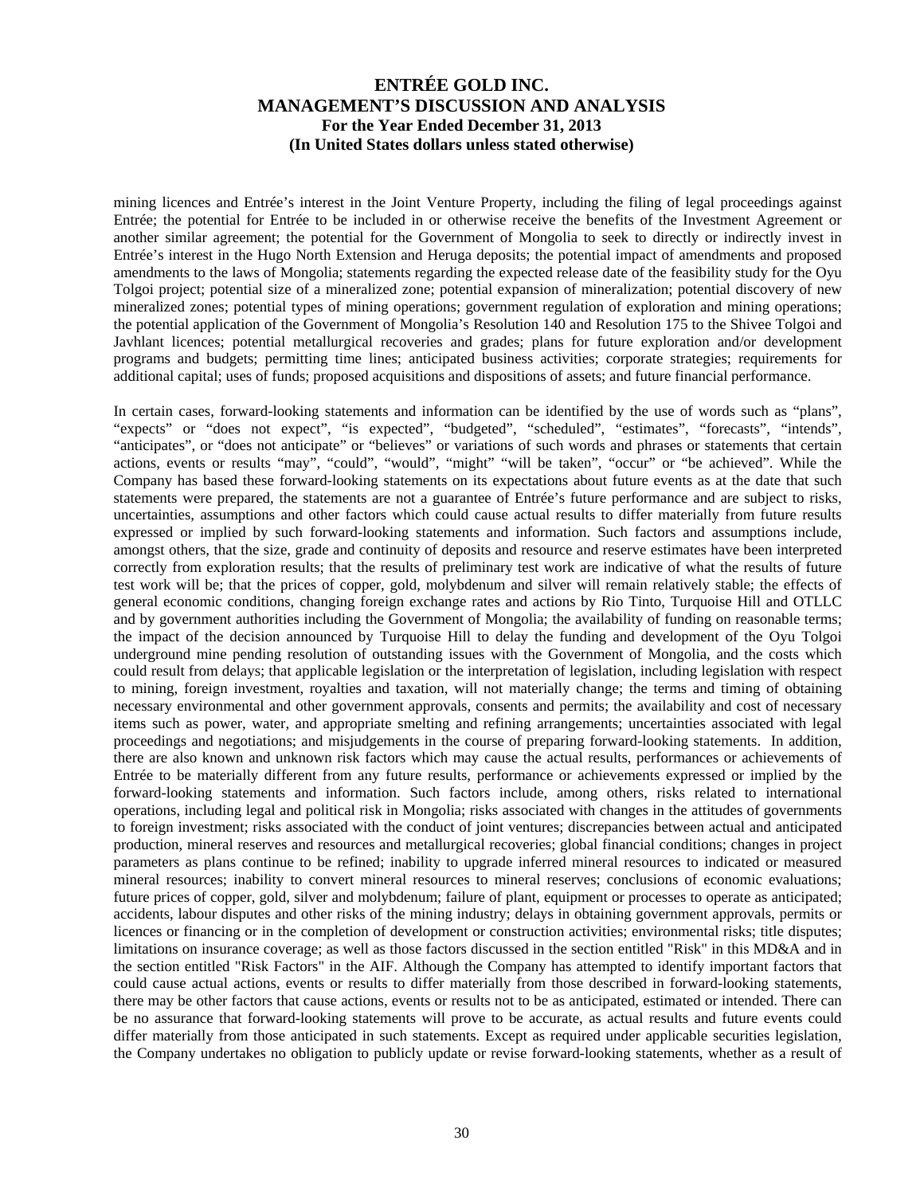mining licences and Entrée's interest in the Joint Venture Property, including the filing of legal proceedings against Entrée; the potential for Entrée to be included in or otherwise receive the benefits of the Investment Agreement or another similar agreement; the potential for the Government of Mongolia to seek to directly or indirectly invest in Entrée's interest in the Hugo North Extension and Heruga deposits; the potential impact of amendments and proposed amendments to the laws of Mongolia; statements regarding the expected release date of the feasibility study for the Oyu Tolgoi project; potential size of a mineralized zone; potential expansion of mineralization; potential discovery of new mineralized zones; potential types of mining operations; government regulation of exploration and mining operations; the potential application of the Government of Mongolia's Resolution 140 and Resolution 175 to the Shivee Tolgoi and Javhlant licences; potential metallurgical recoveries and grades; plans for future exploration and/or development programs and budgets; permitting time lines; anticipated business activities; corporate strategies; requirements for additional capital; uses of funds; proposed acquisitions and dispositions of assets; and future financial performance.

In certain cases, forward-looking statements and information can be identified by the use of words such as "plans", "expects" or "does not expect", "is expected", "budgeted", "scheduled", "estimates", "forecasts", "intends", "anticipates", or "does not anticipate" or "believes" or variations of such words and phrases or statements that certain actions, events or results "may", "could", "would", "might" "will be taken", "occur" or "be achieved". While the Company has based these forward-looking statements on its expectations about future events as at the date that such statements were prepared, the statements are not a guarantee of Entrée's future performance and are subject to risks, uncertainties, assumptions and other factors which could cause actual results to differ materially from future results expressed or implied by such forward-looking statements and information. Such factors and assumptions include, amongst others, that the size, grade and continuity of deposits and resource and reserve estimates have been interpreted correctly from exploration results; that the results of preliminary test work are indicative of what the results of future test work will be; that the prices of copper, gold, molybdenum and silver will remain relatively stable; the effects of general economic conditions, changing foreign exchange rates and actions by Rio Tinto, Turquoise Hill and OTLLC and by government authorities including the Government of Mongolia; the availability of funding on reasonable terms; the impact of the decision announced by Turquoise Hill to delay the funding and development of the Oyu Tolgoi underground mine pending resolution of outstanding issues with the Government of Mongolia, and the costs which could result from delays; that applicable legislation or the interpretation of legislation, including legislation with respect to mining, foreign investment, royalties and taxation, will not materially change; the terms and timing of obtaining necessary environmental and other government approvals, consents and permits; the availability and cost of necessary items such as power, water, and appropriate smelting and refining arrangements; uncertainties associated with legal proceedings and negotiations; and misjudgements in the course of preparing forward-looking statements. In addition, there are also known and unknown risk factors which may cause the actual results, performances or achievements of Entrée to be materially different from any future results, performance or achievements expressed or implied by the forward-looking statements and information. Such factors include, among others, risks related to international operations, including legal and political risk in Mongolia; risks associated with changes in the attitudes of governments to foreign investment; risks associated with the conduct of joint ventures; discrepancies between actual and anticipated production, mineral reserves and resources and metallurgical recoveries; global financial conditions; changes in project parameters as plans continue to be refined; inability to upgrade inferred mineral resources to indicated or measured mineral resources; inability to convert mineral resources to mineral reserves; conclusions of economic evaluations; future prices of copper, gold, silver and molybdenum; failure of plant, equipment or processes to operate as anticipated; accidents, labour disputes and other risks of the mining industry; delays in obtaining government approvals, permits or licences or financing or in the completion of development or construction activities; environmental risks; title disputes; limitations on insurance coverage; as well as those factors discussed in the section entitled "Risk" in this MD&A and in the section entitled "Risk Factors" in the AIF. Although the Company has attempted to identify important factors that could cause actual actions, events or results to differ materially from those described in forward-looking statements, there may be other factors that cause actions, events or results not to be as anticipated, estimated or intended. There can be no assurance that forward-looking statements will prove to be accurate, as actual results and future events could differ materially from those anticipated in such statements. Except as required under applicable securities legislation, the Company undertakes no obligation to publicly update or revise forward-looking statements, whether as a result of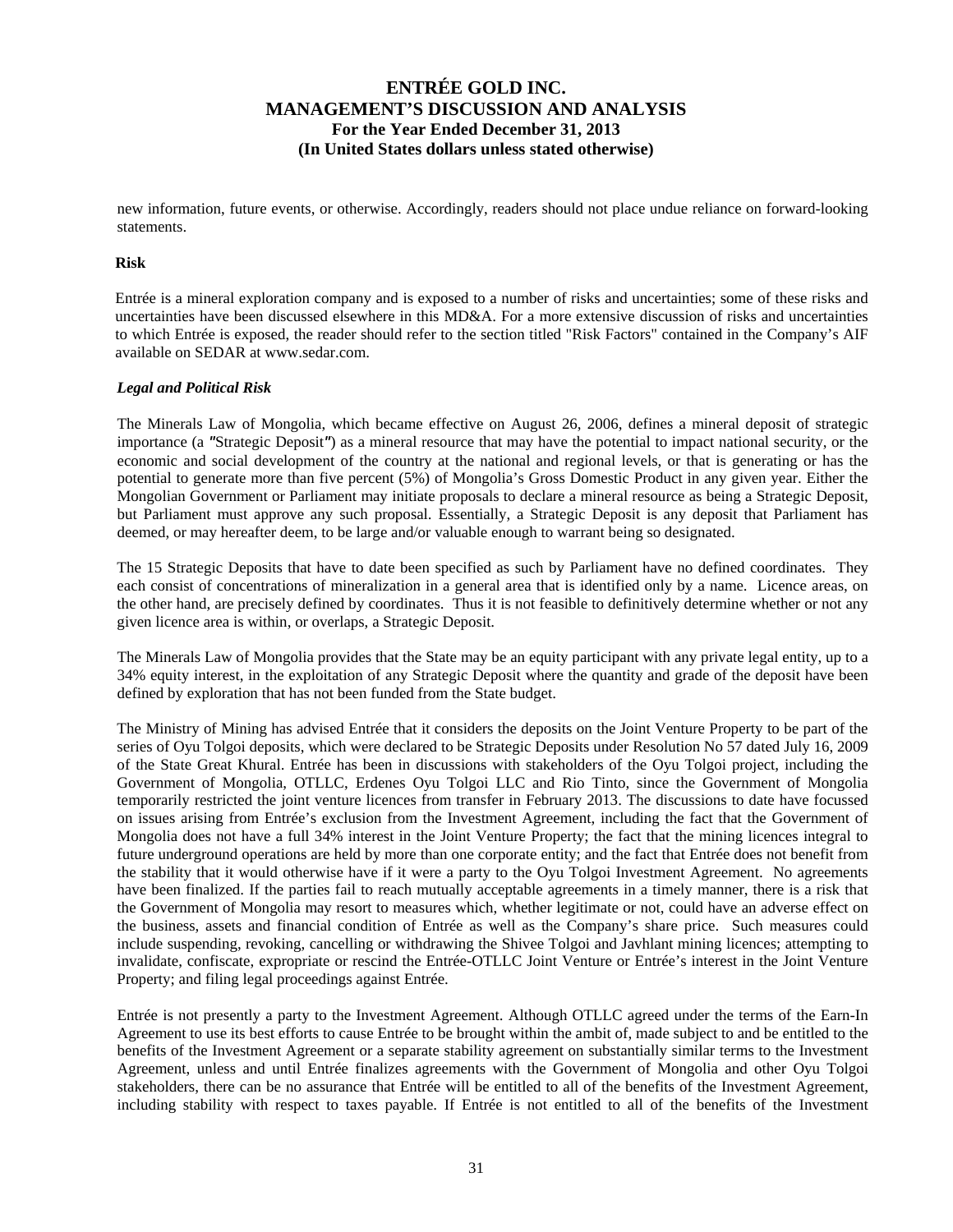new information, future events, or otherwise. Accordingly, readers should not place undue reliance on forward-looking statements.

**Risk**

Entrée is a mineral exploration company and is exposed to a number of risks and uncertainties; some of these risks and uncertainties have been discussed elsewhere in this MD&A. For a more extensive discussion of risks and uncertainties to which Entrée is exposed, the reader should refer to the section titled "Risk Factors" contained in the Company's AIF available on SEDAR at www.sedar.com.

***Legal and Political Risk***

The Minerals Law of Mongolia, which became effective on August 26, 2006, defines a mineral deposit of strategic importance (a ″Strategic Deposit″) as a mineral resource that may have the potential to impact national security, or the economic and social development of the country at the national and regional levels, or that is generating or has the potential to generate more than five percent (5%) of Mongolia's Gross Domestic Product in any given year. Either the Mongolian Government or Parliament may initiate proposals to declare a mineral resource as being a Strategic Deposit, but Parliament must approve any such proposal. Essentially, a Strategic Deposit is any deposit that Parliament has deemed, or may hereafter deem, to be large and/or valuable enough to warrant being so designated.

The 15 Strategic Deposits that have to date been specified as such by Parliament have no defined coordinates. They each consist of concentrations of mineralization in a general area that is identified only by a name. Licence areas, on the other hand, are precisely defined by coordinates. Thus it is not feasible to definitively determine whether or not any given licence area is within, or overlaps, a Strategic Deposit.

The Minerals Law of Mongolia provides that the State may be an equity participant with any private legal entity, up to a 34% equity interest, in the exploitation of any Strategic Deposit where the quantity and grade of the deposit have been defined by exploration that has not been funded from the State budget.

The Ministry of Mining has advised Entrée that it considers the deposits on the Joint Venture Property to be part of the series of Oyu Tolgoi deposits, which were declared to be Strategic Deposits under Resolution No 57 dated July 16, 2009 of the State Great Khural. Entrée has been in discussions with stakeholders of the Oyu Tolgoi project, including the Government of Mongolia, OTLLC, Erdenes Oyu Tolgoi LLC and Rio Tinto, since the Government of Mongolia temporarily restricted the joint venture licences from transfer in February 2013. The discussions to date have focussed on issues arising from Entrée's exclusion from the Investment Agreement, including the fact that the Government of Mongolia does not have a full 34% interest in the Joint Venture Property; the fact that the mining licences integral to future underground operations are held by more than one corporate entity; and the fact that Entrée does not benefit from the stability that it would otherwise have if it were a party to the Oyu Tolgoi Investment Agreement. No agreements have been finalized. If the parties fail to reach mutually acceptable agreements in a timely manner, there is a risk that the Government of Mongolia may resort to measures which, whether legitimate or not, could have an adverse effect on the business, assets and financial condition of Entrée as well as the Company's share price. Such measures could include suspending, revoking, cancelling or withdrawing the Shivee Tolgoi and Javhlant mining licences; attempting to invalidate, confiscate, expropriate or rescind the Entrée-OTLLC Joint Venture or Entrée's interest in the Joint Venture Property; and filing legal proceedings against Entrée.

Entrée is not presently a party to the Investment Agreement. Although OTLLC agreed under the terms of the Earn-In Agreement to use its best efforts to cause Entrée to be brought within the ambit of, made subject to and be entitled to the benefits of the Investment Agreement or a separate stability agreement on substantially similar terms to the Investment Agreement, unless and until Entrée finalizes agreements with the Government of Mongolia and other Oyu Tolgoi stakeholders, there can be no assurance that Entrée will be entitled to all of the benefits of the Investment Agreement, including stability with respect to taxes payable. If Entrée is not entitled to all of the benefits of the Investment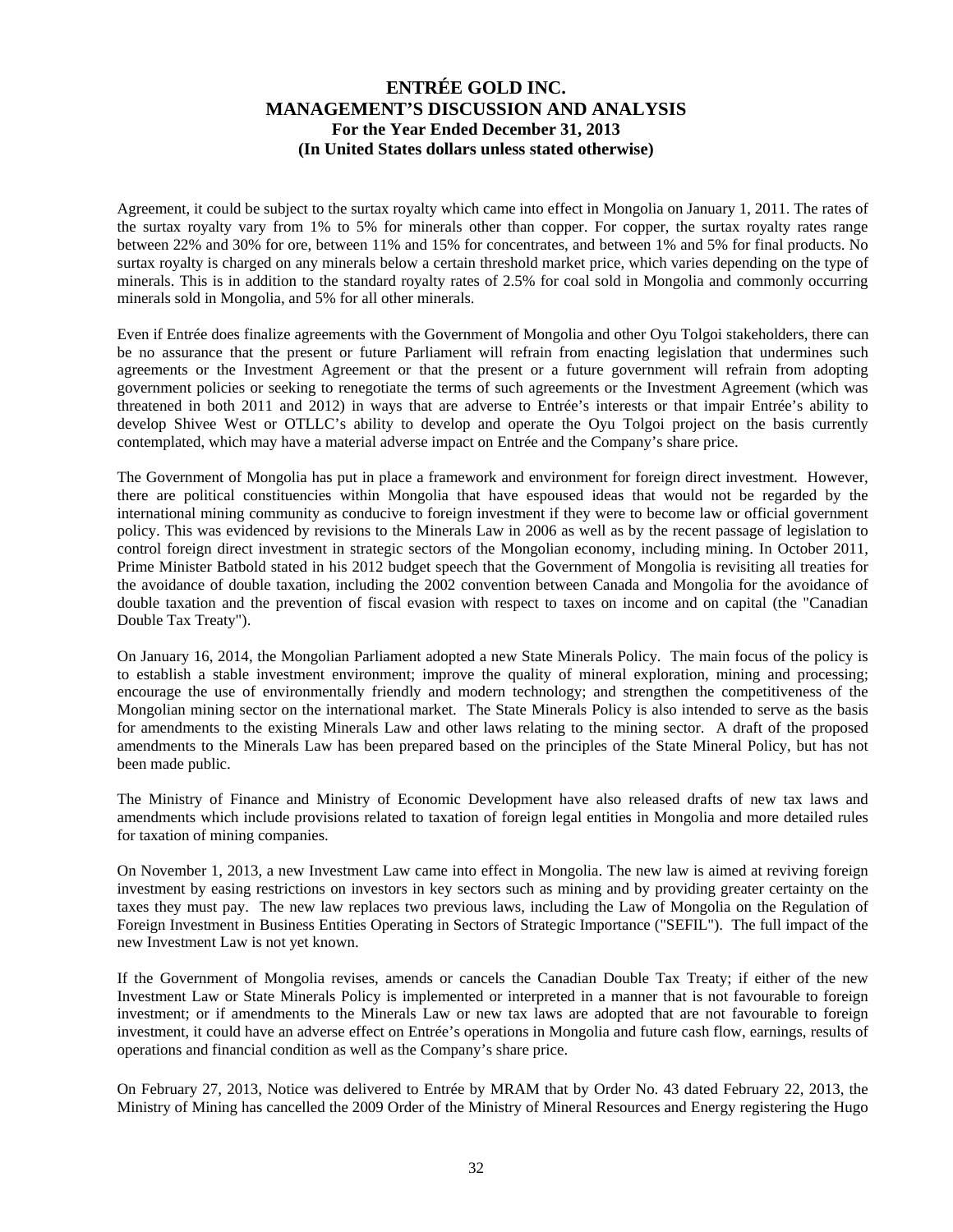Agreement, it could be subject to the surtax royalty which came into effect in Mongolia on January 1, 2011. The rates of the surtax royalty vary from 1% to 5% for minerals other than copper. For copper, the surtax royalty rates range between 22% and 30% for ore, between 11% and 15% for concentrates, and between 1% and 5% for final products. No surtax royalty is charged on any minerals below a certain threshold market price, which varies depending on the type of minerals. This is in addition to the standard royalty rates of 2.5% for coal sold in Mongolia and commonly occurring minerals sold in Mongolia, and 5% for all other minerals.

Even if Entrée does finalize agreements with the Government of Mongolia and other Oyu Tolgoi stakeholders, there can be no assurance that the present or future Parliament will refrain from enacting legislation that undermines such agreements or the Investment Agreement or that the present or a future government will refrain from adopting government policies or seeking to renegotiate the terms of such agreements or the Investment Agreement (which was threatened in both 2011 and 2012) in ways that are adverse to Entrée's interests or that impair Entrée's ability to develop Shivee West or OTLLC's ability to develop and operate the Oyu Tolgoi project on the basis currently contemplated, which may have a material adverse impact on Entrée and the Company's share price.

The Government of Mongolia has put in place a framework and environment for foreign direct investment. However, there are political constituencies within Mongolia that have espoused ideas that would not be regarded by the international mining community as conducive to foreign investment if they were to become law or official government policy. This was evidenced by revisions to the Minerals Law in 2006 as well as by the recent passage of legislation to control foreign direct investment in strategic sectors of the Mongolian economy, including mining. In October 2011, Prime Minister Batbold stated in his 2012 budget speech that the Government of Mongolia is revisiting all treaties for the avoidance of double taxation, including the 2002 convention between Canada and Mongolia for the avoidance of double taxation and the prevention of fiscal evasion with respect to taxes on income and on capital (the "Canadian Double Tax Treaty").

On January 16, 2014, the Mongolian Parliament adopted a new State Minerals Policy. The main focus of the policy is to establish a stable investment environment; improve the quality of mineral exploration, mining and processing; encourage the use of environmentally friendly and modern technology; and strengthen the competitiveness of the Mongolian mining sector on the international market. The State Minerals Policy is also intended to serve as the basis for amendments to the existing Minerals Law and other laws relating to the mining sector. A draft of the proposed amendments to the Minerals Law has been prepared based on the principles of the State Mineral Policy, but has not been made public.

The Ministry of Finance and Ministry of Economic Development have also released drafts of new tax laws and amendments which include provisions related to taxation of foreign legal entities in Mongolia and more detailed rules for taxation of mining companies.

On November 1, 2013, a new Investment Law came into effect in Mongolia. The new law is aimed at reviving foreign investment by easing restrictions on investors in key sectors such as mining and by providing greater certainty on the taxes they must pay. The new law replaces two previous laws, including the Law of Mongolia on the Regulation of Foreign Investment in Business Entities Operating in Sectors of Strategic Importance ("SEFIL"). The full impact of the new Investment Law is not yet known.

If the Government of Mongolia revises, amends or cancels the Canadian Double Tax Treaty; if either of the new Investment Law or State Minerals Policy is implemented or interpreted in a manner that is not favourable to foreign investment; or if amendments to the Minerals Law or new tax laws are adopted that are not favourable to foreign investment, it could have an adverse effect on Entrée's operations in Mongolia and future cash flow, earnings, results of operations and financial condition as well as the Company's share price.

On February 27, 2013, Notice was delivered to Entrée by MRAM that by Order No. 43 dated February 22, 2013, the Ministry of Mining has cancelled the 2009 Order of the Ministry of Mineral Resources and Energy registering the Hugo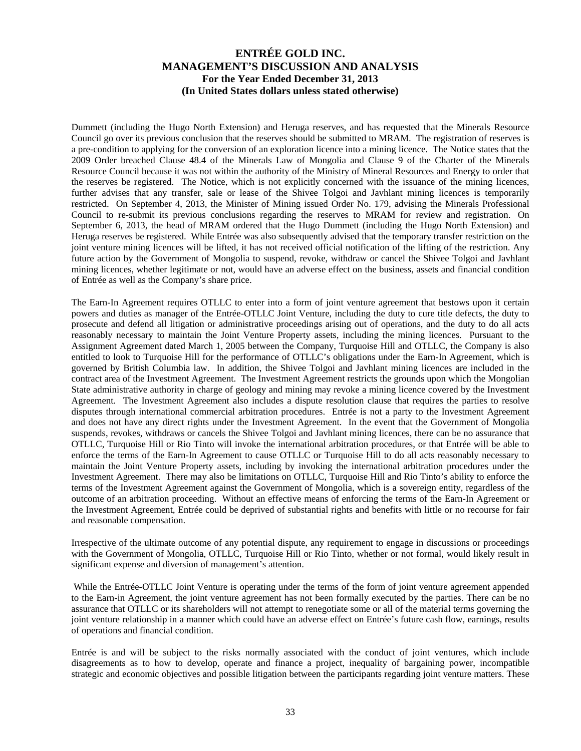Dummett (including the Hugo North Extension) and Heruga reserves, and has requested that the Minerals Resource Council go over its previous conclusion that the reserves should be submitted to MRAM. The registration of reserves is a pre-condition to applying for the conversion of an exploration licence into a mining licence. The Notice states that the 2009 Order breached Clause 48.4 of the Minerals Law of Mongolia and Clause 9 of the Charter of the Minerals Resource Council because it was not within the authority of the Ministry of Mineral Resources and Energy to order that the reserves be registered. The Notice, which is not explicitly concerned with the issuance of the mining licences, further advises that any transfer, sale or lease of the Shivee Tolgoi and Javhlant mining licences is temporarily restricted. On September 4, 2013, the Minister of Mining issued Order No. 179, advising the Minerals Professional Council to re-submit its previous conclusions regarding the reserves to MRAM for review and registration. On September 6, 2013, the head of MRAM ordered that the Hugo Dummett (including the Hugo North Extension) and Heruga reserves be registered. While Entrée was also subsequently advised that the temporary transfer restriction on the joint venture mining licences will be lifted, it has not received official notification of the lifting of the restriction. Any future action by the Government of Mongolia to suspend, revoke, withdraw or cancel the Shivee Tolgoi and Javhlant mining licences, whether legitimate or not, would have an adverse effect on the business, assets and financial condition of Entrée as well as the Company's share price.

The Earn-In Agreement requires OTLLC to enter into a form of joint venture agreement that bestows upon it certain powers and duties as manager of the Entrée-OTLLC Joint Venture, including the duty to cure title defects, the duty to prosecute and defend all litigation or administrative proceedings arising out of operations, and the duty to do all acts reasonably necessary to maintain the Joint Venture Property assets, including the mining licences. Pursuant to the Assignment Agreement dated March 1, 2005 between the Company, Turquoise Hill and OTLLC, the Company is also entitled to look to Turquoise Hill for the performance of OTLLC's obligations under the Earn-In Agreement, which is governed by British Columbia law. In addition, the Shivee Tolgoi and Javhlant mining licences are included in the contract area of the Investment Agreement. The Investment Agreement restricts the grounds upon which the Mongolian State administrative authority in charge of geology and mining may revoke a mining licence covered by the Investment Agreement. The Investment Agreement also includes a dispute resolution clause that requires the parties to resolve disputes through international commercial arbitration procedures. Entrée is not a party to the Investment Agreement and does not have any direct rights under the Investment Agreement. In the event that the Government of Mongolia suspends, revokes, withdraws or cancels the Shivee Tolgoi and Javhlant mining licences, there can be no assurance that OTLLC, Turquoise Hill or Rio Tinto will invoke the international arbitration procedures, or that Entrée will be able to enforce the terms of the Earn-In Agreement to cause OTLLC or Turquoise Hill to do all acts reasonably necessary to maintain the Joint Venture Property assets, including by invoking the international arbitration procedures under the Investment Agreement. There may also be limitations on OTLLC, Turquoise Hill and Rio Tinto's ability to enforce the terms of the Investment Agreement against the Government of Mongolia, which is a sovereign entity, regardless of the outcome of an arbitration proceeding. Without an effective means of enforcing the terms of the Earn-In Agreement or the Investment Agreement, Entrée could be deprived of substantial rights and benefits with little or no recourse for fair and reasonable compensation.

Irrespective of the ultimate outcome of any potential dispute, any requirement to engage in discussions or proceedings with the Government of Mongolia, OTLLC, Turquoise Hill or Rio Tinto, whether or not formal, would likely result in significant expense and diversion of management's attention.

While the Entrée-OTLLC Joint Venture is operating under the terms of the form of joint venture agreement appended to the Earn-in Agreement, the joint venture agreement has not been formally executed by the parties. There can be no assurance that OTLLC or its shareholders will not attempt to renegotiate some or all of the material terms governing the joint venture relationship in a manner which could have an adverse effect on Entrée's future cash flow, earnings, results of operations and financial condition.

Entrée is and will be subject to the risks normally associated with the conduct of joint ventures, which include disagreements as to how to develop, operate and finance a project, inequality of bargaining power, incompatible strategic and economic objectives and possible litigation between the participants regarding joint venture matters. These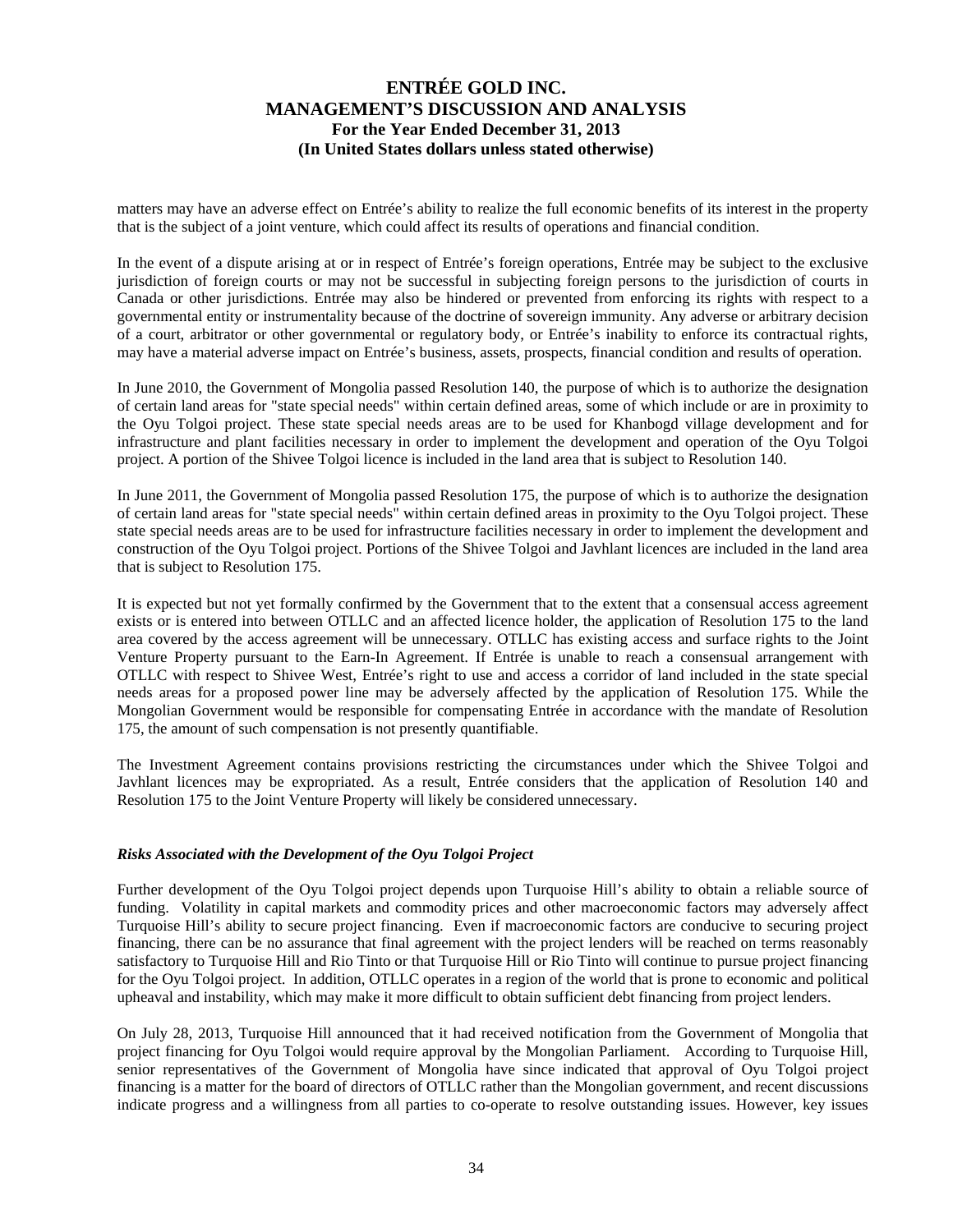matters may have an adverse effect on Entrée's ability to realize the full economic benefits of its interest in the property that is the subject of a joint venture, which could affect its results of operations and financial condition.

In the event of a dispute arising at or in respect of Entrée's foreign operations, Entrée may be subject to the exclusive jurisdiction of foreign courts or may not be successful in subjecting foreign persons to the jurisdiction of courts in Canada or other jurisdictions. Entrée may also be hindered or prevented from enforcing its rights with respect to a governmental entity or instrumentality because of the doctrine of sovereign immunity. Any adverse or arbitrary decision of a court, arbitrator or other governmental or regulatory body, or Entrée's inability to enforce its contractual rights, may have a material adverse impact on Entrée's business, assets, prospects, financial condition and results of operation.

In June 2010, the Government of Mongolia passed Resolution 140, the purpose of which is to authorize the designation of certain land areas for "state special needs" within certain defined areas, some of which include or are in proximity to the Oyu Tolgoi project. These state special needs areas are to be used for Khanbogd village development and for infrastructure and plant facilities necessary in order to implement the development and operation of the Oyu Tolgoi project. A portion of the Shivee Tolgoi licence is included in the land area that is subject to Resolution 140.

In June 2011, the Government of Mongolia passed Resolution 175, the purpose of which is to authorize the designation of certain land areas for "state special needs" within certain defined areas in proximity to the Oyu Tolgoi project. These state special needs areas are to be used for infrastructure facilities necessary in order to implement the development and construction of the Oyu Tolgoi project. Portions of the Shivee Tolgoi and Javhlant licences are included in the land area that is subject to Resolution 175.

It is expected but not yet formally confirmed by the Government that to the extent that a consensual access agreement exists or is entered into between OTLLC and an affected licence holder, the application of Resolution 175 to the land area covered by the access agreement will be unnecessary. OTLLC has existing access and surface rights to the Joint Venture Property pursuant to the Earn-In Agreement. If Entrée is unable to reach a consensual arrangement with OTLLC with respect to Shivee West, Entrée's right to use and access a corridor of land included in the state special needs areas for a proposed power line may be adversely affected by the application of Resolution 175. While the Mongolian Government would be responsible for compensating Entrée in accordance with the mandate of Resolution 175, the amount of such compensation is not presently quantifiable.

The Investment Agreement contains provisions restricting the circumstances under which the Shivee Tolgoi and Javhlant licences may be expropriated. As a result, Entrée considers that the application of Resolution 140 and Resolution 175 to the Joint Venture Property will likely be considered unnecessary.

***Risks Associated with the Development of the Oyu Tolgoi Project***

Further development of the Oyu Tolgoi project depends upon Turquoise Hill's ability to obtain a reliable source of funding. Volatility in capital markets and commodity prices and other macroeconomic factors may adversely affect Turquoise Hill's ability to secure project financing. Even if macroeconomic factors are conducive to securing project financing, there can be no assurance that final agreement with the project lenders will be reached on terms reasonably satisfactory to Turquoise Hill and Rio Tinto or that Turquoise Hill or Rio Tinto will continue to pursue project financing for the Oyu Tolgoi project. In addition, OTLLC operates in a region of the world that is prone to economic and political upheaval and instability, which may make it more difficult to obtain sufficient debt financing from project lenders.

On July 28, 2013, Turquoise Hill announced that it had received notification from the Government of Mongolia that project financing for Oyu Tolgoi would require approval by the Mongolian Parliament. According to Turquoise Hill, senior representatives of the Government of Mongolia have since indicated that approval of Oyu Tolgoi project financing is a matter for the board of directors of OTLLC rather than the Mongolian government, and recent discussions indicate progress and a willingness from all parties to co-operate to resolve outstanding issues. However, key issues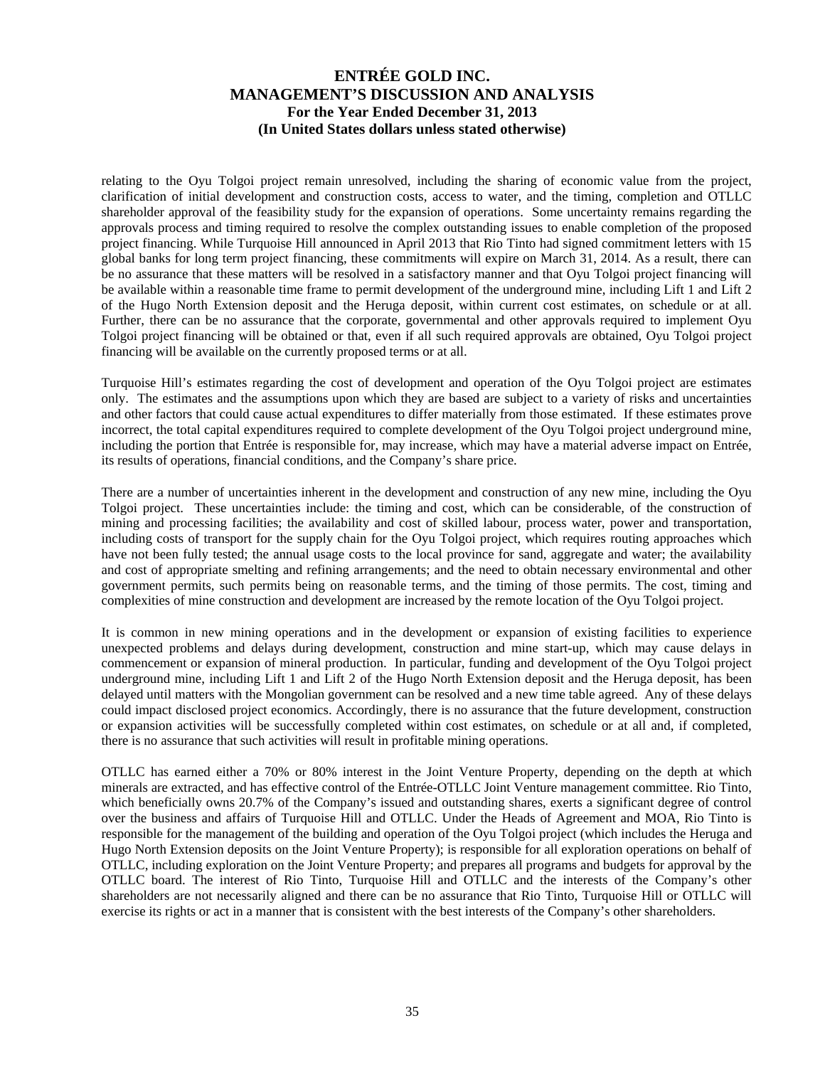relating to the Oyu Tolgoi project remain unresolved, including the sharing of economic value from the project, clarification of initial development and construction costs, access to water, and the timing, completion and OTLLC shareholder approval of the feasibility study for the expansion of operations. Some uncertainty remains regarding the approvals process and timing required to resolve the complex outstanding issues to enable completion of the proposed project financing. While Turquoise Hill announced in April 2013 that Rio Tinto had signed commitment letters with 15 global banks for long term project financing, these commitments will expire on March 31, 2014. As a result, there can be no assurance that these matters will be resolved in a satisfactory manner and that Oyu Tolgoi project financing will be available within a reasonable time frame to permit development of the underground mine, including Lift 1 and Lift 2 of the Hugo North Extension deposit and the Heruga deposit, within current cost estimates, on schedule or at all. Further, there can be no assurance that the corporate, governmental and other approvals required to implement Oyu Tolgoi project financing will be obtained or that, even if all such required approvals are obtained, Oyu Tolgoi project financing will be available on the currently proposed terms or at all.

Turquoise Hill's estimates regarding the cost of development and operation of the Oyu Tolgoi project are estimates only. The estimates and the assumptions upon which they are based are subject to a variety of risks and uncertainties and other factors that could cause actual expenditures to differ materially from those estimated. If these estimates prove incorrect, the total capital expenditures required to complete development of the Oyu Tolgoi project underground mine, including the portion that Entrée is responsible for, may increase, which may have a material adverse impact on Entrée, its results of operations, financial conditions, and the Company's share price.

There are a number of uncertainties inherent in the development and construction of any new mine, including the Oyu Tolgoi project. These uncertainties include: the timing and cost, which can be considerable, of the construction of mining and processing facilities; the availability and cost of skilled labour, process water, power and transportation, including costs of transport for the supply chain for the Oyu Tolgoi project, which requires routing approaches which have not been fully tested; the annual usage costs to the local province for sand, aggregate and water; the availability and cost of appropriate smelting and refining arrangements; and the need to obtain necessary environmental and other government permits, such permits being on reasonable terms, and the timing of those permits. The cost, timing and complexities of mine construction and development are increased by the remote location of the Oyu Tolgoi project.

It is common in new mining operations and in the development or expansion of existing facilities to experience unexpected problems and delays during development, construction and mine start-up, which may cause delays in commencement or expansion of mineral production. In particular, funding and development of the Oyu Tolgoi project underground mine, including Lift 1 and Lift 2 of the Hugo North Extension deposit and the Heruga deposit, has been delayed until matters with the Mongolian government can be resolved and a new time table agreed. Any of these delays could impact disclosed project economics. Accordingly, there is no assurance that the future development, construction or expansion activities will be successfully completed within cost estimates, on schedule or at all and, if completed, there is no assurance that such activities will result in profitable mining operations.

OTLLC has earned either a 70% or 80% interest in the Joint Venture Property, depending on the depth at which minerals are extracted, and has effective control of the Entrée-OTLLC Joint Venture management committee. Rio Tinto, which beneficially owns 20.7% of the Company's issued and outstanding shares, exerts a significant degree of control over the business and affairs of Turquoise Hill and OTLLC. Under the Heads of Agreement and MOA, Rio Tinto is responsible for the management of the building and operation of the Oyu Tolgoi project (which includes the Heruga and Hugo North Extension deposits on the Joint Venture Property); is responsible for all exploration operations on behalf of OTLLC, including exploration on the Joint Venture Property; and prepares all programs and budgets for approval by the OTLLC board. The interest of Rio Tinto, Turquoise Hill and OTLLC and the interests of the Company's other shareholders are not necessarily aligned and there can be no assurance that Rio Tinto, Turquoise Hill or OTLLC will exercise its rights or act in a manner that is consistent with the best interests of the Company's other shareholders.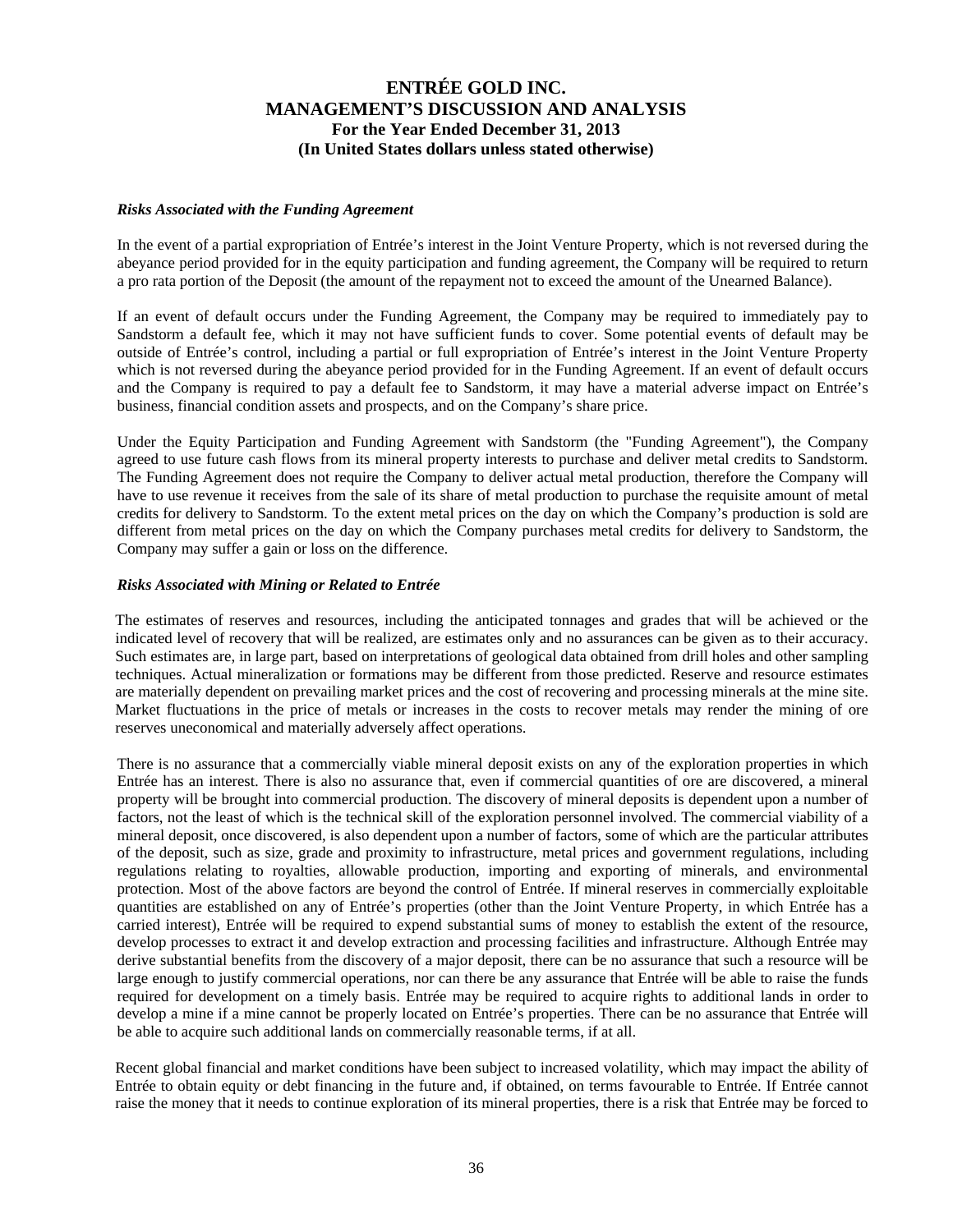### *Risks Associated with the Funding Agreement*

In the event of a partial expropriation of Entrée's interest in the Joint Venture Property, which is not reversed during the abeyance period provided for in the equity participation and funding agreement, the Company will be required to return a pro rata portion of the Deposit (the amount of the repayment not to exceed the amount of the Unearned Balance).

If an event of default occurs under the Funding Agreement, the Company may be required to immediately pay to Sandstorm a default fee, which it may not have sufficient funds to cover. Some potential events of default may be outside of Entrée's control, including a partial or full expropriation of Entrée's interest in the Joint Venture Property which is not reversed during the abeyance period provided for in the Funding Agreement. If an event of default occurs and the Company is required to pay a default fee to Sandstorm, it may have a material adverse impact on Entrée's business, financial condition assets and prospects, and on the Company's share price.

Under the Equity Participation and Funding Agreement with Sandstorm (the "Funding Agreement"), the Company agreed to use future cash flows from its mineral property interests to purchase and deliver metal credits to Sandstorm. The Funding Agreement does not require the Company to deliver actual metal production, therefore the Company will have to use revenue it receives from the sale of its share of metal production to purchase the requisite amount of metal credits for delivery to Sandstorm. To the extent metal prices on the day on which the Company's production is sold are different from metal prices on the day on which the Company purchases metal credits for delivery to Sandstorm, the Company may suffer a gain or loss on the difference.

### *Risks Associated with Mining or Related to Entrée*

The estimates of reserves and resources, including the anticipated tonnages and grades that will be achieved or the indicated level of recovery that will be realized, are estimates only and no assurances can be given as to their accuracy. Such estimates are, in large part, based on interpretations of geological data obtained from drill holes and other sampling techniques. Actual mineralization or formations may be different from those predicted. Reserve and resource estimates are materially dependent on prevailing market prices and the cost of recovering and processing minerals at the mine site. Market fluctuations in the price of metals or increases in the costs to recover metals may render the mining of ore reserves uneconomical and materially adversely affect operations.

There is no assurance that a commercially viable mineral deposit exists on any of the exploration properties in which Entrée has an interest. There is also no assurance that, even if commercial quantities of ore are discovered, a mineral property will be brought into commercial production. The discovery of mineral deposits is dependent upon a number of factors, not the least of which is the technical skill of the exploration personnel involved. The commercial viability of a mineral deposit, once discovered, is also dependent upon a number of factors, some of which are the particular attributes of the deposit, such as size, grade and proximity to infrastructure, metal prices and government regulations, including regulations relating to royalties, allowable production, importing and exporting of minerals, and environmental protection. Most of the above factors are beyond the control of Entrée. If mineral reserves in commercially exploitable quantities are established on any of Entrée's properties (other than the Joint Venture Property, in which Entrée has a carried interest), Entrée will be required to expend substantial sums of money to establish the extent of the resource, develop processes to extract it and develop extraction and processing facilities and infrastructure. Although Entrée may derive substantial benefits from the discovery of a major deposit, there can be no assurance that such a resource will be large enough to justify commercial operations, nor can there be any assurance that Entrée will be able to raise the funds required for development on a timely basis. Entrée may be required to acquire rights to additional lands in order to develop a mine if a mine cannot be properly located on Entrée's properties. There can be no assurance that Entrée will be able to acquire such additional lands on commercially reasonable terms, if at all.

Recent global financial and market conditions have been subject to increased volatility, which may impact the ability of Entrée to obtain equity or debt financing in the future and, if obtained, on terms favourable to Entrée. If Entrée cannot raise the money that it needs to continue exploration of its mineral properties, there is a risk that Entrée may be forced to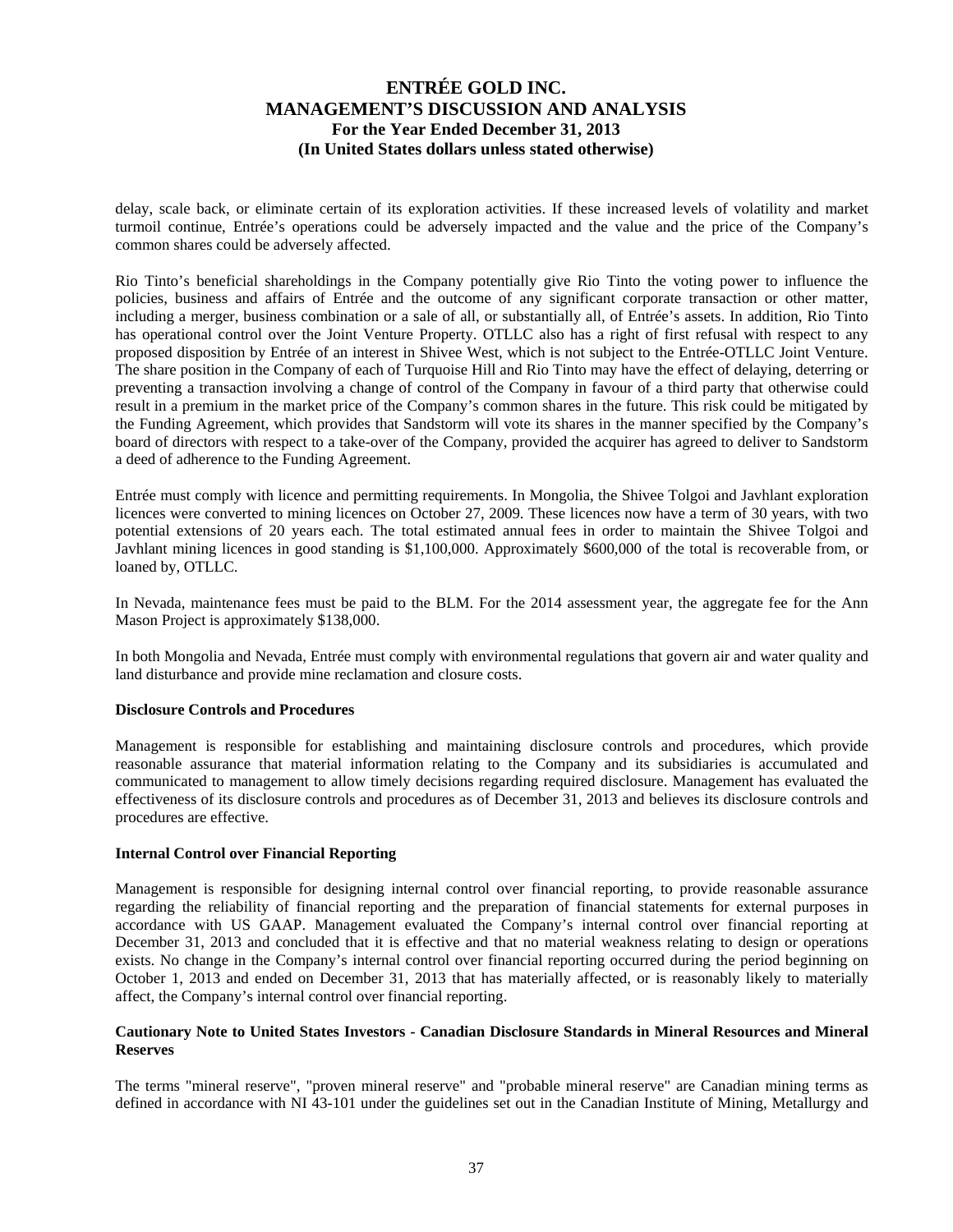delay, scale back, or eliminate certain of its exploration activities. If these increased levels of volatility and market turmoil continue, Entrée's operations could be adversely impacted and the value and the price of the Company's common shares could be adversely affected.

Rio Tinto's beneficial shareholdings in the Company potentially give Rio Tinto the voting power to influence the policies, business and affairs of Entrée and the outcome of any significant corporate transaction or other matter, including a merger, business combination or a sale of all, or substantially all, of Entrée's assets. In addition, Rio Tinto has operational control over the Joint Venture Property. OTLLC also has a right of first refusal with respect to any proposed disposition by Entrée of an interest in Shivee West, which is not subject to the Entrée-OTLLC Joint Venture. The share position in the Company of each of Turquoise Hill and Rio Tinto may have the effect of delaying, deterring or preventing a transaction involving a change of control of the Company in favour of a third party that otherwise could result in a premium in the market price of the Company's common shares in the future. This risk could be mitigated by the Funding Agreement, which provides that Sandstorm will vote its shares in the manner specified by the Company's board of directors with respect to a take-over of the Company, provided the acquirer has agreed to deliver to Sandstorm a deed of adherence to the Funding Agreement.

Entrée must comply with licence and permitting requirements. In Mongolia, the Shivee Tolgoi and Javhlant exploration licences were converted to mining licences on October 27, 2009. These licences now have a term of 30 years, with two potential extensions of 20 years each. The total estimated annual fees in order to maintain the Shivee Tolgoi and Javhlant mining licences in good standing is $1,100,000. Approximately $600,000 of the total is recoverable from, or loaned by, OTLLC.

In Nevada, maintenance fees must be paid to the BLM. For the 2014 assessment year, the aggregate fee for the Ann Mason Project is approximately $138,000.

In both Mongolia and Nevada, Entrée must comply with environmental regulations that govern air and water quality and land disturbance and provide mine reclamation and closure costs.

**Disclosure Controls and Procedures**

Management is responsible for establishing and maintaining disclosure controls and procedures, which provide reasonable assurance that material information relating to the Company and its subsidiaries is accumulated and communicated to management to allow timely decisions regarding required disclosure. Management has evaluated the effectiveness of its disclosure controls and procedures as of December 31, 2013 and believes its disclosure controls and procedures are effective.

**Internal Control over Financial Reporting**

Management is responsible for designing internal control over financial reporting, to provide reasonable assurance regarding the reliability of financial reporting and the preparation of financial statements for external purposes in accordance with US GAAP. Management evaluated the Company's internal control over financial reporting at December 31, 2013 and concluded that it is effective and that no material weakness relating to design or operations exists. No change in the Company's internal control over financial reporting occurred during the period beginning on October 1, 2013 and ended on December 31, 2013 that has materially affected, or is reasonably likely to materially affect, the Company's internal control over financial reporting.

**Cautionary Note to United States Investors - Canadian Disclosure Standards in Mineral Resources and Mineral Reserves**

The terms "mineral reserve", "proven mineral reserve" and "probable mineral reserve" are Canadian mining terms as defined in accordance with NI 43-101 under the guidelines set out in the Canadian Institute of Mining, Metallurgy and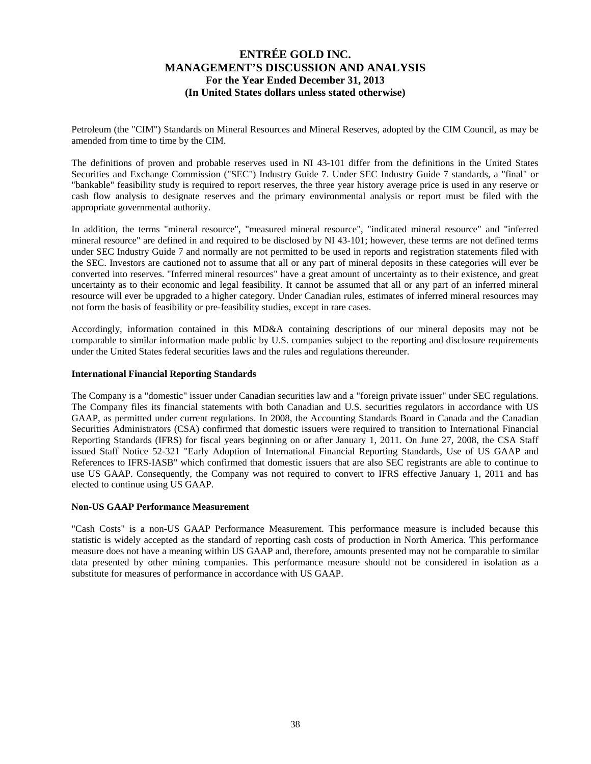Petroleum (the "CIM") Standards on Mineral Resources and Mineral Reserves, adopted by the CIM Council, as may be amended from time to time by the CIM.

The definitions of proven and probable reserves used in NI 43-101 differ from the definitions in the United States Securities and Exchange Commission ("SEC") Industry Guide 7. Under SEC Industry Guide 7 standards, a "final" or "bankable" feasibility study is required to report reserves, the three year history average price is used in any reserve or cash flow analysis to designate reserves and the primary environmental analysis or report must be filed with the appropriate governmental authority.

In addition, the terms "mineral resource", "measured mineral resource", "indicated mineral resource" and "inferred mineral resource" are defined in and required to be disclosed by NI 43-101; however, these terms are not defined terms under SEC Industry Guide 7 and normally are not permitted to be used in reports and registration statements filed with the SEC. Investors are cautioned not to assume that all or any part of mineral deposits in these categories will ever be converted into reserves. "Inferred mineral resources" have a great amount of uncertainty as to their existence, and great uncertainty as to their economic and legal feasibility. It cannot be assumed that all or any part of an inferred mineral resource will ever be upgraded to a higher category. Under Canadian rules, estimates of inferred mineral resources may not form the basis of feasibility or pre-feasibility studies, except in rare cases.

Accordingly, information contained in this MD&A containing descriptions of our mineral deposits may not be comparable to similar information made public by U.S. companies subject to the reporting and disclosure requirements under the United States federal securities laws and the rules and regulations thereunder.

**International Financial Reporting Standards**

The Company is a "domestic" issuer under Canadian securities law and a "foreign private issuer" under SEC regulations. The Company files its financial statements with both Canadian and U.S. securities regulators in accordance with US GAAP, as permitted under current regulations. In 2008, the Accounting Standards Board in Canada and the Canadian Securities Administrators (CSA) confirmed that domestic issuers were required to transition to International Financial Reporting Standards (IFRS) for fiscal years beginning on or after January 1, 2011. On June 27, 2008, the CSA Staff issued Staff Notice 52-321 "Early Adoption of International Financial Reporting Standards, Use of US GAAP and References to IFRS-IASB" which confirmed that domestic issuers that are also SEC registrants are able to continue to use US GAAP. Consequently, the Company was not required to convert to IFRS effective January 1, 2011 and has elected to continue using US GAAP.

**Non-US GAAP Performance Measurement**

"Cash Costs" is a non-US GAAP Performance Measurement. This performance measure is included because this statistic is widely accepted as the standard of reporting cash costs of production in North America. This performance measure does not have a meaning within US GAAP and, therefore, amounts presented may not be comparable to similar data presented by other mining companies. This performance measure should not be considered in isolation as a substitute for measures of performance in accordance with US GAAP.